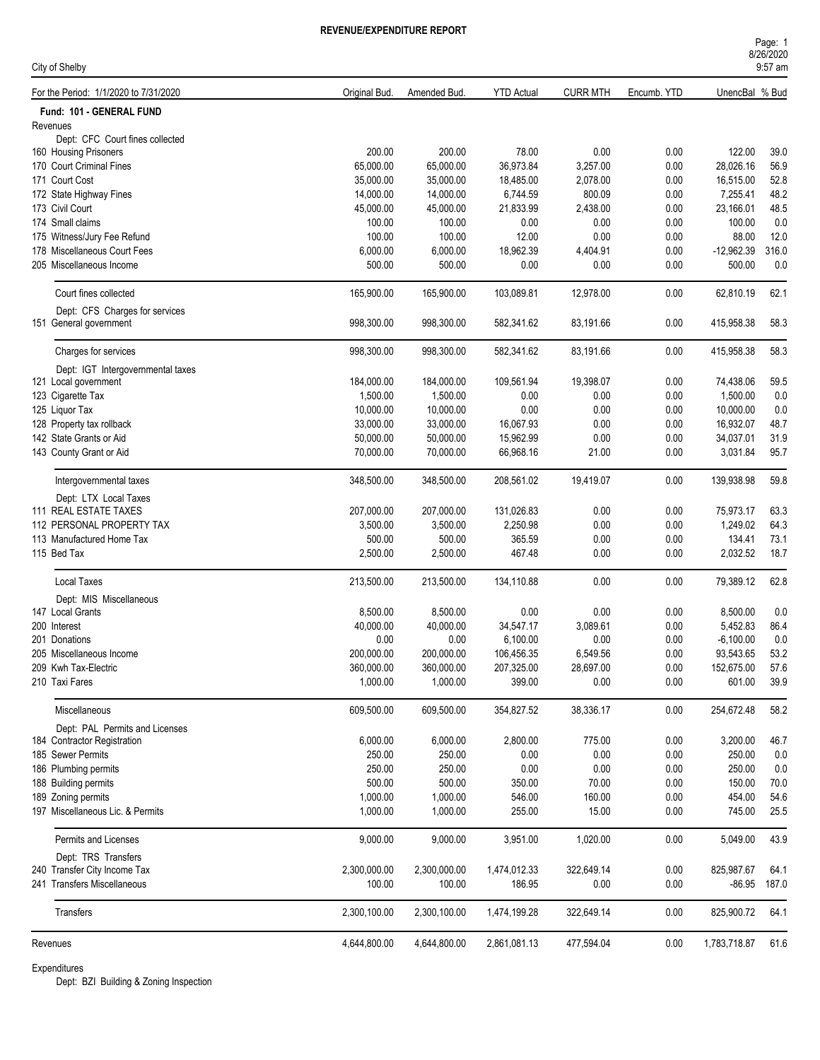# REVENUE/EXPENDITURE REPORT

City of Shelby

| For the Period: 1/1/2020 to 7/31/2020 | Original Bud. | Amended Bud. | YTD Actual | CURR MTH | Encumb. YTD | UnencBal | % Bud |
|---|---|---|---|---|---|---|---|
| **Fund: 101 - GENERAL FUND** | | | | | | | |
| Revenues | | | | | | | |
| Dept: CFC Court fines collected | | | | | | | |
| 160 Housing Prisoners | 200.00 | 200.00 | 78.00 | 0.00 | 0.00 | 122.00 | 39.0 |
| 170 Court Criminal Fines | 65,000.00 | 65,000.00 | 36,973.84 | 3,257.00 | 0.00 | 28,026.16 | 56.9 |
| 171 Court Cost | 35,000.00 | 35,000.00 | 18,485.00 | 2,078.00 | 0.00 | 16,515.00 | 52.8 |
| 172 State Highway Fines | 14,000.00 | 14,000.00 | 6,744.59 | 800.09 | 0.00 | 7,255.41 | 48.2 |
| 173 Civil Court | 45,000.00 | 45,000.00 | 21,833.99 | 2,438.00 | 0.00 | 23,166.01 | 48.5 |
| 174 Small claims | 100.00 | 100.00 | 0.00 | 0.00 | 0.00 | 100.00 | 0.0 |
| 175 Witness/Jury Fee Refund | 100.00 | 100.00 | 12.00 | 0.00 | 0.00 | 88.00 | 12.0 |
| 178 Miscellaneous Court Fees | 6,000.00 | 6,000.00 | 18,962.39 | 4,404.91 | 0.00 | -12,962.39 | 316.0 |
| 205 Miscellaneous Income | 500.00 | 500.00 | 0.00 | 0.00 | 0.00 | 500.00 | 0.0 |
| Court fines collected | 165,900.00 | 165,900.00 | 103,089.81 | 12,978.00 | 0.00 | 62,810.19 | 62.1 |
| Dept: CFS Charges for services | | | | | | | |
| 151 General government | 998,300.00 | 998,300.00 | 582,341.62 | 83,191.66 | 0.00 | 415,958.38 | 58.3 |
| Charges for services | 998,300.00 | 998,300.00 | 582,341.62 | 83,191.66 | 0.00 | 415,958.38 | 58.3 |
| Dept: IGT Intergovernmental taxes | | | | | | | |
| 121 Local government | 184,000.00 | 184,000.00 | 109,561.94 | 19,398.07 | 0.00 | 74,438.06 | 59.5 |
| 123 Cigarette Tax | 1,500.00 | 1,500.00 | 0.00 | 0.00 | 0.00 | 1,500.00 | 0.0 |
| 125 Liquor Tax | 10,000.00 | 10,000.00 | 0.00 | 0.00 | 0.00 | 10,000.00 | 0.0 |
| 128 Property tax rollback | 33,000.00 | 33,000.00 | 16,067.93 | 0.00 | 0.00 | 16,932.07 | 48.7 |
| 142 State Grants or Aid | 50,000.00 | 50,000.00 | 15,962.99 | 0.00 | 0.00 | 34,037.01 | 31.9 |
| 143 County Grant or Aid | 70,000.00 | 70,000.00 | 66,968.16 | 21.00 | 0.00 | 3,031.84 | 95.7 |
| Intergovernmental taxes | 348,500.00 | 348,500.00 | 208,561.02 | 19,419.07 | 0.00 | 139,938.98 | 59.8 |
| Dept: LTX Local Taxes | | | | | | | |
| 111 REAL ESTATE TAXES | 207,000.00 | 207,000.00 | 131,026.83 | 0.00 | 0.00 | 75,973.17 | 63.3 |
| 112 PERSONAL PROPERTY TAX | 3,500.00 | 3,500.00 | 2,250.98 | 0.00 | 0.00 | 1,249.02 | 64.3 |
| 113 Manufactured Home Tax | 500.00 | 500.00 | 365.59 | 0.00 | 0.00 | 134.41 | 73.1 |
| 115 Bed Tax | 2,500.00 | 2,500.00 | 467.48 | 0.00 | 0.00 | 2,032.52 | 18.7 |
| Local Taxes | 213,500.00 | 213,500.00 | 134,110.88 | 0.00 | 0.00 | 79,389.12 | 62.8 |
| Dept: MIS Miscellaneous | | | | | | | |
| 147 Local Grants | 8,500.00 | 8,500.00 | 0.00 | 0.00 | 0.00 | 8,500.00 | 0.0 |
| 200 Interest | 40,000.00 | 40,000.00 | 34,547.17 | 3,089.61 | 0.00 | 5,452.83 | 86.4 |
| 201 Donations | 0.00 | 0.00 | 6,100.00 | 0.00 | 0.00 | -6,100.00 | 0.0 |
| 205 Miscellaneous Income | 200,000.00 | 200,000.00 | 106,456.35 | 6,549.56 | 0.00 | 93,543.65 | 53.2 |
| 209 Kwh Tax-Electric | 360,000.00 | 360,000.00 | 207,325.00 | 28,697.00 | 0.00 | 152,675.00 | 57.6 |
| 210 Taxi Fares | 1,000.00 | 1,000.00 | 399.00 | 0.00 | 0.00 | 601.00 | 39.9 |
| Miscellaneous | 609,500.00 | 609,500.00 | 354,827.52 | 38,336.17 | 0.00 | 254,672.48 | 58.2 |
| Dept: PAL Permits and Licenses | | | | | | | |
| 184 Contractor Registration | 6,000.00 | 6,000.00 | 2,800.00 | 775.00 | 0.00 | 3,200.00 | 46.7 |
| 185 Sewer Permits | 250.00 | 250.00 | 0.00 | 0.00 | 0.00 | 250.00 | 0.0 |
| 186 Plumbing permits | 250.00 | 250.00 | 0.00 | 0.00 | 0.00 | 250.00 | 0.0 |
| 188 Building permits | 500.00 | 500.00 | 350.00 | 70.00 | 0.00 | 150.00 | 70.0 |
| 189 Zoning permits | 1,000.00 | 1,000.00 | 546.00 | 160.00 | 0.00 | 454.00 | 54.6 |
| 197 Miscellaneous Lic. & Permits | 1,000.00 | 1,000.00 | 255.00 | 15.00 | 0.00 | 745.00 | 25.5 |
| Permits and Licenses | 9,000.00 | 9,000.00 | 3,951.00 | 1,020.00 | 0.00 | 5,049.00 | 43.9 |
| Dept: TRS Transfers | | | | | | | |
| 240 Transfer City Income Tax | 2,300,000.00 | 2,300,000.00 | 1,474,012.33 | 322,649.14 | 0.00 | 825,987.67 | 64.1 |
| 241 Transfers Miscellaneous | 100.00 | 100.00 | 186.95 | 0.00 | 0.00 | -86.95 | 187.0 |
| Transfers | 2,300,100.00 | 2,300,100.00 | 1,474,199.28 | 322,649.14 | 0.00 | 825,900.72 | 64.1 |
| Revenues | 4,644,800.00 | 4,644,800.00 | 2,861,081.13 | 477,594.04 | 0.00 | 1,783,718.87 | 61.6 |

Expenditures

Dept: BZI Building & Zoning Inspection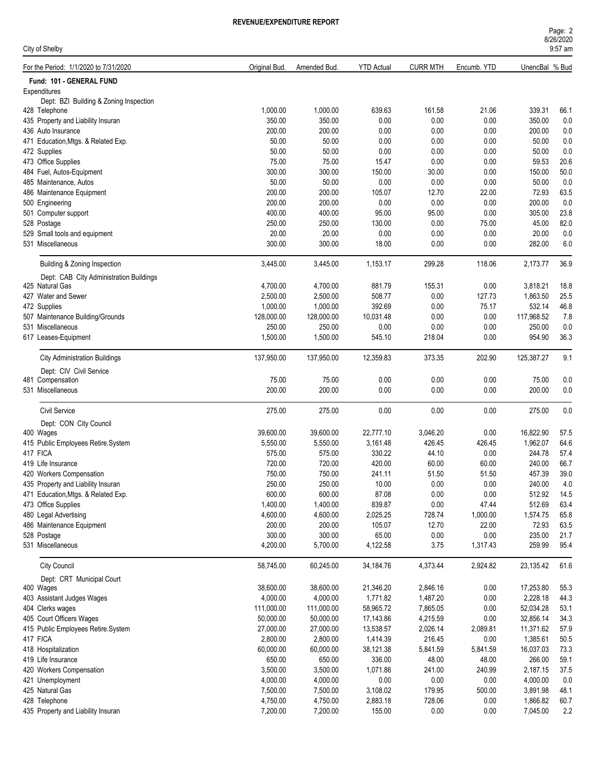# REVENUE/EXPENDITURE REPORT

City of Shelby

For the Period: 1/1/2020 to 7/31/2020

| | Original Bud. | Amended Bud. | YTD Actual | CURR MTH | Encumb. YTD | UnencBal | % Bud |
|---|---|---|---|---|---|---|---|
| **Fund: 101 - GENERAL FUND** | | | | | | | |
| Expenditures | | | | | | | |
| Dept: BZI Building & Zoning Inspection | | | | | | | |
| 428 Telephone | 1,000.00 | 1,000.00 | 639.63 | 161.58 | 21.06 | 339.31 | 66.1 |
| 435 Property and Liability Insuran | 350.00 | 350.00 | 0.00 | 0.00 | 0.00 | 350.00 | 0.0 |
| 436 Auto Insurance | 200.00 | 200.00 | 0.00 | 0.00 | 0.00 | 200.00 | 0.0 |
| 471 Education,Mtgs. & Related Exp. | 50.00 | 50.00 | 0.00 | 0.00 | 0.00 | 50.00 | 0.0 |
| 472 Supplies | 50.00 | 50.00 | 0.00 | 0.00 | 0.00 | 50.00 | 0.0 |
| 473 Office Supplies | 75.00 | 75.00 | 15.47 | 0.00 | 0.00 | 59.53 | 20.6 |
| 484 Fuel, Autos-Equipment | 300.00 | 300.00 | 150.00 | 30.00 | 0.00 | 150.00 | 50.0 |
| 485 Maintenance, Autos | 50.00 | 50.00 | 0.00 | 0.00 | 0.00 | 50.00 | 0.0 |
| 486 Maintenance Equipment | 200.00 | 200.00 | 105.07 | 12.70 | 22.00 | 72.93 | 63.5 |
| 500 Engineering | 200.00 | 200.00 | 0.00 | 0.00 | 0.00 | 200.00 | 0.0 |
| 501 Computer support | 400.00 | 400.00 | 95.00 | 95.00 | 0.00 | 305.00 | 23.8 |
| 528 Postage | 250.00 | 250.00 | 130.00 | 0.00 | 75.00 | 45.00 | 82.0 |
| 529 Small tools and equipment | 20.00 | 20.00 | 0.00 | 0.00 | 0.00 | 20.00 | 0.0 |
| 531 Miscellaneous | 300.00 | 300.00 | 18.00 | 0.00 | 0.00 | 282.00 | 6.0 |
| Building & Zoning Inspection | 3,445.00 | 3,445.00 | 1,153.17 | 299.28 | 118.06 | 2,173.77 | 36.9 |
| Dept: CAB City Administration Buildings | | | | | | | |
| 425 Natural Gas | 4,700.00 | 4,700.00 | 881.79 | 155.31 | 0.00 | 3,818.21 | 18.8 |
| 427 Water and Sewer | 2,500.00 | 2,500.00 | 508.77 | 0.00 | 127.73 | 1,863.50 | 25.5 |
| 472 Supplies | 1,000.00 | 1,000.00 | 392.69 | 0.00 | 75.17 | 532.14 | 46.8 |
| 507 Maintenance Building/Grounds | 128,000.00 | 128,000.00 | 10,031.48 | 0.00 | 0.00 | 117,968.52 | 7.8 |
| 531 Miscellaneous | 250.00 | 250.00 | 0.00 | 0.00 | 0.00 | 250.00 | 0.0 |
| 617 Leases-Equipment | 1,500.00 | 1,500.00 | 545.10 | 218.04 | 0.00 | 954.90 | 36.3 |
| City Administration Buildings | 137,950.00 | 137,950.00 | 12,359.83 | 373.35 | 202.90 | 125,387.27 | 9.1 |
| Dept: CIV Civil Service | | | | | | | |
| 481 Compensation | 75.00 | 75.00 | 0.00 | 0.00 | 0.00 | 75.00 | 0.0 |
| 531 Miscellaneous | 200.00 | 200.00 | 0.00 | 0.00 | 0.00 | 200.00 | 0.0 |
| Civil Service | 275.00 | 275.00 | 0.00 | 0.00 | 0.00 | 275.00 | 0.0 |
| Dept: CON City Council | | | | | | | |
| 400 Wages | 39,600.00 | 39,600.00 | 22,777.10 | 3,046.20 | 0.00 | 16,822.90 | 57.5 |
| 415 Public Employees Retire.System | 5,550.00 | 5,550.00 | 3,161.48 | 426.45 | 426.45 | 1,962.07 | 64.6 |
| 417 FICA | 575.00 | 575.00 | 330.22 | 44.10 | 0.00 | 244.78 | 57.4 |
| 419 Life Insurance | 720.00 | 720.00 | 420.00 | 60.00 | 60.00 | 240.00 | 66.7 |
| 420 Workers Compensation | 750.00 | 750.00 | 241.11 | 51.50 | 51.50 | 457.39 | 39.0 |
| 435 Property and Liability Insuran | 250.00 | 250.00 | 10.00 | 0.00 | 0.00 | 240.00 | 4.0 |
| 471 Education,Mtgs. & Related Exp. | 600.00 | 600.00 | 87.08 | 0.00 | 0.00 | 512.92 | 14.5 |
| 473 Office Supplies | 1,400.00 | 1,400.00 | 839.87 | 0.00 | 47.44 | 512.69 | 63.4 |
| 480 Legal Advertising | 4,600.00 | 4,600.00 | 2,025.25 | 728.74 | 1,000.00 | 1,574.75 | 65.8 |
| 486 Maintenance Equipment | 200.00 | 200.00 | 105.07 | 12.70 | 22.00 | 72.93 | 63.5 |
| 528 Postage | 300.00 | 300.00 | 65.00 | 0.00 | 0.00 | 235.00 | 21.7 |
| 531 Miscellaneous | 4,200.00 | 5,700.00 | 4,122.58 | 3.75 | 1,317.43 | 259.99 | 95.4 |
| City Council | 58,745.00 | 60,245.00 | 34,184.76 | 4,373.44 | 2,924.82 | 23,135.42 | 61.6 |
| Dept: CRT Municipal Court | | | | | | | |
| 400 Wages | 38,600.00 | 38,600.00 | 21,346.20 | 2,846.16 | 0.00 | 17,253.80 | 55.3 |
| 403 Assistant Judges Wages | 4,000.00 | 4,000.00 | 1,771.82 | 1,487.20 | 0.00 | 2,228.18 | 44.3 |
| 404 Clerks wages | 111,000.00 | 111,000.00 | 58,965.72 | 7,865.05 | 0.00 | 52,034.28 | 53.1 |
| 405 Court Officers Wages | 50,000.00 | 50,000.00 | 17,143.86 | 4,215.59 | 0.00 | 32,856.14 | 34.3 |
| 415 Public Employees Retire.System | 27,000.00 | 27,000.00 | 13,538.57 | 2,026.14 | 2,089.81 | 11,371.62 | 57.9 |
| 417 FICA | 2,800.00 | 2,800.00 | 1,414.39 | 216.45 | 0.00 | 1,385.61 | 50.5 |
| 418 Hospitalization | 60,000.00 | 60,000.00 | 38,121.38 | 5,841.59 | 5,841.59 | 16,037.03 | 73.3 |
| 419 Life Insurance | 650.00 | 650.00 | 336.00 | 48.00 | 48.00 | 266.00 | 59.1 |
| 420 Workers Compensation | 3,500.00 | 3,500.00 | 1,071.86 | 241.00 | 240.99 | 2,187.15 | 37.5 |
| 421 Unemployment | 4,000.00 | 4,000.00 | 0.00 | 0.00 | 0.00 | 4,000.00 | 0.0 |
| 425 Natural Gas | 7,500.00 | 7,500.00 | 3,108.02 | 179.95 | 500.00 | 3,891.98 | 48.1 |
| 428 Telephone | 4,750.00 | 4,750.00 | 2,883.18 | 728.06 | 0.00 | 1,866.82 | 60.7 |
| 435 Property and Liability Insuran | 7,200.00 | 7,200.00 | 155.00 | 0.00 | 0.00 | 7,045.00 | 2.2 |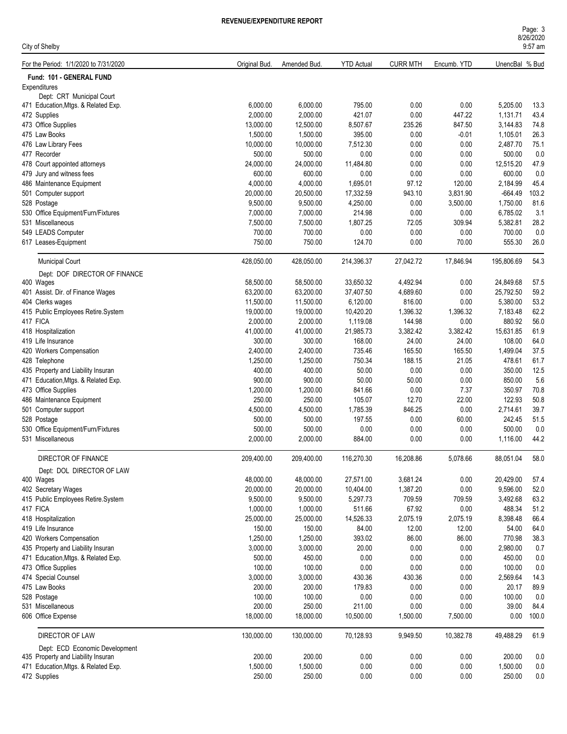**REVENUE/EXPENDITURE REPORT**

City of Shelby

| For the Period: 1/1/2020 to 7/31/2020 | Original Bud. | Amended Bud. | YTD Actual | CURR MTH | Encumb. YTD | UnencBal | % Bud |
|---|---|---|---|---|---|---|---|
| **Fund: 101 - GENERAL FUND** | | | | | | | |
| Expenditures | | | | | | | |
| Dept: CRT Municipal Court | | | | | | | |
| 471 Education,Mtgs. & Related Exp. | 6,000.00 | 6,000.00 | 795.00 | 0.00 | 0.00 | 5,205.00 | 13.3 |
| 472 Supplies | 2,000.00 | 2,000.00 | 421.07 | 0.00 | 447.22 | 1,131.71 | 43.4 |
| 473 Office Supplies | 13,000.00 | 12,500.00 | 8,507.67 | 235.26 | 847.50 | 3,144.83 | 74.8 |
| 475 Law Books | 1,500.00 | 1,500.00 | 395.00 | 0.00 | -0.01 | 1,105.01 | 26.3 |
| 476 Law Library Fees | 10,000.00 | 10,000.00 | 7,512.30 | 0.00 | 0.00 | 2,487.70 | 75.1 |
| 477 Recorder | 500.00 | 500.00 | 0.00 | 0.00 | 0.00 | 500.00 | 0.0 |
| 478 Court appointed attorneys | 24,000.00 | 24,000.00 | 11,484.80 | 0.00 | 0.00 | 12,515.20 | 47.9 |
| 479 Jury and witness fees | 600.00 | 600.00 | 0.00 | 0.00 | 0.00 | 600.00 | 0.0 |
| 486 Maintenance Equipment | 4,000.00 | 4,000.00 | 1,695.01 | 97.12 | 120.00 | 2,184.99 | 45.4 |
| 501 Computer support | 20,000.00 | 20,500.00 | 17,332.59 | 943.10 | 3,831.90 | -664.49 | 103.2 |
| 528 Postage | 9,500.00 | 9,500.00 | 4,250.00 | 0.00 | 3,500.00 | 1,750.00 | 81.6 |
| 530 Office Equipment/Furn/Fixtures | 7,000.00 | 7,000.00 | 214.98 | 0.00 | 0.00 | 6,785.02 | 3.1 |
| 531 Miscellaneous | 7,500.00 | 7,500.00 | 1,807.25 | 72.05 | 309.94 | 5,382.81 | 28.2 |
| 549 LEADS Computer | 700.00 | 700.00 | 0.00 | 0.00 | 0.00 | 700.00 | 0.0 |
| 617 Leases-Equipment | 750.00 | 750.00 | 124.70 | 0.00 | 70.00 | 555.30 | 26.0 |
| Municipal Court | 428,050.00 | 428,050.00 | 214,396.37 | 27,042.72 | 17,846.94 | 195,806.69 | 54.3 |
| Dept: DOF DIRECTOR OF FINANCE | | | | | | | |
| 400 Wages | 58,500.00 | 58,500.00 | 33,650.32 | 4,492.94 | 0.00 | 24,849.68 | 57.5 |
| 401 Assist. Dir. of Finance Wages | 63,200.00 | 63,200.00 | 37,407.50 | 4,689.60 | 0.00 | 25,792.50 | 59.2 |
| 404 Clerks wages | 11,500.00 | 11,500.00 | 6,120.00 | 816.00 | 0.00 | 5,380.00 | 53.2 |
| 415 Public Employees Retire.System | 19,000.00 | 19,000.00 | 10,420.20 | 1,396.32 | 1,396.32 | 7,183.48 | 62.2 |
| 417 FICA | 2,000.00 | 2,000.00 | 1,119.08 | 144.98 | 0.00 | 880.92 | 56.0 |
| 418 Hospitalization | 41,000.00 | 41,000.00 | 21,985.73 | 3,382.42 | 3,382.42 | 15,631.85 | 61.9 |
| 419 Life Insurance | 300.00 | 300.00 | 168.00 | 24.00 | 24.00 | 108.00 | 64.0 |
| 420 Workers Compensation | 2,400.00 | 2,400.00 | 735.46 | 165.50 | 165.50 | 1,499.04 | 37.5 |
| 428 Telephone | 1,250.00 | 1,250.00 | 750.34 | 188.15 | 21.05 | 478.61 | 61.7 |
| 435 Property and Liability Insuran | 400.00 | 400.00 | 50.00 | 0.00 | 0.00 | 350.00 | 12.5 |
| 471 Education,Mtgs. & Related Exp. | 900.00 | 900.00 | 50.00 | 50.00 | 0.00 | 850.00 | 5.6 |
| 473 Office Supplies | 1,200.00 | 1,200.00 | 841.66 | 0.00 | 7.37 | 350.97 | 70.8 |
| 486 Maintenance Equipment | 250.00 | 250.00 | 105.07 | 12.70 | 22.00 | 122.93 | 50.8 |
| 501 Computer support | 4,500.00 | 4,500.00 | 1,785.39 | 846.25 | 0.00 | 2,714.61 | 39.7 |
| 528 Postage | 500.00 | 500.00 | 197.55 | 0.00 | 60.00 | 242.45 | 51.5 |
| 530 Office Equipment/Furn/Fixtures | 500.00 | 500.00 | 0.00 | 0.00 | 0.00 | 500.00 | 0.0 |
| 531 Miscellaneous | 2,000.00 | 2,000.00 | 884.00 | 0.00 | 0.00 | 1,116.00 | 44.2 |
| DIRECTOR OF FINANCE | 209,400.00 | 209,400.00 | 116,270.30 | 16,208.86 | 5,078.66 | 88,051.04 | 58.0 |
| Dept: DOL DIRECTOR OF LAW | | | | | | | |
| 400 Wages | 48,000.00 | 48,000.00 | 27,571.00 | 3,681.24 | 0.00 | 20,429.00 | 57.4 |
| 402 Secretary Wages | 20,000.00 | 20,000.00 | 10,404.00 | 1,387.20 | 0.00 | 9,596.00 | 52.0 |
| 415 Public Employees Retire.System | 9,500.00 | 9,500.00 | 5,297.73 | 709.59 | 709.59 | 3,492.68 | 63.2 |
| 417 FICA | 1,000.00 | 1,000.00 | 511.66 | 67.92 | 0.00 | 488.34 | 51.2 |
| 418 Hospitalization | 25,000.00 | 25,000.00 | 14,526.33 | 2,075.19 | 2,075.19 | 8,398.48 | 66.4 |
| 419 Life Insurance | 150.00 | 150.00 | 84.00 | 12.00 | 12.00 | 54.00 | 64.0 |
| 420 Workers Compensation | 1,250.00 | 1,250.00 | 393.02 | 86.00 | 86.00 | 770.98 | 38.3 |
| 435 Property and Liability Insuran | 3,000.00 | 3,000.00 | 20.00 | 0.00 | 0.00 | 2,980.00 | 0.7 |
| 471 Education,Mtgs. & Related Exp. | 500.00 | 450.00 | 0.00 | 0.00 | 0.00 | 450.00 | 0.0 |
| 473 Office Supplies | 100.00 | 100.00 | 0.00 | 0.00 | 0.00 | 100.00 | 0.0 |
| 474 Special Counsel | 3,000.00 | 3,000.00 | 430.36 | 430.36 | 0.00 | 2,569.64 | 14.3 |
| 475 Law Books | 200.00 | 200.00 | 179.83 | 0.00 | 0.00 | 20.17 | 89.9 |
| 528 Postage | 100.00 | 100.00 | 0.00 | 0.00 | 0.00 | 100.00 | 0.0 |
| 531 Miscellaneous | 200.00 | 250.00 | 211.00 | 0.00 | 0.00 | 39.00 | 84.4 |
| 606 Office Expense | 18,000.00 | 18,000.00 | 10,500.00 | 1,500.00 | 7,500.00 | 0.00 | 100.0 |
| DIRECTOR OF LAW | 130,000.00 | 130,000.00 | 70,128.93 | 9,949.50 | 10,382.78 | 49,488.29 | 61.9 |
| Dept: ECD Economic Development | | | | | | | |
| 435 Property and Liability Insuran | 200.00 | 200.00 | 0.00 | 0.00 | 0.00 | 200.00 | 0.0 |
| 471 Education,Mtgs. & Related Exp. | 1,500.00 | 1,500.00 | 0.00 | 0.00 | 0.00 | 1,500.00 | 0.0 |
| 472 Supplies | 250.00 | 250.00 | 0.00 | 0.00 | 0.00 | 250.00 | 0.0 |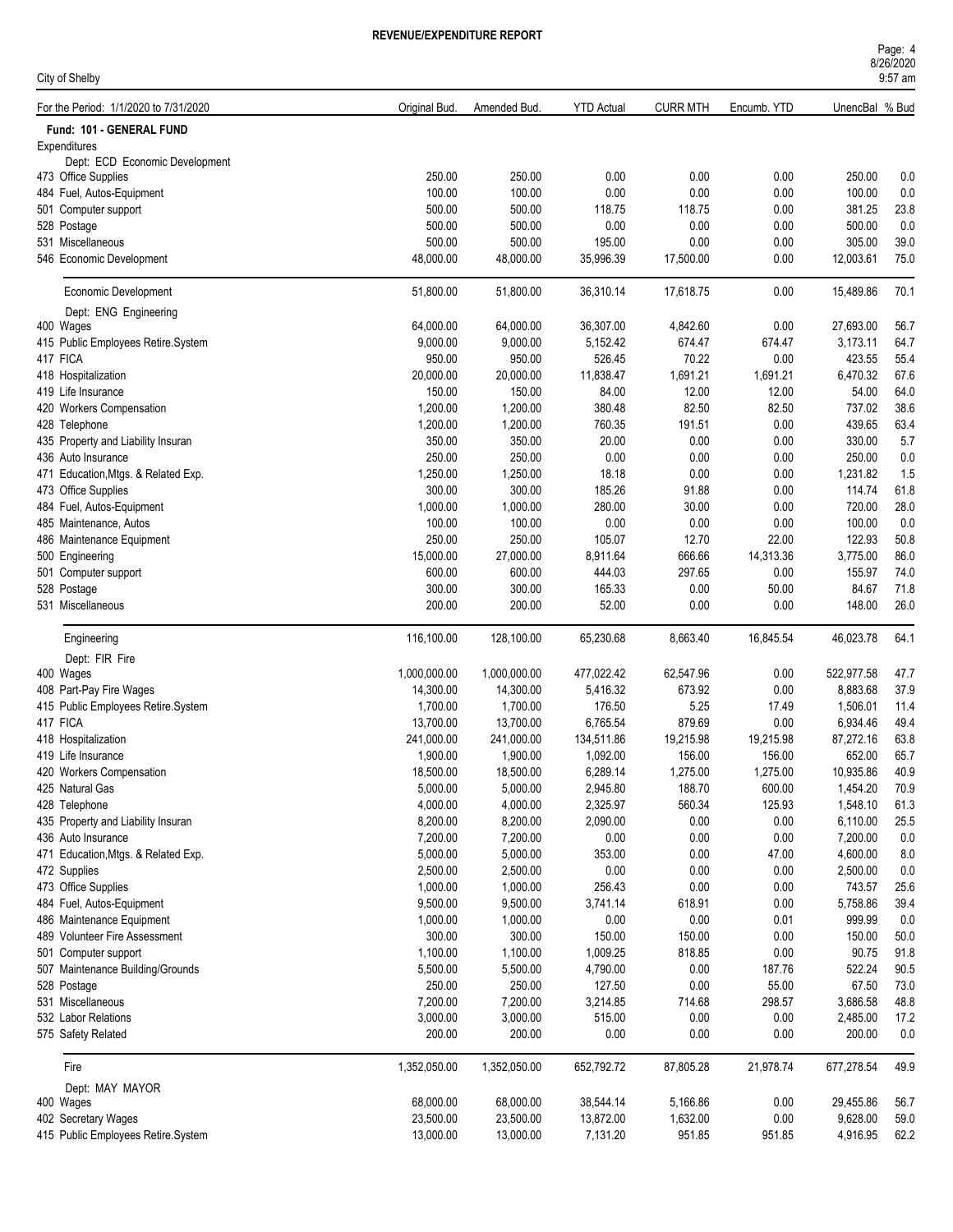## REVENUE/EXPENDITURE REPORT

City of Shelby

| For the Period: 1/1/2020 to 7/31/2020 | Original Bud. | Amended Bud. | YTD Actual | CURR MTH | Encumb. YTD | UnencBal | % Bud |
|---|---|---|---|---|---|---|---|
| **Fund: 101 - GENERAL FUND** | | | | | | | |
| Expenditures | | | | | | | |
| Dept: ECD Economic Development | | | | | | | |
| 473 Office Supplies | 250.00 | 250.00 | 0.00 | 0.00 | 0.00 | 250.00 | 0.0 |
| 484 Fuel, Autos-Equipment | 100.00 | 100.00 | 0.00 | 0.00 | 0.00 | 100.00 | 0.0 |
| 501 Computer support | 500.00 | 500.00 | 118.75 | 118.75 | 0.00 | 381.25 | 23.8 |
| 528 Postage | 500.00 | 500.00 | 0.00 | 0.00 | 0.00 | 500.00 | 0.0 |
| 531 Miscellaneous | 500.00 | 500.00 | 195.00 | 0.00 | 0.00 | 305.00 | 39.0 |
| 546 Economic Development | 48,000.00 | 48,000.00 | 35,996.39 | 17,500.00 | 0.00 | 12,003.61 | 75.0 |
| Economic Development | 51,800.00 | 51,800.00 | 36,310.14 | 17,618.75 | 0.00 | 15,489.86 | 70.1 |
| Dept: ENG Engineering | | | | | | | |
| 400 Wages | 64,000.00 | 64,000.00 | 36,307.00 | 4,842.60 | 0.00 | 27,693.00 | 56.7 |
| 415 Public Employees Retire.System | 9,000.00 | 9,000.00 | 5,152.42 | 674.47 | 674.47 | 3,173.11 | 64.7 |
| 417 FICA | 950.00 | 950.00 | 526.45 | 70.22 | 0.00 | 423.55 | 55.4 |
| 418 Hospitalization | 20,000.00 | 20,000.00 | 11,838.47 | 1,691.21 | 1,691.21 | 6,470.32 | 67.6 |
| 419 Life Insurance | 150.00 | 150.00 | 84.00 | 12.00 | 12.00 | 54.00 | 64.0 |
| 420 Workers Compensation | 1,200.00 | 1,200.00 | 380.48 | 82.50 | 82.50 | 737.02 | 38.6 |
| 428 Telephone | 1,200.00 | 1,200.00 | 760.35 | 191.51 | 0.00 | 439.65 | 63.4 |
| 435 Property and Liability Insuran | 350.00 | 350.00 | 20.00 | 0.00 | 0.00 | 330.00 | 5.7 |
| 436 Auto Insurance | 250.00 | 250.00 | 0.00 | 0.00 | 0.00 | 250.00 | 0.0 |
| 471 Education,Mtgs. & Related Exp. | 1,250.00 | 1,250.00 | 18.18 | 0.00 | 0.00 | 1,231.82 | 1.5 |
| 473 Office Supplies | 300.00 | 300.00 | 185.26 | 91.88 | 0.00 | 114.74 | 61.8 |
| 484 Fuel, Autos-Equipment | 1,000.00 | 1,000.00 | 280.00 | 30.00 | 0.00 | 720.00 | 28.0 |
| 485 Maintenance, Autos | 100.00 | 100.00 | 0.00 | 0.00 | 0.00 | 100.00 | 0.0 |
| 486 Maintenance Equipment | 250.00 | 250.00 | 105.07 | 12.70 | 22.00 | 122.93 | 50.8 |
| 500 Engineering | 15,000.00 | 27,000.00 | 8,911.64 | 666.66 | 14,313.36 | 3,775.00 | 86.0 |
| 501 Computer support | 600.00 | 600.00 | 444.03 | 297.65 | 0.00 | 155.97 | 74.0 |
| 528 Postage | 300.00 | 300.00 | 165.33 | 0.00 | 50.00 | 84.67 | 71.8 |
| 531 Miscellaneous | 200.00 | 200.00 | 52.00 | 0.00 | 0.00 | 148.00 | 26.0 |
| Engineering | 116,100.00 | 128,100.00 | 65,230.68 | 8,663.40 | 16,845.54 | 46,023.78 | 64.1 |
| Dept: FIR Fire | | | | | | | |
| 400 Wages | 1,000,000.00 | 1,000,000.00 | 477,022.42 | 62,547.96 | 0.00 | 522,977.58 | 47.7 |
| 408 Part-Pay Fire Wages | 14,300.00 | 14,300.00 | 5,416.32 | 673.92 | 0.00 | 8,883.68 | 37.9 |
| 415 Public Employees Retire.System | 1,700.00 | 1,700.00 | 176.50 | 5.25 | 17.49 | 1,506.01 | 11.4 |
| 417 FICA | 13,700.00 | 13,700.00 | 6,765.54 | 879.69 | 0.00 | 6,934.46 | 49.4 |
| 418 Hospitalization | 241,000.00 | 241,000.00 | 134,511.86 | 19,215.98 | 19,215.98 | 87,272.16 | 63.8 |
| 419 Life Insurance | 1,900.00 | 1,900.00 | 1,092.00 | 156.00 | 156.00 | 652.00 | 65.7 |
| 420 Workers Compensation | 18,500.00 | 18,500.00 | 6,289.14 | 1,275.00 | 1,275.00 | 10,935.86 | 40.9 |
| 425 Natural Gas | 5,000.00 | 5,000.00 | 2,945.80 | 188.70 | 600.00 | 1,454.20 | 70.9 |
| 428 Telephone | 4,000.00 | 4,000.00 | 2,325.97 | 560.34 | 125.93 | 1,548.10 | 61.3 |
| 435 Property and Liability Insuran | 8,200.00 | 8,200.00 | 2,090.00 | 0.00 | 0.00 | 6,110.00 | 25.5 |
| 436 Auto Insurance | 7,200.00 | 7,200.00 | 0.00 | 0.00 | 0.00 | 7,200.00 | 0.0 |
| 471 Education,Mtgs. & Related Exp. | 5,000.00 | 5,000.00 | 353.00 | 0.00 | 47.00 | 4,600.00 | 8.0 |
| 472 Supplies | 2,500.00 | 2,500.00 | 0.00 | 0.00 | 0.00 | 2,500.00 | 0.0 |
| 473 Office Supplies | 1,000.00 | 1,000.00 | 256.43 | 0.00 | 0.00 | 743.57 | 25.6 |
| 484 Fuel, Autos-Equipment | 9,500.00 | 9,500.00 | 3,741.14 | 618.91 | 0.00 | 5,758.86 | 39.4 |
| 486 Maintenance Equipment | 1,000.00 | 1,000.00 | 0.00 | 0.00 | 0.01 | 999.99 | 0.0 |
| 489 Volunteer Fire Assessment | 300.00 | 300.00 | 150.00 | 150.00 | 0.00 | 150.00 | 50.0 |
| 501 Computer support | 1,100.00 | 1,100.00 | 1,009.25 | 818.85 | 0.00 | 90.75 | 91.8 |
| 507 Maintenance Building/Grounds | 5,500.00 | 5,500.00 | 4,790.00 | 0.00 | 187.76 | 522.24 | 90.5 |
| 528 Postage | 250.00 | 250.00 | 127.50 | 0.00 | 55.00 | 67.50 | 73.0 |
| 531 Miscellaneous | 7,200.00 | 7,200.00 | 3,214.85 | 714.68 | 298.57 | 3,686.58 | 48.8 |
| 532 Labor Relations | 3,000.00 | 3,000.00 | 515.00 | 0.00 | 0.00 | 2,485.00 | 17.2 |
| 575 Safety Related | 200.00 | 200.00 | 0.00 | 0.00 | 0.00 | 200.00 | 0.0 |
| Fire | 1,352,050.00 | 1,352,050.00 | 652,792.72 | 87,805.28 | 21,978.74 | 677,278.54 | 49.9 |
| Dept: MAY MAYOR | | | | | | | |
| 400 Wages | 68,000.00 | 68,000.00 | 38,544.14 | 5,166.86 | 0.00 | 29,455.86 | 56.7 |
| 402 Secretary Wages | 23,500.00 | 23,500.00 | 13,872.00 | 1,632.00 | 0.00 | 9,628.00 | 59.0 |
| 415 Public Employees Retire.System | 13,000.00 | 13,000.00 | 7,131.20 | 951.85 | 951.85 | 4,916.95 | 62.2 |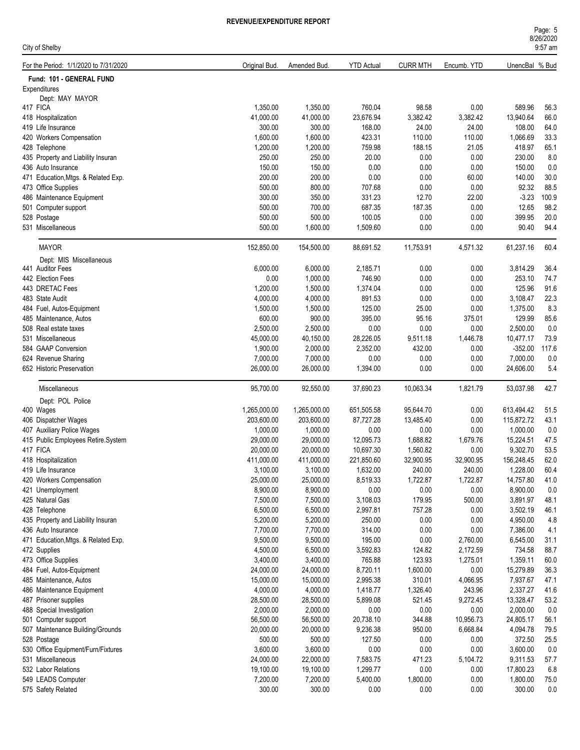# REVENUE/EXPENDITURE REPORT

City of Shelby

| For the Period: 1/1/2020 to 7/31/2020 | Original Bud. | Amended Bud. | YTD Actual | CURR MTH | Encumb. YTD | UnencBal | % Bud |
|---|---|---|---|---|---|---|---|
| **Fund: 101 - GENERAL FUND** | | | | | | | |
| Expenditures | | | | | | | |
| Dept: MAY MAYOR | | | | | | | |
| 417 FICA | 1,350.00 | 1,350.00 | 760.04 | 98.58 | 0.00 | 589.96 | 56.3 |
| 418 Hospitalization | 41,000.00 | 41,000.00 | 23,676.94 | 3,382.42 | 3,382.42 | 13,940.64 | 66.0 |
| 419 Life Insurance | 300.00 | 300.00 | 168.00 | 24.00 | 24.00 | 108.00 | 64.0 |
| 420 Workers Compensation | 1,600.00 | 1,600.00 | 423.31 | 110.00 | 110.00 | 1,066.69 | 33.3 |
| 428 Telephone | 1,200.00 | 1,200.00 | 759.98 | 188.15 | 21.05 | 418.97 | 65.1 |
| 435 Property and Liability Insuran | 250.00 | 250.00 | 20.00 | 0.00 | 0.00 | 230.00 | 8.0 |
| 436 Auto Insurance | 150.00 | 150.00 | 0.00 | 0.00 | 0.00 | 150.00 | 0.0 |
| 471 Education,Mtgs. & Related Exp. | 200.00 | 200.00 | 0.00 | 0.00 | 60.00 | 140.00 | 30.0 |
| 473 Office Supplies | 500.00 | 800.00 | 707.68 | 0.00 | 0.00 | 92.32 | 88.5 |
| 486 Maintenance Equipment | 300.00 | 350.00 | 331.23 | 12.70 | 22.00 | -3.23 | 100.9 |
| 501 Computer support | 500.00 | 700.00 | 687.35 | 187.35 | 0.00 | 12.65 | 98.2 |
| 528 Postage | 500.00 | 500.00 | 100.05 | 0.00 | 0.00 | 399.95 | 20.0 |
| 531 Miscellaneous | 500.00 | 1,600.00 | 1,509.60 | 0.00 | 0.00 | 90.40 | 94.4 |
| MAYOR | 152,850.00 | 154,500.00 | 88,691.52 | 11,753.91 | 4,571.32 | 61,237.16 | 60.4 |
| Dept: MIS Miscellaneous | | | | | | | |
| 441 Auditor Fees | 6,000.00 | 6,000.00 | 2,185.71 | 0.00 | 0.00 | 3,814.29 | 36.4 |
| 442 Election Fees | 0.00 | 1,000.00 | 746.90 | 0.00 | 0.00 | 253.10 | 74.7 |
| 443 DRETAC Fees | 1,200.00 | 1,500.00 | 1,374.04 | 0.00 | 0.00 | 125.96 | 91.6 |
| 483 State Audit | 4,000.00 | 4,000.00 | 891.53 | 0.00 | 0.00 | 3,108.47 | 22.3 |
| 484 Fuel, Autos-Equipment | 1,500.00 | 1,500.00 | 125.00 | 25.00 | 0.00 | 1,375.00 | 8.3 |
| 485 Maintenance, Autos | 600.00 | 900.00 | 395.00 | 95.16 | 375.01 | 129.99 | 85.6 |
| 508 Real estate taxes | 2,500.00 | 2,500.00 | 0.00 | 0.00 | 0.00 | 2,500.00 | 0.0 |
| 531 Miscellaneous | 45,000.00 | 40,150.00 | 28,226.05 | 9,511.18 | 1,446.78 | 10,477.17 | 73.9 |
| 584 GAAP Conversion | 1,900.00 | 2,000.00 | 2,352.00 | 432.00 | 0.00 | -352.00 | 117.6 |
| 624 Revenue Sharing | 7,000.00 | 7,000.00 | 0.00 | 0.00 | 0.00 | 7,000.00 | 0.0 |
| 652 Historic Preservation | 26,000.00 | 26,000.00 | 1,394.00 | 0.00 | 0.00 | 24,606.00 | 5.4 |
| Miscellaneous | 95,700.00 | 92,550.00 | 37,690.23 | 10,063.34 | 1,821.79 | 53,037.98 | 42.7 |
| Dept: POL Police | | | | | | | |
| 400 Wages | 1,265,000.00 | 1,265,000.00 | 651,505.58 | 95,644.70 | 0.00 | 613,494.42 | 51.5 |
| 406 Dispatcher Wages | 203,600.00 | 203,600.00 | 87,727.28 | 13,485.40 | 0.00 | 115,872.72 | 43.1 |
| 407 Auxiliary Police Wages | 1,000.00 | 1,000.00 | 0.00 | 0.00 | 0.00 | 1,000.00 | 0.0 |
| 415 Public Employees Retire.System | 29,000.00 | 29,000.00 | 12,095.73 | 1,688.82 | 1,679.76 | 15,224.51 | 47.5 |
| 417 FICA | 20,000.00 | 20,000.00 | 10,697.30 | 1,560.82 | 0.00 | 9,302.70 | 53.5 |
| 418 Hospitalization | 411,000.00 | 411,000.00 | 221,850.60 | 32,900.95 | 32,900.95 | 156,248.45 | 62.0 |
| 419 Life Insurance | 3,100.00 | 3,100.00 | 1,632.00 | 240.00 | 240.00 | 1,228.00 | 60.4 |
| 420 Workers Compensation | 25,000.00 | 25,000.00 | 8,519.33 | 1,722.87 | 1,722.87 | 14,757.80 | 41.0 |
| 421 Unemployment | 8,900.00 | 8,900.00 | 0.00 | 0.00 | 0.00 | 8,900.00 | 0.0 |
| 425 Natural Gas | 7,500.00 | 7,500.00 | 3,108.03 | 179.95 | 500.00 | 3,891.97 | 48.1 |
| 428 Telephone | 6,500.00 | 6,500.00 | 2,997.81 | 757.28 | 0.00 | 3,502.19 | 46.1 |
| 435 Property and Liability Insuran | 5,200.00 | 5,200.00 | 250.00 | 0.00 | 0.00 | 4,950.00 | 4.8 |
| 436 Auto Insurance | 7,700.00 | 7,700.00 | 314.00 | 0.00 | 0.00 | 7,386.00 | 4.1 |
| 471 Education,Mtgs. & Related Exp. | 9,500.00 | 9,500.00 | 195.00 | 0.00 | 2,760.00 | 6,545.00 | 31.1 |
| 472 Supplies | 4,500.00 | 6,500.00 | 3,592.83 | 124.82 | 2,172.59 | 734.58 | 88.7 |
| 473 Office Supplies | 3,400.00 | 3,400.00 | 765.88 | 123.93 | 1,275.01 | 1,359.11 | 60.0 |
| 484 Fuel, Autos-Equipment | 24,000.00 | 24,000.00 | 8,720.11 | 1,600.00 | 0.00 | 15,279.89 | 36.3 |
| 485 Maintenance, Autos | 15,000.00 | 15,000.00 | 2,995.38 | 310.01 | 4,066.95 | 7,937.67 | 47.1 |
| 486 Maintenance Equipment | 4,000.00 | 4,000.00 | 1,418.77 | 1,326.40 | 243.96 | 2,337.27 | 41.6 |
| 487 Prisoner supplies | 28,500.00 | 28,500.00 | 5,899.08 | 521.45 | 9,272.45 | 13,328.47 | 53.2 |
| 488 Special Investigation | 2,000.00 | 2,000.00 | 0.00 | 0.00 | 0.00 | 2,000.00 | 0.0 |
| 501 Computer support | 56,500.00 | 56,500.00 | 20,738.10 | 344.88 | 10,956.73 | 24,805.17 | 56.1 |
| 507 Maintenance Building/Grounds | 20,000.00 | 20,000.00 | 9,236.38 | 950.00 | 6,668.84 | 4,094.78 | 79.5 |
| 528 Postage | 500.00 | 500.00 | 127.50 | 0.00 | 0.00 | 372.50 | 25.5 |
| 530 Office Equipment/Furn/Fixtures | 3,600.00 | 3,600.00 | 0.00 | 0.00 | 0.00 | 3,600.00 | 0.0 |
| 531 Miscellaneous | 24,000.00 | 22,000.00 | 7,583.75 | 471.23 | 5,104.72 | 9,311.53 | 57.7 |
| 532 Labor Relations | 19,100.00 | 19,100.00 | 1,299.77 | 0.00 | 0.00 | 17,800.23 | 6.8 |
| 549 LEADS Computer | 7,200.00 | 7,200.00 | 5,400.00 | 1,800.00 | 0.00 | 1,800.00 | 75.0 |
| 575 Safety Related | 300.00 | 300.00 | 0.00 | 0.00 | 0.00 | 300.00 | 0.0 |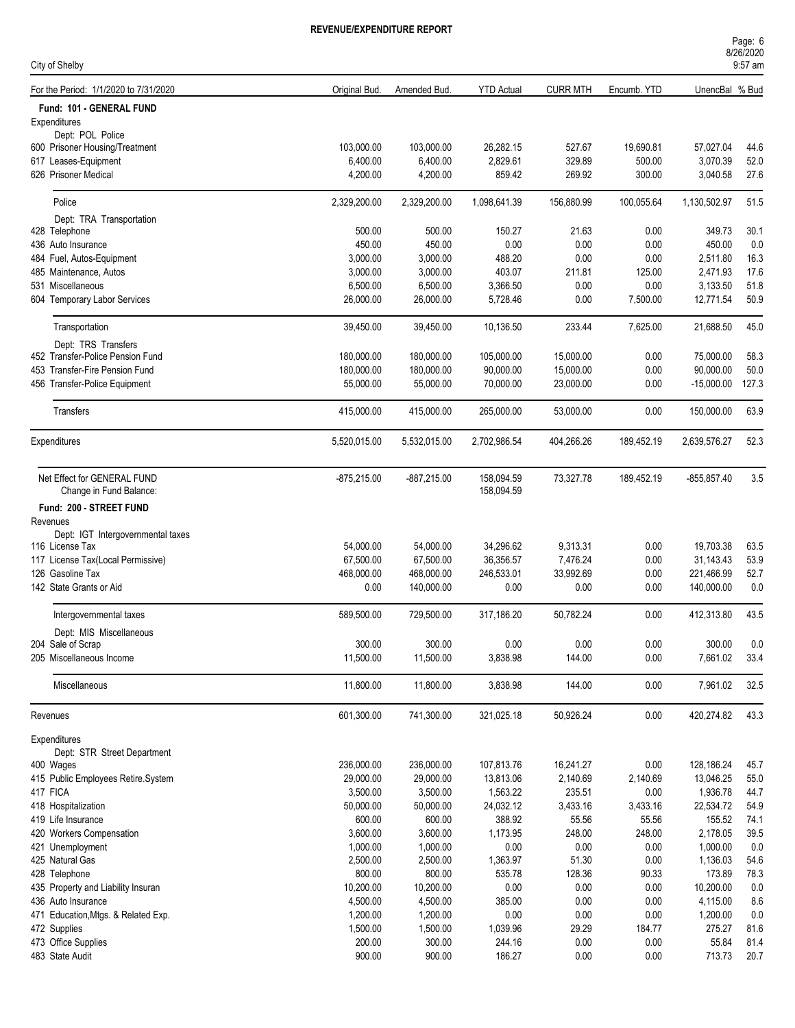**REVENUE/EXPENDITURE REPORT**

City of Shelby

8/26/2020 9:57 am

| For the Period: 1/1/2020 to 7/31/2020 | Original Bud. | Amended Bud. | YTD Actual | CURR MTH | Encumb. YTD | UnencBal | % Bud |
|---|---|---|---|---|---|---|---|
| **Fund: 101 - GENERAL FUND** | | | | | | | |
| Expenditures | | | | | | | |
| Dept: POL Police | | | | | | | |
| 600 Prisoner Housing/Treatment | 103,000.00 | 103,000.00 | 26,282.15 | 527.67 | 19,690.81 | 57,027.04 | 44.6 |
| 617 Leases-Equipment | 6,400.00 | 6,400.00 | 2,829.61 | 329.89 | 500.00 | 3,070.39 | 52.0 |
| 626 Prisoner Medical | 4,200.00 | 4,200.00 | 859.42 | 269.92 | 300.00 | 3,040.58 | 27.6 |
| Police | 2,329,200.00 | 2,329,200.00 | 1,098,641.39 | 156,880.99 | 100,055.64 | 1,130,502.97 | 51.5 |
| Dept: TRA Transportation | | | | | | | |
| 428 Telephone | 500.00 | 500.00 | 150.27 | 21.63 | 0.00 | 349.73 | 30.1 |
| 436 Auto Insurance | 450.00 | 450.00 | 0.00 | 0.00 | 0.00 | 450.00 | 0.0 |
| 484 Fuel, Autos-Equipment | 3,000.00 | 3,000.00 | 488.20 | 0.00 | 0.00 | 2,511.80 | 16.3 |
| 485 Maintenance, Autos | 3,000.00 | 3,000.00 | 403.07 | 211.81 | 125.00 | 2,471.93 | 17.6 |
| 531 Miscellaneous | 6,500.00 | 6,500.00 | 3,366.50 | 0.00 | 0.00 | 3,133.50 | 51.8 |
| 604 Temporary Labor Services | 26,000.00 | 26,000.00 | 5,728.46 | 0.00 | 7,500.00 | 12,771.54 | 50.9 |
| Transportation | 39,450.00 | 39,450.00 | 10,136.50 | 233.44 | 7,625.00 | 21,688.50 | 45.0 |
| Dept: TRS Transfers | | | | | | | |
| 452 Transfer-Police Pension Fund | 180,000.00 | 180,000.00 | 105,000.00 | 15,000.00 | 0.00 | 75,000.00 | 58.3 |
| 453 Transfer-Fire Pension Fund | 180,000.00 | 180,000.00 | 90,000.00 | 15,000.00 | 0.00 | 90,000.00 | 50.0 |
| 456 Transfer-Police Equipment | 55,000.00 | 55,000.00 | 70,000.00 | 23,000.00 | 0.00 | -15,000.00 | 127.3 |
| Transfers | 415,000.00 | 415,000.00 | 265,000.00 | 53,000.00 | 0.00 | 150,000.00 | 63.9 |
| Expenditures | 5,520,015.00 | 5,532,015.00 | 2,702,986.54 | 404,266.26 | 189,452.19 | 2,639,576.27 | 52.3 |
| Net Effect for GENERAL FUND | -875,215.00 | -887,215.00 | 158,094.59 | 73,327.78 | 189,452.19 | -855,857.40 | 3.5 |
| Change in Fund Balance: | | | 158,094.59 | | | | |
| **Fund: 200 - STREET FUND** | | | | | | | |
| Revenues | | | | | | | |
| Dept: IGT Intergovernmental taxes | | | | | | | |
| 116 License Tax | 54,000.00 | 54,000.00 | 34,296.62 | 9,313.31 | 0.00 | 19,703.38 | 63.5 |
| 117 License Tax(Local Permissive) | 67,500.00 | 67,500.00 | 36,356.57 | 7,476.24 | 0.00 | 31,143.43 | 53.9 |
| 126 Gasoline Tax | 468,000.00 | 468,000.00 | 246,533.01 | 33,992.69 | 0.00 | 221,466.99 | 52.7 |
| 142 State Grants or Aid | 0.00 | 140,000.00 | 0.00 | 0.00 | 0.00 | 140,000.00 | 0.0 |
| Intergovernmental taxes | 589,500.00 | 729,500.00 | 317,186.20 | 50,782.24 | 0.00 | 412,313.80 | 43.5 |
| Dept: MIS Miscellaneous | | | | | | | |
| 204 Sale of Scrap | 300.00 | 300.00 | 0.00 | 0.00 | 0.00 | 300.00 | 0.0 |
| 205 Miscellaneous Income | 11,500.00 | 11,500.00 | 3,838.98 | 144.00 | 0.00 | 7,661.02 | 33.4 |
| Miscellaneous | 11,800.00 | 11,800.00 | 3,838.98 | 144.00 | 0.00 | 7,961.02 | 32.5 |
| Revenues | 601,300.00 | 741,300.00 | 321,025.18 | 50,926.24 | 0.00 | 420,274.82 | 43.3 |
| Expenditures | | | | | | | |
| Dept: STR Street Department | | | | | | | |
| 400 Wages | 236,000.00 | 236,000.00 | 107,813.76 | 16,241.27 | 0.00 | 128,186.24 | 45.7 |
| 415 Public Employees Retire.System | 29,000.00 | 29,000.00 | 13,813.06 | 2,140.69 | 2,140.69 | 13,046.25 | 55.0 |
| 417 FICA | 3,500.00 | 3,500.00 | 1,563.22 | 235.51 | 0.00 | 1,936.78 | 44.7 |
| 418 Hospitalization | 50,000.00 | 50,000.00 | 24,032.12 | 3,433.16 | 3,433.16 | 22,534.72 | 54.9 |
| 419 Life Insurance | 600.00 | 600.00 | 388.92 | 55.56 | 55.56 | 155.52 | 74.1 |
| 420 Workers Compensation | 3,600.00 | 3,600.00 | 1,173.95 | 248.00 | 248.00 | 2,178.05 | 39.5 |
| 421 Unemployment | 1,000.00 | 1,000.00 | 0.00 | 0.00 | 0.00 | 1,000.00 | 0.0 |
| 425 Natural Gas | 2,500.00 | 2,500.00 | 1,363.97 | 51.30 | 0.00 | 1,136.03 | 54.6 |
| 428 Telephone | 800.00 | 800.00 | 535.78 | 128.36 | 90.33 | 173.89 | 78.3 |
| 435 Property and Liability Insuran | 10,200.00 | 10,200.00 | 0.00 | 0.00 | 0.00 | 10,200.00 | 0.0 |
| 436 Auto Insurance | 4,500.00 | 4,500.00 | 385.00 | 0.00 | 0.00 | 4,115.00 | 8.6 |
| 471 Education,Mtgs. & Related Exp. | 1,200.00 | 1,200.00 | 0.00 | 0.00 | 0.00 | 1,200.00 | 0.0 |
| 472 Supplies | 1,500.00 | 1,500.00 | 1,039.96 | 29.29 | 184.77 | 275.27 | 81.6 |
| 473 Office Supplies | 200.00 | 300.00 | 244.16 | 0.00 | 0.00 | 55.84 | 81.4 |
| 483 State Audit | 900.00 | 900.00 | 186.27 | 0.00 | 0.00 | 713.73 | 20.7 |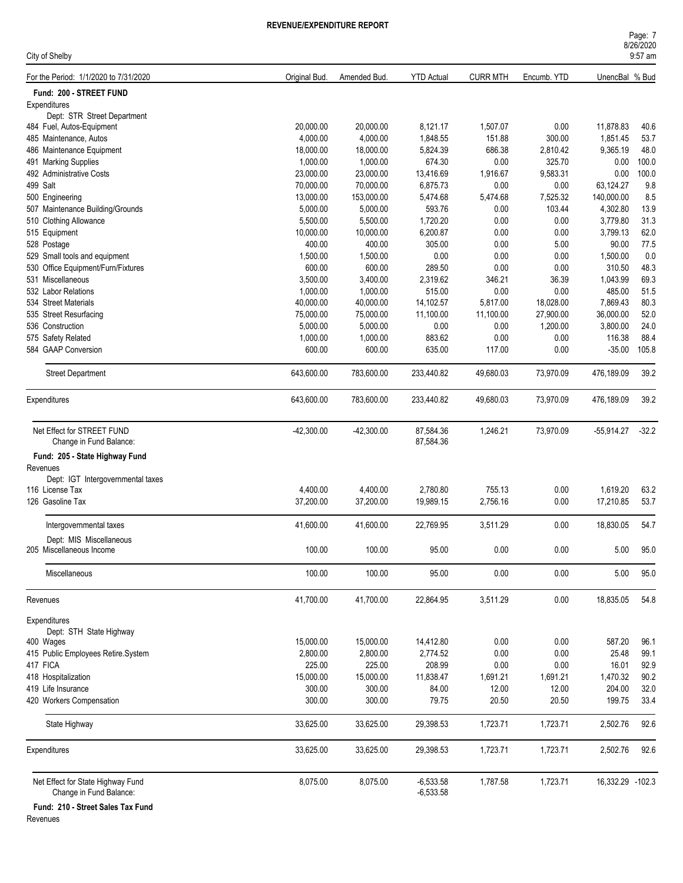**REVENUE/EXPENDITURE REPORT**

City of Shelby

| For the Period: 1/1/2020 to 7/31/2020 | Original Bud. | Amended Bud. | YTD Actual | CURR MTH | Encumb. YTD | UnencBal | % Bud |
|---|---|---|---|---|---|---|---|
| **Fund: 200 - STREET FUND** | | | | | | | |
| Expenditures | | | | | | | |
| Dept: STR Street Department | | | | | | | |
| 484 Fuel, Autos-Equipment | 20,000.00 | 20,000.00 | 8,121.17 | 1,507.07 | 0.00 | 11,878.83 | 40.6 |
| 485 Maintenance, Autos | 4,000.00 | 4,000.00 | 1,848.55 | 151.88 | 300.00 | 1,851.45 | 53.7 |
| 486 Maintenance Equipment | 18,000.00 | 18,000.00 | 5,824.39 | 686.38 | 2,810.42 | 9,365.19 | 48.0 |
| 491 Marking Supplies | 1,000.00 | 1,000.00 | 674.30 | 0.00 | 325.70 | 0.00 | 100.0 |
| 492 Administrative Costs | 23,000.00 | 23,000.00 | 13,416.69 | 1,916.67 | 9,583.31 | 0.00 | 100.0 |
| 499 Salt | 70,000.00 | 70,000.00 | 6,875.73 | 0.00 | 0.00 | 63,124.27 | 9.8 |
| 500 Engineering | 13,000.00 | 153,000.00 | 5,474.68 | 5,474.68 | 7,525.32 | 140,000.00 | 8.5 |
| 507 Maintenance Building/Grounds | 5,000.00 | 5,000.00 | 593.76 | 0.00 | 103.44 | 4,302.80 | 13.9 |
| 510 Clothing Allowance | 5,500.00 | 5,500.00 | 1,720.20 | 0.00 | 0.00 | 3,779.80 | 31.3 |
| 515 Equipment | 10,000.00 | 10,000.00 | 6,200.87 | 0.00 | 0.00 | 3,799.13 | 62.0 |
| 528 Postage | 400.00 | 400.00 | 305.00 | 0.00 | 5.00 | 90.00 | 77.5 |
| 529 Small tools and equipment | 1,500.00 | 1,500.00 | 0.00 | 0.00 | 0.00 | 1,500.00 | 0.0 |
| 530 Office Equipment/Furn/Fixtures | 600.00 | 600.00 | 289.50 | 0.00 | 0.00 | 310.50 | 48.3 |
| 531 Miscellaneous | 3,500.00 | 3,400.00 | 2,319.62 | 346.21 | 36.39 | 1,043.99 | 69.3 |
| 532 Labor Relations | 1,000.00 | 1,000.00 | 515.00 | 0.00 | 0.00 | 485.00 | 51.5 |
| 534 Street Materials | 40,000.00 | 40,000.00 | 14,102.57 | 5,817.00 | 18,028.00 | 7,869.43 | 80.3 |
| 535 Street Resurfacing | 75,000.00 | 75,000.00 | 11,100.00 | 11,100.00 | 27,900.00 | 36,000.00 | 52.0 |
| 536 Construction | 5,000.00 | 5,000.00 | 0.00 | 0.00 | 1,200.00 | 3,800.00 | 24.0 |
| 575 Safety Related | 1,000.00 | 1,000.00 | 883.62 | 0.00 | 0.00 | 116.38 | 88.4 |
| 584 GAAP Conversion | 600.00 | 600.00 | 635.00 | 117.00 | 0.00 | -35.00 | 105.8 |
| Street Department | 643,600.00 | 783,600.00 | 233,440.82 | 49,680.03 | 73,970.09 | 476,189.09 | 39.2 |
| Expenditures | 643,600.00 | 783,600.00 | 233,440.82 | 49,680.03 | 73,970.09 | 476,189.09 | 39.2 |
| Net Effect for STREET FUND | -42,300.00 | -42,300.00 | 87,584.36 | 1,246.21 | 73,970.09 | -55,914.27 | -32.2 |
| Change in Fund Balance: | | | 87,584.36 | | | | |
| **Fund: 205 - State Highway Fund** | | | | | | | |
| Revenues | | | | | | | |
| Dept: IGT Intergovernmental taxes | | | | | | | |
| 116 License Tax | 4,400.00 | 4,400.00 | 2,780.80 | 755.13 | 0.00 | 1,619.20 | 63.2 |
| 126 Gasoline Tax | 37,200.00 | 37,200.00 | 19,989.15 | 2,756.16 | 0.00 | 17,210.85 | 53.7 |
| Intergovernmental taxes | 41,600.00 | 41,600.00 | 22,769.95 | 3,511.29 | 0.00 | 18,830.05 | 54.7 |
| Dept: MIS Miscellaneous | | | | | | | |
| 205 Miscellaneous Income | 100.00 | 100.00 | 95.00 | 0.00 | 0.00 | 5.00 | 95.0 |
| Miscellaneous | 100.00 | 100.00 | 95.00 | 0.00 | 0.00 | 5.00 | 95.0 |
| Revenues | 41,700.00 | 41,700.00 | 22,864.95 | 3,511.29 | 0.00 | 18,835.05 | 54.8 |
| Expenditures | | | | | | | |
| Dept: STH State Highway | | | | | | | |
| 400 Wages | 15,000.00 | 15,000.00 | 14,412.80 | 0.00 | 0.00 | 587.20 | 96.1 |
| 415 Public Employees Retire.System | 2,800.00 | 2,800.00 | 2,774.52 | 0.00 | 0.00 | 25.48 | 99.1 |
| 417 FICA | 225.00 | 225.00 | 208.99 | 0.00 | 0.00 | 16.01 | 92.9 |
| 418 Hospitalization | 15,000.00 | 15,000.00 | 11,838.47 | 1,691.21 | 1,691.21 | 1,470.32 | 90.2 |
| 419 Life Insurance | 300.00 | 300.00 | 84.00 | 12.00 | 12.00 | 204.00 | 32.0 |
| 420 Workers Compensation | 300.00 | 300.00 | 79.75 | 20.50 | 20.50 | 199.75 | 33.4 |
| State Highway | 33,625.00 | 33,625.00 | 29,398.53 | 1,723.71 | 1,723.71 | 2,502.76 | 92.6 |
| Expenditures | 33,625.00 | 33,625.00 | 29,398.53 | 1,723.71 | 1,723.71 | 2,502.76 | 92.6 |
| Net Effect for State Highway Fund | 8,075.00 | 8,075.00 | -6,533.58 | 1,787.58 | 1,723.71 | 16,332.29 | -102.3 |
| Change in Fund Balance: | | | -6,533.58 | | | | |
| **Fund: 210 - Street Sales Tax Fund** | | | | | | | |
| Revenues | | | | | | | |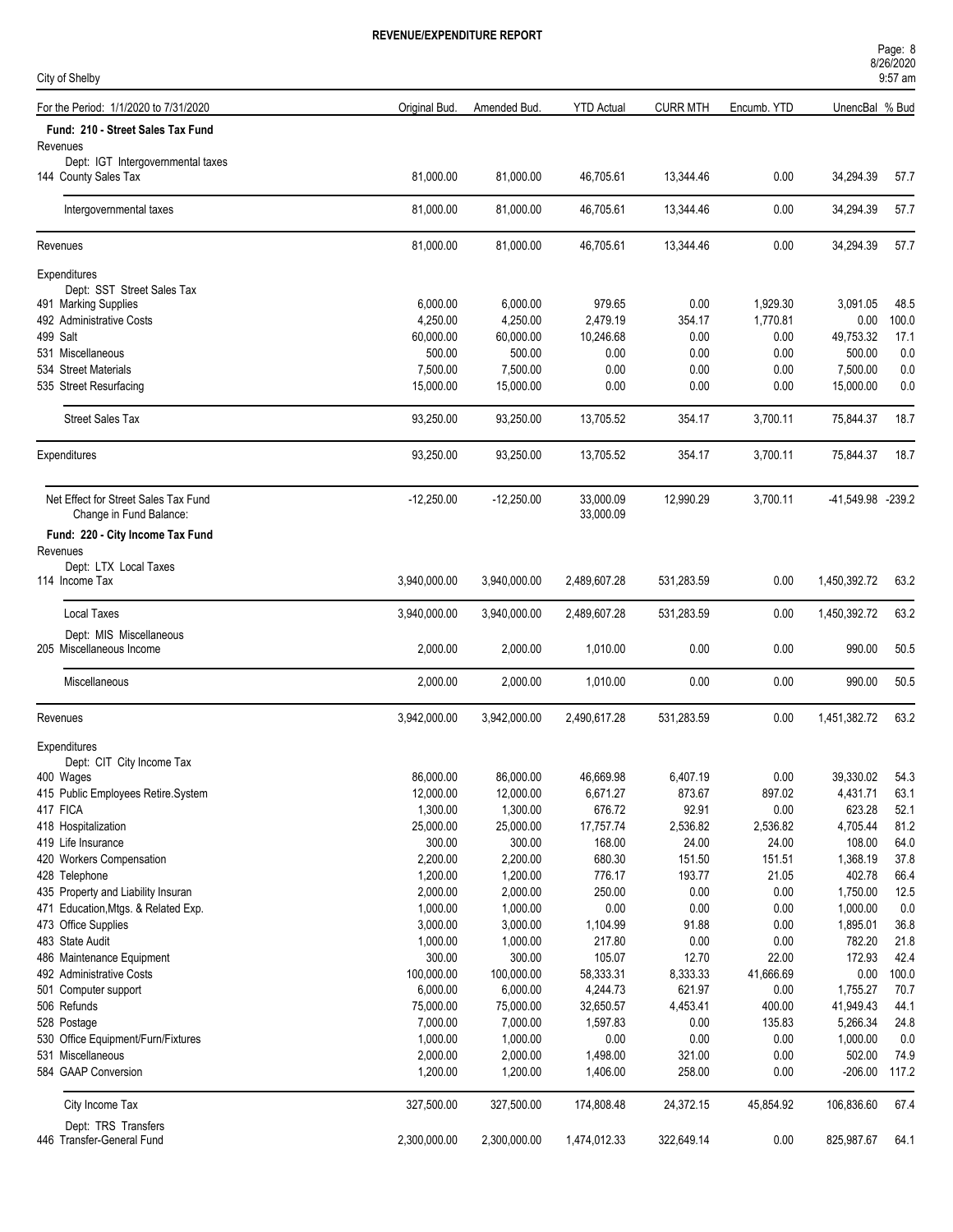**REVENUE/EXPENDITURE REPORT**

City of Shelby

| For the Period: 1/1/2020 to 7/31/2020 | Original Bud. | Amended Bud. | YTD Actual | CURR MTH | Encumb. YTD | UnencBal | % Bud |
|---|---|---|---|---|---|---|---|
| **Fund: 210 - Street Sales Tax Fund** | | | | | | | |
| Revenues | | | | | | | |
| Dept: IGT Intergovernmental taxes | | | | | | | |
| 144 County Sales Tax | 81,000.00 | 81,000.00 | 46,705.61 | 13,344.46 | 0.00 | 34,294.39 | 57.7 |
| Intergovernmental taxes | 81,000.00 | 81,000.00 | 46,705.61 | 13,344.46 | 0.00 | 34,294.39 | 57.7 |
| Revenues | 81,000.00 | 81,000.00 | 46,705.61 | 13,344.46 | 0.00 | 34,294.39 | 57.7 |
| Expenditures | | | | | | | |
| Dept: SST Street Sales Tax | | | | | | | |
| 491 Marking Supplies | 6,000.00 | 6,000.00 | 979.65 | 0.00 | 1,929.30 | 3,091.05 | 48.5 |
| 492 Administrative Costs | 4,250.00 | 4,250.00 | 2,479.19 | 354.17 | 1,770.81 | 0.00 | 100.0 |
| 499 Salt | 60,000.00 | 60,000.00 | 10,246.68 | 0.00 | 0.00 | 49,753.32 | 17.1 |
| 531 Miscellaneous | 500.00 | 500.00 | 0.00 | 0.00 | 0.00 | 500.00 | 0.0 |
| 534 Street Materials | 7,500.00 | 7,500.00 | 0.00 | 0.00 | 0.00 | 7,500.00 | 0.0 |
| 535 Street Resurfacing | 15,000.00 | 15,000.00 | 0.00 | 0.00 | 0.00 | 15,000.00 | 0.0 |
| Street Sales Tax | 93,250.00 | 93,250.00 | 13,705.52 | 354.17 | 3,700.11 | 75,844.37 | 18.7 |
| Expenditures | 93,250.00 | 93,250.00 | 13,705.52 | 354.17 | 3,700.11 | 75,844.37 | 18.7 |
| Net Effect for Street Sales Tax Fund | -12,250.00 | -12,250.00 | 33,000.09 | 12,990.29 | 3,700.11 | -41,549.98 | -239.2 |
| Change in Fund Balance: | | | 33,000.09 | | | | |
| **Fund: 220 - City Income Tax Fund** | | | | | | | |
| Revenues | | | | | | | |
| Dept: LTX Local Taxes | | | | | | | |
| 114 Income Tax | 3,940,000.00 | 3,940,000.00 | 2,489,607.28 | 531,283.59 | 0.00 | 1,450,392.72 | 63.2 |
| Local Taxes | 3,940,000.00 | 3,940,000.00 | 2,489,607.28 | 531,283.59 | 0.00 | 1,450,392.72 | 63.2 |
| Dept: MIS Miscellaneous | | | | | | | |
| 205 Miscellaneous Income | 2,000.00 | 2,000.00 | 1,010.00 | 0.00 | 0.00 | 990.00 | 50.5 |
| Miscellaneous | 2,000.00 | 2,000.00 | 1,010.00 | 0.00 | 0.00 | 990.00 | 50.5 |
| Revenues | 3,942,000.00 | 3,942,000.00 | 2,490,617.28 | 531,283.59 | 0.00 | 1,451,382.72 | 63.2 |
| Expenditures | | | | | | | |
| Dept: CIT City Income Tax | | | | | | | |
| 400 Wages | 86,000.00 | 86,000.00 | 46,669.98 | 6,407.19 | 0.00 | 39,330.02 | 54.3 |
| 415 Public Employees Retire.System | 12,000.00 | 12,000.00 | 6,671.27 | 873.67 | 897.02 | 4,431.71 | 63.1 |
| 417 FICA | 1,300.00 | 1,300.00 | 676.72 | 92.91 | 0.00 | 623.28 | 52.1 |
| 418 Hospitalization | 25,000.00 | 25,000.00 | 17,757.74 | 2,536.82 | 2,536.82 | 4,705.44 | 81.2 |
| 419 Life Insurance | 300.00 | 300.00 | 168.00 | 24.00 | 24.00 | 108.00 | 64.0 |
| 420 Workers Compensation | 2,200.00 | 2,200.00 | 680.30 | 151.50 | 151.51 | 1,368.19 | 37.8 |
| 428 Telephone | 1,200.00 | 1,200.00 | 776.17 | 193.77 | 21.05 | 402.78 | 66.4 |
| 435 Property and Liability Insuran | 2,000.00 | 2,000.00 | 250.00 | 0.00 | 0.00 | 1,750.00 | 12.5 |
| 471 Education,Mtgs. & Related Exp. | 1,000.00 | 1,000.00 | 0.00 | 0.00 | 0.00 | 1,000.00 | 0.0 |
| 473 Office Supplies | 3,000.00 | 3,000.00 | 1,104.99 | 91.88 | 0.00 | 1,895.01 | 36.8 |
| 483 State Audit | 1,000.00 | 1,000.00 | 217.80 | 0.00 | 0.00 | 782.20 | 21.8 |
| 486 Maintenance Equipment | 300.00 | 300.00 | 105.07 | 12.70 | 22.00 | 172.93 | 42.4 |
| 492 Administrative Costs | 100,000.00 | 100,000.00 | 58,333.31 | 8,333.33 | 41,666.69 | 0.00 | 100.0 |
| 501 Computer support | 6,000.00 | 6,000.00 | 4,244.73 | 621.97 | 0.00 | 1,755.27 | 70.7 |
| 506 Refunds | 75,000.00 | 75,000.00 | 32,650.57 | 4,453.41 | 400.00 | 41,949.43 | 44.1 |
| 528 Postage | 7,000.00 | 7,000.00 | 1,597.83 | 0.00 | 135.83 | 5,266.34 | 24.8 |
| 530 Office Equipment/Furn/Fixtures | 1,000.00 | 1,000.00 | 0.00 | 0.00 | 0.00 | 1,000.00 | 0.0 |
| 531 Miscellaneous | 2,000.00 | 2,000.00 | 1,498.00 | 321.00 | 0.00 | 502.00 | 74.9 |
| 584 GAAP Conversion | 1,200.00 | 1,200.00 | 1,406.00 | 258.00 | 0.00 | -206.00 | 117.2 |
| City Income Tax | 327,500.00 | 327,500.00 | 174,808.48 | 24,372.15 | 45,854.92 | 106,836.60 | 67.4 |
| Dept: TRS Transfers | | | | | | | |
| 446 Transfer-General Fund | 2,300,000.00 | 2,300,000.00 | 1,474,012.33 | 322,649.14 | 0.00 | 825,987.67 | 64.1 |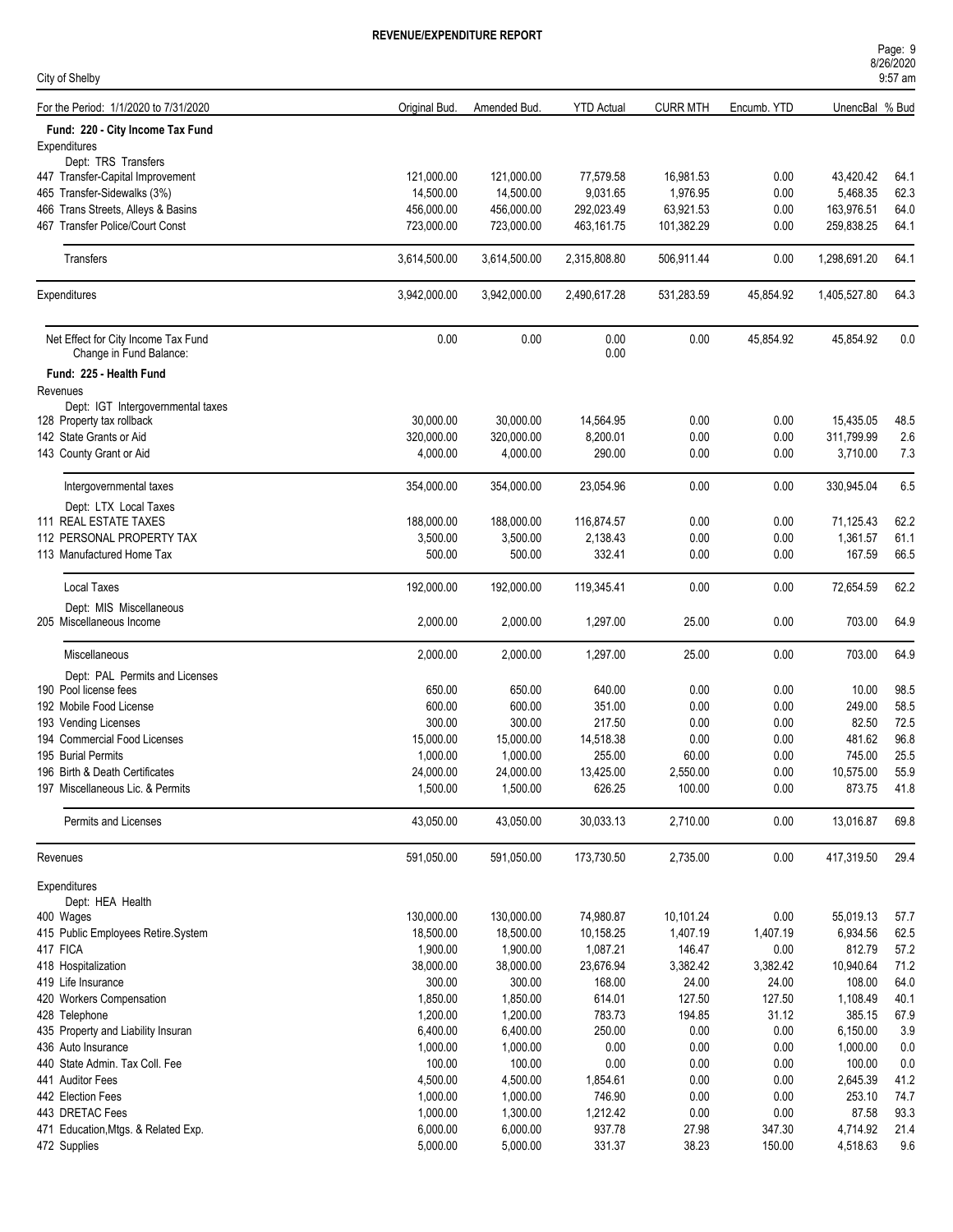# REVENUE/EXPENDITURE REPORT

City of Shelby

| For the Period: 1/1/2020 to 7/31/2020 | Original Bud. | Amended Bud. | YTD Actual | CURR MTH | Encumb. YTD | UnencBal | % Bud |
|---|---|---|---|---|---|---|---|
| **Fund: 220 - City Income Tax Fund** | | | | | | | |
| Expenditures | | | | | | | |
| Dept: TRS Transfers | | | | | | | |
| 447 Transfer-Capital Improvement | 121,000.00 | 121,000.00 | 77,579.58 | 16,981.53 | 0.00 | 43,420.42 | 64.1 |
| 465 Transfer-Sidewalks (3%) | 14,500.00 | 14,500.00 | 9,031.65 | 1,976.95 | 0.00 | 5,468.35 | 62.3 |
| 466 Trans Streets, Alleys & Basins | 456,000.00 | 456,000.00 | 292,023.49 | 63,921.53 | 0.00 | 163,976.51 | 64.0 |
| 467 Transfer Police/Court Const | 723,000.00 | 723,000.00 | 463,161.75 | 101,382.29 | 0.00 | 259,838.25 | 64.1 |
| Transfers | 3,614,500.00 | 3,614,500.00 | 2,315,808.80 | 506,911.44 | 0.00 | 1,298,691.20 | 64.1 |
| Expenditures | 3,942,000.00 | 3,942,000.00 | 2,490,617.28 | 531,283.59 | 45,854.92 | 1,405,527.80 | 64.3 |
| Net Effect for City Income Tax Fund | 0.00 | 0.00 | 0.00 | 0.00 | 45,854.92 | 45,854.92 | 0.0 |
| Change in Fund Balance: | | | 0.00 | | | | |
| **Fund: 225 - Health Fund** | | | | | | | |
| Revenues | | | | | | | |
| Dept: IGT Intergovernmental taxes | | | | | | | |
| 128 Property tax rollback | 30,000.00 | 30,000.00 | 14,564.95 | 0.00 | 0.00 | 15,435.05 | 48.5 |
| 142 State Grants or Aid | 320,000.00 | 320,000.00 | 8,200.01 | 0.00 | 0.00 | 311,799.99 | 2.6 |
| 143 County Grant or Aid | 4,000.00 | 4,000.00 | 290.00 | 0.00 | 0.00 | 3,710.00 | 7.3 |
| Intergovernmental taxes | 354,000.00 | 354,000.00 | 23,054.96 | 0.00 | 0.00 | 330,945.04 | 6.5 |
| Dept: LTX Local Taxes | | | | | | | |
| 111 REAL ESTATE TAXES | 188,000.00 | 188,000.00 | 116,874.57 | 0.00 | 0.00 | 71,125.43 | 62.2 |
| 112 PERSONAL PROPERTY TAX | 3,500.00 | 3,500.00 | 2,138.43 | 0.00 | 0.00 | 1,361.57 | 61.1 |
| 113 Manufactured Home Tax | 500.00 | 500.00 | 332.41 | 0.00 | 0.00 | 167.59 | 66.5 |
| Local Taxes | 192,000.00 | 192,000.00 | 119,345.41 | 0.00 | 0.00 | 72,654.59 | 62.2 |
| Dept: MIS Miscellaneous | | | | | | | |
| 205 Miscellaneous Income | 2,000.00 | 2,000.00 | 1,297.00 | 25.00 | 0.00 | 703.00 | 64.9 |
| Miscellaneous | 2,000.00 | 2,000.00 | 1,297.00 | 25.00 | 0.00 | 703.00 | 64.9 |
| Dept: PAL Permits and Licenses | | | | | | | |
| 190 Pool license fees | 650.00 | 650.00 | 640.00 | 0.00 | 0.00 | 10.00 | 98.5 |
| 192 Mobile Food License | 600.00 | 600.00 | 351.00 | 0.00 | 0.00 | 249.00 | 58.5 |
| 193 Vending Licenses | 300.00 | 300.00 | 217.50 | 0.00 | 0.00 | 82.50 | 72.5 |
| 194 Commercial Food Licenses | 15,000.00 | 15,000.00 | 14,518.38 | 0.00 | 0.00 | 481.62 | 96.8 |
| 195 Burial Permits | 1,000.00 | 1,000.00 | 255.00 | 60.00 | 0.00 | 745.00 | 25.5 |
| 196 Birth & Death Certificates | 24,000.00 | 24,000.00 | 13,425.00 | 2,550.00 | 0.00 | 10,575.00 | 55.9 |
| 197 Miscellaneous Lic. & Permits | 1,500.00 | 1,500.00 | 626.25 | 100.00 | 0.00 | 873.75 | 41.8 |
| Permits and Licenses | 43,050.00 | 43,050.00 | 30,033.13 | 2,710.00 | 0.00 | 13,016.87 | 69.8 |
| Revenues | 591,050.00 | 591,050.00 | 173,730.50 | 2,735.00 | 0.00 | 417,319.50 | 29.4 |
| Expenditures | | | | | | | |
| Dept: HEA Health | | | | | | | |
| 400 Wages | 130,000.00 | 130,000.00 | 74,980.87 | 10,101.24 | 0.00 | 55,019.13 | 57.7 |
| 415 Public Employees Retire.System | 18,500.00 | 18,500.00 | 10,158.25 | 1,407.19 | 1,407.19 | 6,934.56 | 62.5 |
| 417 FICA | 1,900.00 | 1,900.00 | 1,087.21 | 146.47 | 0.00 | 812.79 | 57.2 |
| 418 Hospitalization | 38,000.00 | 38,000.00 | 23,676.94 | 3,382.42 | 3,382.42 | 10,940.64 | 71.2 |
| 419 Life Insurance | 300.00 | 300.00 | 168.00 | 24.00 | 24.00 | 108.00 | 64.0 |
| 420 Workers Compensation | 1,850.00 | 1,850.00 | 614.01 | 127.50 | 127.50 | 1,108.49 | 40.1 |
| 428 Telephone | 1,200.00 | 1,200.00 | 783.73 | 194.85 | 31.12 | 385.15 | 67.9 |
| 435 Property and Liability Insuran | 6,400.00 | 6,400.00 | 250.00 | 0.00 | 0.00 | 6,150.00 | 3.9 |
| 436 Auto Insurance | 1,000.00 | 1,000.00 | 0.00 | 0.00 | 0.00 | 1,000.00 | 0.0 |
| 440 State Admin. Tax Coll. Fee | 100.00 | 100.00 | 0.00 | 0.00 | 0.00 | 100.00 | 0.0 |
| 441 Auditor Fees | 4,500.00 | 4,500.00 | 1,854.61 | 0.00 | 0.00 | 2,645.39 | 41.2 |
| 442 Election Fees | 1,000.00 | 1,000.00 | 746.90 | 0.00 | 0.00 | 253.10 | 74.7 |
| 443 DRETAC Fees | 1,000.00 | 1,300.00 | 1,212.42 | 0.00 | 0.00 | 87.58 | 93.3 |
| 471 Education,Mtgs. & Related Exp. | 6,000.00 | 6,000.00 | 937.78 | 27.98 | 347.30 | 4,714.92 | 21.4 |
| 472 Supplies | 5,000.00 | 5,000.00 | 331.37 | 38.23 | 150.00 | 4,518.63 | 9.6 |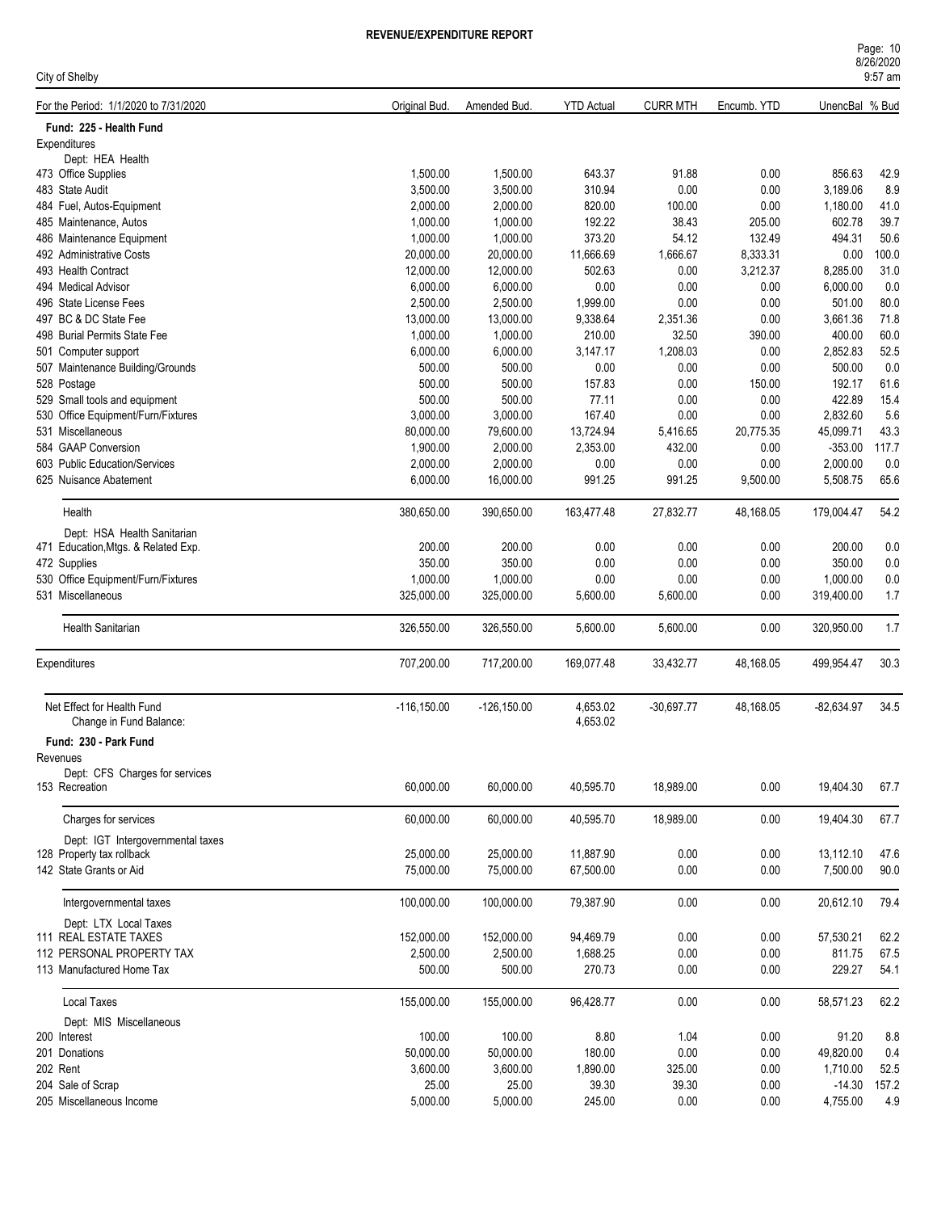**REVENUE/EXPENDITURE REPORT**

City of Shelby

| For the Period: 1/1/2020 to 7/31/2020 | Original Bud. | Amended Bud. | YTD Actual | CURR MTH | Encumb. YTD | UnencBal | % Bud |
|---|---|---|---|---|---|---|---|
| **Fund: 225 - Health Fund** | | | | | | | |
| Expenditures | | | | | | | |
| Dept: HEA Health | | | | | | | |
| 473 Office Supplies | 1,500.00 | 1,500.00 | 643.37 | 91.88 | 0.00 | 856.63 | 42.9 |
| 483 State Audit | 3,500.00 | 3,500.00 | 310.94 | 0.00 | 0.00 | 3,189.06 | 8.9 |
| 484 Fuel, Autos-Equipment | 2,000.00 | 2,000.00 | 820.00 | 100.00 | 0.00 | 1,180.00 | 41.0 |
| 485 Maintenance, Autos | 1,000.00 | 1,000.00 | 192.22 | 38.43 | 205.00 | 602.78 | 39.7 |
| 486 Maintenance Equipment | 1,000.00 | 1,000.00 | 373.20 | 54.12 | 132.49 | 494.31 | 50.6 |
| 492 Administrative Costs | 20,000.00 | 20,000.00 | 11,666.69 | 1,666.67 | 8,333.31 | 0.00 | 100.0 |
| 493 Health Contract | 12,000.00 | 12,000.00 | 502.63 | 0.00 | 3,212.37 | 8,285.00 | 31.0 |
| 494 Medical Advisor | 6,000.00 | 6,000.00 | 0.00 | 0.00 | 0.00 | 6,000.00 | 0.0 |
| 496 State License Fees | 2,500.00 | 2,500.00 | 1,999.00 | 0.00 | 0.00 | 501.00 | 80.0 |
| 497 BC & DC State Fee | 13,000.00 | 13,000.00 | 9,338.64 | 2,351.36 | 0.00 | 3,661.36 | 71.8 |
| 498 Burial Permits State Fee | 1,000.00 | 1,000.00 | 210.00 | 32.50 | 390.00 | 400.00 | 60.0 |
| 501 Computer support | 6,000.00 | 6,000.00 | 3,147.17 | 1,208.03 | 0.00 | 2,852.83 | 52.5 |
| 507 Maintenance Building/Grounds | 500.00 | 500.00 | 0.00 | 0.00 | 0.00 | 500.00 | 0.0 |
| 528 Postage | 500.00 | 500.00 | 157.83 | 0.00 | 150.00 | 192.17 | 61.6 |
| 529 Small tools and equipment | 500.00 | 500.00 | 77.11 | 0.00 | 0.00 | 422.89 | 15.4 |
| 530 Office Equipment/Furn/Fixtures | 3,000.00 | 3,000.00 | 167.40 | 0.00 | 0.00 | 2,832.60 | 5.6 |
| 531 Miscellaneous | 80,000.00 | 79,600.00 | 13,724.94 | 5,416.65 | 20,775.35 | 45,099.71 | 43.3 |
| 584 GAAP Conversion | 1,900.00 | 2,000.00 | 2,353.00 | 432.00 | 0.00 | -353.00 | 117.7 |
| 603 Public Education/Services | 2,000.00 | 2,000.00 | 0.00 | 0.00 | 0.00 | 2,000.00 | 0.0 |
| 625 Nuisance Abatement | 6,000.00 | 16,000.00 | 991.25 | 991.25 | 9,500.00 | 5,508.75 | 65.6 |
| Health | 380,650.00 | 390,650.00 | 163,477.48 | 27,832.77 | 48,168.05 | 179,004.47 | 54.2 |
| Dept: HSA Health Sanitarian | | | | | | | |
| 471 Education,Mtgs. & Related Exp. | 200.00 | 200.00 | 0.00 | 0.00 | 0.00 | 200.00 | 0.0 |
| 472 Supplies | 350.00 | 350.00 | 0.00 | 0.00 | 0.00 | 350.00 | 0.0 |
| 530 Office Equipment/Furn/Fixtures | 1,000.00 | 1,000.00 | 0.00 | 0.00 | 0.00 | 1,000.00 | 0.0 |
| 531 Miscellaneous | 325,000.00 | 325,000.00 | 5,600.00 | 5,600.00 | 0.00 | 319,400.00 | 1.7 |
| Health Sanitarian | 326,550.00 | 326,550.00 | 5,600.00 | 5,600.00 | 0.00 | 320,950.00 | 1.7 |
| Expenditures | 707,200.00 | 717,200.00 | 169,077.48 | 33,432.77 | 48,168.05 | 499,954.47 | 30.3 |
| Net Effect for Health Fund | -116,150.00 | -126,150.00 | 4,653.02 | -30,697.77 | 48,168.05 | -82,634.97 | 34.5 |
| Change in Fund Balance: | | | 4,653.02 | | | | |
| **Fund: 230 - Park Fund** | | | | | | | |
| Revenues | | | | | | | |
| Dept: CFS Charges for services | | | | | | | |
| 153 Recreation | 60,000.00 | 60,000.00 | 40,595.70 | 18,989.00 | 0.00 | 19,404.30 | 67.7 |
| Charges for services | 60,000.00 | 60,000.00 | 40,595.70 | 18,989.00 | 0.00 | 19,404.30 | 67.7 |
| Dept: IGT Intergovernmental taxes | | | | | | | |
| 128 Property tax rollback | 25,000.00 | 25,000.00 | 11,887.90 | 0.00 | 0.00 | 13,112.10 | 47.6 |
| 142 State Grants or Aid | 75,000.00 | 75,000.00 | 67,500.00 | 0.00 | 0.00 | 7,500.00 | 90.0 |
| Intergovernmental taxes | 100,000.00 | 100,000.00 | 79,387.90 | 0.00 | 0.00 | 20,612.10 | 79.4 |
| Dept: LTX Local Taxes | | | | | | | |
| 111 REAL ESTATE TAXES | 152,000.00 | 152,000.00 | 94,469.79 | 0.00 | 0.00 | 57,530.21 | 62.2 |
| 112 PERSONAL PROPERTY TAX | 2,500.00 | 2,500.00 | 1,688.25 | 0.00 | 0.00 | 811.75 | 67.5 |
| 113 Manufactured Home Tax | 500.00 | 500.00 | 270.73 | 0.00 | 0.00 | 229.27 | 54.1 |
| Local Taxes | 155,000.00 | 155,000.00 | 96,428.77 | 0.00 | 0.00 | 58,571.23 | 62.2 |
| Dept: MIS Miscellaneous | | | | | | | |
| 200 Interest | 100.00 | 100.00 | 8.80 | 1.04 | 0.00 | 91.20 | 8.8 |
| 201 Donations | 50,000.00 | 50,000.00 | 180.00 | 0.00 | 0.00 | 49,820.00 | 0.4 |
| 202 Rent | 3,600.00 | 3,600.00 | 1,890.00 | 325.00 | 0.00 | 1,710.00 | 52.5 |
| 204 Sale of Scrap | 25.00 | 25.00 | 39.30 | 39.30 | 0.00 | -14.30 | 157.2 |
| 205 Miscellaneous Income | 5,000.00 | 5,000.00 | 245.00 | 0.00 | 0.00 | 4,755.00 | 4.9 |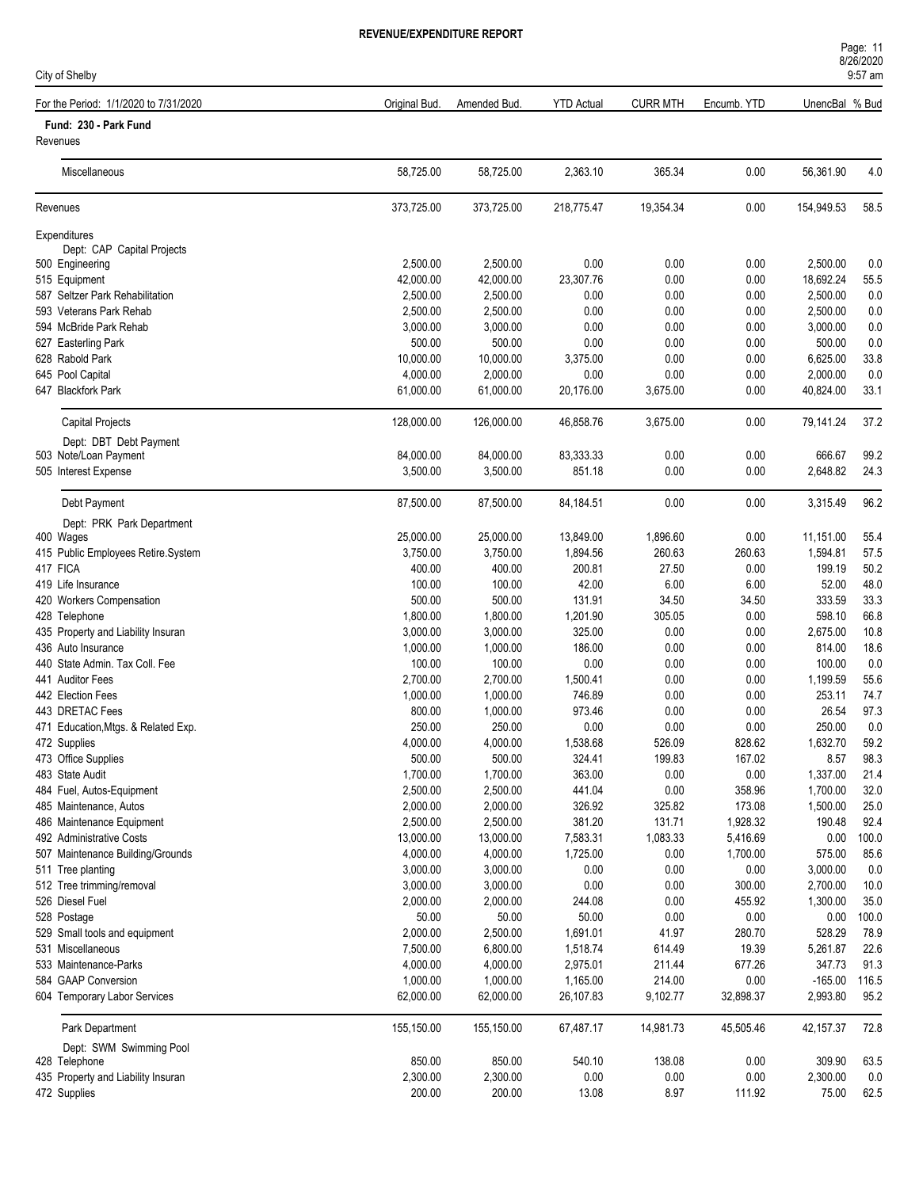# REVENUE/EXPENDITURE REPORT

City of Shelby

| For the Period: 1/1/2020 to 7/31/2020 | Original Bud. | Amended Bud. | YTD Actual | CURR MTH | Encumb. YTD | UnencBal | % Bud |
|---|---|---|---|---|---|---|---|
| **Fund: 230 - Park Fund** | | | | | | | |
| Revenues | | | | | | | |
| Miscellaneous | 58,725.00 | 58,725.00 | 2,363.10 | 365.34 | 0.00 | 56,361.90 | 4.0 |
| Revenues | 373,725.00 | 373,725.00 | 218,775.47 | 19,354.34 | 0.00 | 154,949.53 | 58.5 |
| Expenditures | | | | | | | |
| Dept: CAP Capital Projects | | | | | | | |
| 500 Engineering | 2,500.00 | 2,500.00 | 0.00 | 0.00 | 0.00 | 2,500.00 | 0.0 |
| 515 Equipment | 42,000.00 | 42,000.00 | 23,307.76 | 0.00 | 0.00 | 18,692.24 | 55.5 |
| 587 Seltzer Park Rehabilitation | 2,500.00 | 2,500.00 | 0.00 | 0.00 | 0.00 | 2,500.00 | 0.0 |
| 593 Veterans Park Rehab | 2,500.00 | 2,500.00 | 0.00 | 0.00 | 0.00 | 2,500.00 | 0.0 |
| 594 McBride Park Rehab | 3,000.00 | 3,000.00 | 0.00 | 0.00 | 0.00 | 3,000.00 | 0.0 |
| 627 Easterling Park | 500.00 | 500.00 | 0.00 | 0.00 | 0.00 | 500.00 | 0.0 |
| 628 Rabold Park | 10,000.00 | 10,000.00 | 3,375.00 | 0.00 | 0.00 | 6,625.00 | 33.8 |
| 645 Pool Capital | 4,000.00 | 2,000.00 | 0.00 | 0.00 | 0.00 | 2,000.00 | 0.0 |
| 647 Blackfork Park | 61,000.00 | 61,000.00 | 20,176.00 | 3,675.00 | 0.00 | 40,824.00 | 33.1 |
| Capital Projects | 128,000.00 | 126,000.00 | 46,858.76 | 3,675.00 | 0.00 | 79,141.24 | 37.2 |
| Dept: DBT Debt Payment | | | | | | | |
| 503 Note/Loan Payment | 84,000.00 | 84,000.00 | 83,333.33 | 0.00 | 0.00 | 666.67 | 99.2 |
| 505 Interest Expense | 3,500.00 | 3,500.00 | 851.18 | 0.00 | 0.00 | 2,648.82 | 24.3 |
| Debt Payment | 87,500.00 | 87,500.00 | 84,184.51 | 0.00 | 0.00 | 3,315.49 | 96.2 |
| Dept: PRK Park Department | | | | | | | |
| 400 Wages | 25,000.00 | 25,000.00 | 13,849.00 | 1,896.60 | 0.00 | 11,151.00 | 55.4 |
| 415 Public Employees Retire.System | 3,750.00 | 3,750.00 | 1,894.56 | 260.63 | 260.63 | 1,594.81 | 57.5 |
| 417 FICA | 400.00 | 400.00 | 200.81 | 27.50 | 0.00 | 199.19 | 50.2 |
| 419 Life Insurance | 100.00 | 100.00 | 42.00 | 6.00 | 6.00 | 52.00 | 48.0 |
| 420 Workers Compensation | 500.00 | 500.00 | 131.91 | 34.50 | 34.50 | 333.59 | 33.3 |
| 428 Telephone | 1,800.00 | 1,800.00 | 1,201.90 | 305.05 | 0.00 | 598.10 | 66.8 |
| 435 Property and Liability Insuran | 3,000.00 | 3,000.00 | 325.00 | 0.00 | 0.00 | 2,675.00 | 10.8 |
| 436 Auto Insurance | 1,000.00 | 1,000.00 | 186.00 | 0.00 | 0.00 | 814.00 | 18.6 |
| 440 State Admin. Tax Coll. Fee | 100.00 | 100.00 | 0.00 | 0.00 | 0.00 | 100.00 | 0.0 |
| 441 Auditor Fees | 2,700.00 | 2,700.00 | 1,500.41 | 0.00 | 0.00 | 1,199.59 | 55.6 |
| 442 Election Fees | 1,000.00 | 1,000.00 | 746.89 | 0.00 | 0.00 | 253.11 | 74.7 |
| 443 DRETAC Fees | 800.00 | 1,000.00 | 973.46 | 0.00 | 0.00 | 26.54 | 97.3 |
| 471 Education,Mtgs. & Related Exp. | 250.00 | 250.00 | 0.00 | 0.00 | 0.00 | 250.00 | 0.0 |
| 472 Supplies | 4,000.00 | 4,000.00 | 1,538.68 | 526.09 | 828.62 | 1,632.70 | 59.2 |
| 473 Office Supplies | 500.00 | 500.00 | 324.41 | 199.83 | 167.02 | 8.57 | 98.3 |
| 483 State Audit | 1,700.00 | 1,700.00 | 363.00 | 0.00 | 0.00 | 1,337.00 | 21.4 |
| 484 Fuel, Autos-Equipment | 2,500.00 | 2,500.00 | 441.04 | 0.00 | 358.96 | 1,700.00 | 32.0 |
| 485 Maintenance, Autos | 2,000.00 | 2,000.00 | 326.92 | 325.82 | 173.08 | 1,500.00 | 25.0 |
| 486 Maintenance Equipment | 2,500.00 | 2,500.00 | 381.20 | 131.71 | 1,928.32 | 190.48 | 92.4 |
| 492 Administrative Costs | 13,000.00 | 13,000.00 | 7,583.31 | 1,083.33 | 5,416.69 | 0.00 | 100.0 |
| 507 Maintenance Building/Grounds | 4,000.00 | 4,000.00 | 1,725.00 | 0.00 | 1,700.00 | 575.00 | 85.6 |
| 511 Tree planting | 3,000.00 | 3,000.00 | 0.00 | 0.00 | 0.00 | 3,000.00 | 0.0 |
| 512 Tree trimming/removal | 3,000.00 | 3,000.00 | 0.00 | 0.00 | 300.00 | 2,700.00 | 10.0 |
| 526 Diesel Fuel | 2,000.00 | 2,000.00 | 244.08 | 0.00 | 455.92 | 1,300.00 | 35.0 |
| 528 Postage | 50.00 | 50.00 | 50.00 | 0.00 | 0.00 | 0.00 | 100.0 |
| 529 Small tools and equipment | 2,000.00 | 2,500.00 | 1,691.01 | 41.97 | 280.70 | 528.29 | 78.9 |
| 531 Miscellaneous | 7,500.00 | 6,800.00 | 1,518.74 | 614.49 | 19.39 | 5,261.87 | 22.6 |
| 533 Maintenance-Parks | 4,000.00 | 4,000.00 | 2,975.01 | 211.44 | 677.26 | 347.73 | 91.3 |
| 584 GAAP Conversion | 1,000.00 | 1,000.00 | 1,165.00 | 214.00 | 0.00 | -165.00 | 116.5 |
| 604 Temporary Labor Services | 62,000.00 | 62,000.00 | 26,107.83 | 9,102.77 | 32,898.37 | 2,993.80 | 95.2 |
| Park Department | 155,150.00 | 155,150.00 | 67,487.17 | 14,981.73 | 45,505.46 | 42,157.37 | 72.8 |
| Dept: SWM Swimming Pool | | | | | | | |
| 428 Telephone | 850.00 | 850.00 | 540.10 | 138.08 | 0.00 | 309.90 | 63.5 |
| 435 Property and Liability Insuran | 2,300.00 | 2,300.00 | 0.00 | 0.00 | 0.00 | 2,300.00 | 0.0 |
| 472 Supplies | 200.00 | 200.00 | 13.08 | 8.97 | 111.92 | 75.00 | 62.5 |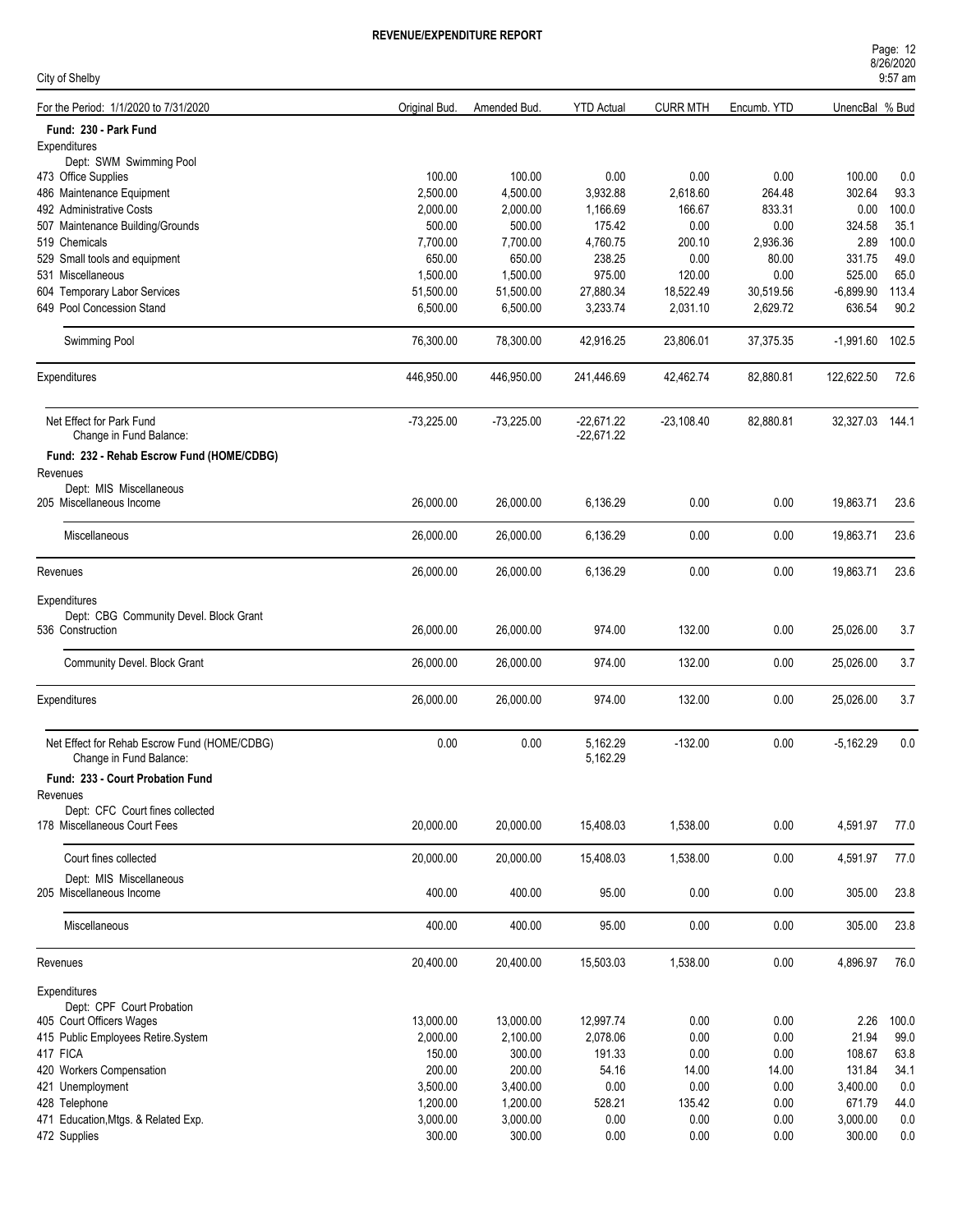**REVENUE/EXPENDITURE REPORT**

City of Shelby

8/26/2020 9:57 am

| For the Period: 1/1/2020 to 7/31/2020 | Original Bud. | Amended Bud. | YTD Actual | CURR MTH | Encumb. YTD | UnencBal | % Bud |
|---|---|---|---|---|---|---|---|
| **Fund: 230 - Park Fund** | | | | | | | |
| Expenditures | | | | | | | |
| Dept: SWM Swimming Pool | | | | | | | |
| 473 Office Supplies | 100.00 | 100.00 | 0.00 | 0.00 | 0.00 | 100.00 | 0.0 |
| 486 Maintenance Equipment | 2,500.00 | 4,500.00 | 3,932.88 | 2,618.60 | 264.48 | 302.64 | 93.3 |
| 492 Administrative Costs | 2,000.00 | 2,000.00 | 1,166.69 | 166.67 | 833.31 | 0.00 | 100.0 |
| 507 Maintenance Building/Grounds | 500.00 | 500.00 | 175.42 | 0.00 | 0.00 | 324.58 | 35.1 |
| 519 Chemicals | 7,700.00 | 7,700.00 | 4,760.75 | 200.10 | 2,936.36 | 2.89 | 100.0 |
| 529 Small tools and equipment | 650.00 | 650.00 | 238.25 | 0.00 | 80.00 | 331.75 | 49.0 |
| 531 Miscellaneous | 1,500.00 | 1,500.00 | 975.00 | 120.00 | 0.00 | 525.00 | 65.0 |
| 604 Temporary Labor Services | 51,500.00 | 51,500.00 | 27,880.34 | 18,522.49 | 30,519.56 | -6,899.90 | 113.4 |
| 649 Pool Concession Stand | 6,500.00 | 6,500.00 | 3,233.74 | 2,031.10 | 2,629.72 | 636.54 | 90.2 |
| Swimming Pool | 76,300.00 | 78,300.00 | 42,916.25 | 23,806.01 | 37,375.35 | -1,991.60 | 102.5 |
| Expenditures | 446,950.00 | 446,950.00 | 241,446.69 | 42,462.74 | 82,880.81 | 122,622.50 | 72.6 |
| Net Effect for Park Fund | -73,225.00 | -73,225.00 | -22,671.22 | -23,108.40 | 82,880.81 | 32,327.03 | 144.1 |
| Change in Fund Balance: | | | -22,671.22 | | | | |
| **Fund: 232 - Rehab Escrow Fund (HOME/CDBG)** | | | | | | | |
| Revenues | | | | | | | |
| Dept: MIS Miscellaneous | | | | | | | |
| 205 Miscellaneous Income | 26,000.00 | 26,000.00 | 6,136.29 | 0.00 | 0.00 | 19,863.71 | 23.6 |
| Miscellaneous | 26,000.00 | 26,000.00 | 6,136.29 | 0.00 | 0.00 | 19,863.71 | 23.6 |
| Revenues | 26,000.00 | 26,000.00 | 6,136.29 | 0.00 | 0.00 | 19,863.71 | 23.6 |
| Expenditures | | | | | | | |
| Dept: CBG Community Devel. Block Grant | | | | | | | |
| 536 Construction | 26,000.00 | 26,000.00 | 974.00 | 132.00 | 0.00 | 25,026.00 | 3.7 |
| Community Devel. Block Grant | 26,000.00 | 26,000.00 | 974.00 | 132.00 | 0.00 | 25,026.00 | 3.7 |
| Expenditures | 26,000.00 | 26,000.00 | 974.00 | 132.00 | 0.00 | 25,026.00 | 3.7 |
| Net Effect for Rehab Escrow Fund (HOME/CDBG) | 0.00 | 0.00 | 5,162.29 | -132.00 | 0.00 | -5,162.29 | 0.0 |
| Change in Fund Balance: | | | 5,162.29 | | | | |
| **Fund: 233 - Court Probation Fund** | | | | | | | |
| Revenues | | | | | | | |
| Dept: CFC Court fines collected | | | | | | | |
| 178 Miscellaneous Court Fees | 20,000.00 | 20,000.00 | 15,408.03 | 1,538.00 | 0.00 | 4,591.97 | 77.0 |
| Court fines collected | 20,000.00 | 20,000.00 | 15,408.03 | 1,538.00 | 0.00 | 4,591.97 | 77.0 |
| Dept: MIS Miscellaneous | | | | | | | |
| 205 Miscellaneous Income | 400.00 | 400.00 | 95.00 | 0.00 | 0.00 | 305.00 | 23.8 |
| Miscellaneous | 400.00 | 400.00 | 95.00 | 0.00 | 0.00 | 305.00 | 23.8 |
| Revenues | 20,400.00 | 20,400.00 | 15,503.03 | 1,538.00 | 0.00 | 4,896.97 | 76.0 |
| Expenditures | | | | | | | |
| Dept: CPF Court Probation | | | | | | | |
| 405 Court Officers Wages | 13,000.00 | 13,000.00 | 12,997.74 | 0.00 | 0.00 | 2.26 | 100.0 |
| 415 Public Employees Retire.System | 2,000.00 | 2,100.00 | 2,078.06 | 0.00 | 0.00 | 21.94 | 99.0 |
| 417 FICA | 150.00 | 300.00 | 191.33 | 0.00 | 0.00 | 108.67 | 63.8 |
| 420 Workers Compensation | 200.00 | 200.00 | 54.16 | 14.00 | 14.00 | 131.84 | 34.1 |
| 421 Unemployment | 3,500.00 | 3,400.00 | 0.00 | 0.00 | 0.00 | 3,400.00 | 0.0 |
| 428 Telephone | 1,200.00 | 1,200.00 | 528.21 | 135.42 | 0.00 | 671.79 | 44.0 |
| 471 Education,Mtgs. & Related Exp. | 3,000.00 | 3,000.00 | 0.00 | 0.00 | 0.00 | 3,000.00 | 0.0 |
| 472 Supplies | 300.00 | 300.00 | 0.00 | 0.00 | 0.00 | 300.00 | 0.0 |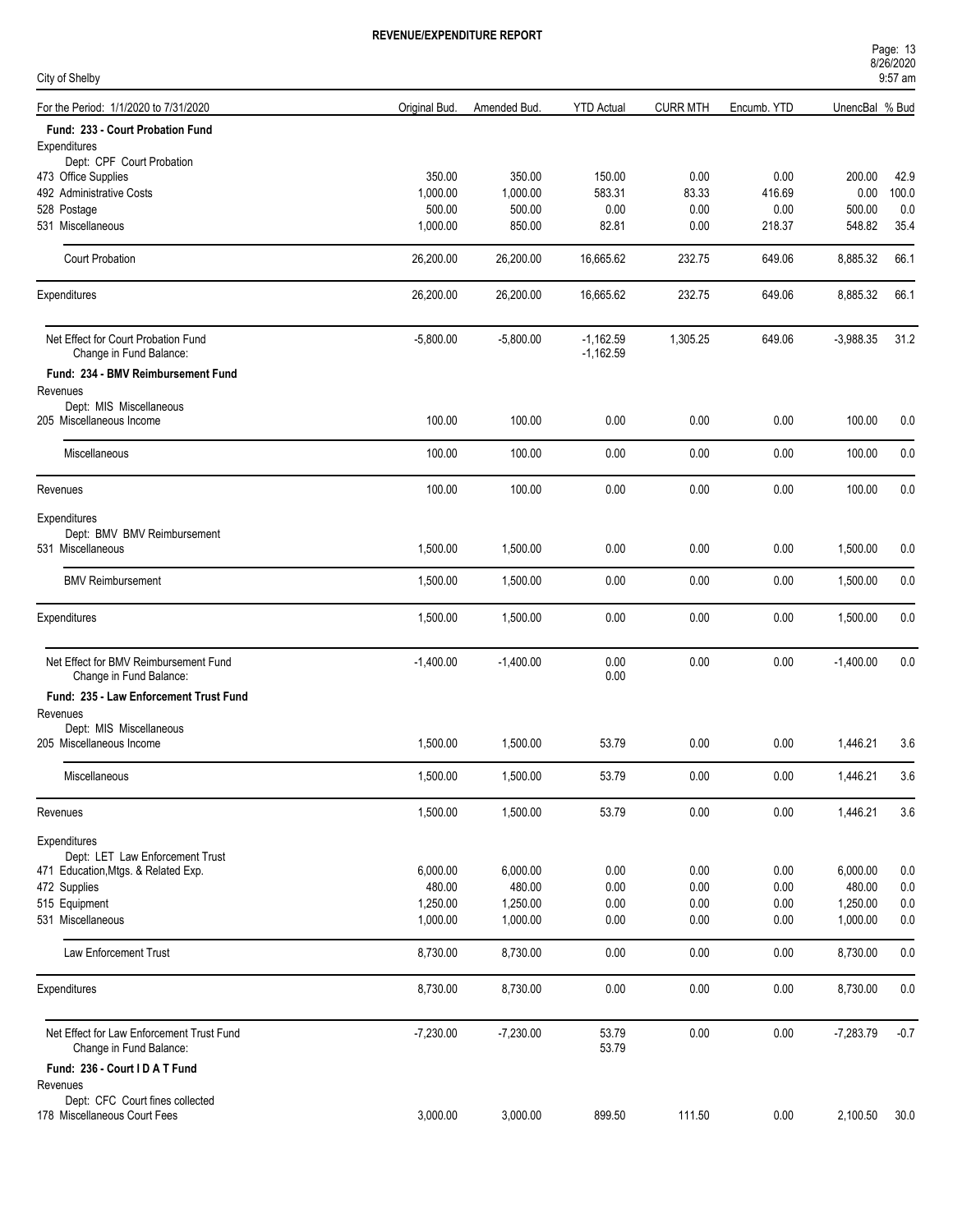# REVENUE/EXPENDITURE REPORT

City of Shelby

| For the Period: 1/1/2020 to 7/31/2020 | Original Bud. | Amended Bud. | YTD Actual | CURR MTH | Encumb. YTD | UnencBal | % Bud |
|---|---|---|---|---|---|---|---|
| **Fund: 233 - Court Probation Fund** | | | | | | | |
| Expenditures | | | | | | | |
| Dept: CPF Court Probation | | | | | | | |
| 473 Office Supplies | 350.00 | 350.00 | 150.00 | 0.00 | 0.00 | 200.00 | 42.9 |
| 492 Administrative Costs | 1,000.00 | 1,000.00 | 583.31 | 83.33 | 416.69 | 0.00 | 100.0 |
| 528 Postage | 500.00 | 500.00 | 0.00 | 0.00 | 0.00 | 500.00 | 0.0 |
| 531 Miscellaneous | 1,000.00 | 850.00 | 82.81 | 0.00 | 218.37 | 548.82 | 35.4 |
| Court Probation | 26,200.00 | 26,200.00 | 16,665.62 | 232.75 | 649.06 | 8,885.32 | 66.1 |
| Expenditures | 26,200.00 | 26,200.00 | 16,665.62 | 232.75 | 649.06 | 8,885.32 | 66.1 |
| Net Effect for Court Probation Fund | -5,800.00 | -5,800.00 | -1,162.59 | 1,305.25 | 649.06 | -3,988.35 | 31.2 |
| Change in Fund Balance: | | | -1,162.59 | | | | |
| **Fund: 234 - BMV Reimbursement Fund** | | | | | | | |
| Revenues | | | | | | | |
| Dept: MIS Miscellaneous | | | | | | | |
| 205 Miscellaneous Income | 100.00 | 100.00 | 0.00 | 0.00 | 0.00 | 100.00 | 0.0 |
| Miscellaneous | 100.00 | 100.00 | 0.00 | 0.00 | 0.00 | 100.00 | 0.0 |
| Revenues | 100.00 | 100.00 | 0.00 | 0.00 | 0.00 | 100.00 | 0.0 |
| Expenditures | | | | | | | |
| Dept: BMV BMV Reimbursement | | | | | | | |
| 531 Miscellaneous | 1,500.00 | 1,500.00 | 0.00 | 0.00 | 0.00 | 1,500.00 | 0.0 |
| BMV Reimbursement | 1,500.00 | 1,500.00 | 0.00 | 0.00 | 0.00 | 1,500.00 | 0.0 |
| Expenditures | 1,500.00 | 1,500.00 | 0.00 | 0.00 | 0.00 | 1,500.00 | 0.0 |
| Net Effect for BMV Reimbursement Fund | -1,400.00 | -1,400.00 | 0.00 | 0.00 | 0.00 | -1,400.00 | 0.0 |
| Change in Fund Balance: | | | 0.00 | | | | |
| **Fund: 235 - Law Enforcement Trust Fund** | | | | | | | |
| Revenues | | | | | | | |
| Dept: MIS Miscellaneous | | | | | | | |
| 205 Miscellaneous Income | 1,500.00 | 1,500.00 | 53.79 | 0.00 | 0.00 | 1,446.21 | 3.6 |
| Miscellaneous | 1,500.00 | 1,500.00 | 53.79 | 0.00 | 0.00 | 1,446.21 | 3.6 |
| Revenues | 1,500.00 | 1,500.00 | 53.79 | 0.00 | 0.00 | 1,446.21 | 3.6 |
| Expenditures | | | | | | | |
| Dept: LET Law Enforcement Trust | | | | | | | |
| 471 Education,Mtgs. & Related Exp. | 6,000.00 | 6,000.00 | 0.00 | 0.00 | 0.00 | 6,000.00 | 0.0 |
| 472 Supplies | 480.00 | 480.00 | 0.00 | 0.00 | 0.00 | 480.00 | 0.0 |
| 515 Equipment | 1,250.00 | 1,250.00 | 0.00 | 0.00 | 0.00 | 1,250.00 | 0.0 |
| 531 Miscellaneous | 1,000.00 | 1,000.00 | 0.00 | 0.00 | 0.00 | 1,000.00 | 0.0 |
| Law Enforcement Trust | 8,730.00 | 8,730.00 | 0.00 | 0.00 | 0.00 | 8,730.00 | 0.0 |
| Expenditures | 8,730.00 | 8,730.00 | 0.00 | 0.00 | 0.00 | 8,730.00 | 0.0 |
| Net Effect for Law Enforcement Trust Fund | -7,230.00 | -7,230.00 | 53.79 | 0.00 | 0.00 | -7,283.79 | -0.7 |
| Change in Fund Balance: | | | 53.79 | | | | |
| **Fund: 236 - Court I D A T Fund** | | | | | | | |
| Revenues | | | | | | | |
| Dept: CFC Court fines collected | | | | | | | |
| 178 Miscellaneous Court Fees | 3,000.00 | 3,000.00 | 899.50 | 111.50 | 0.00 | 2,100.50 | 30.0 |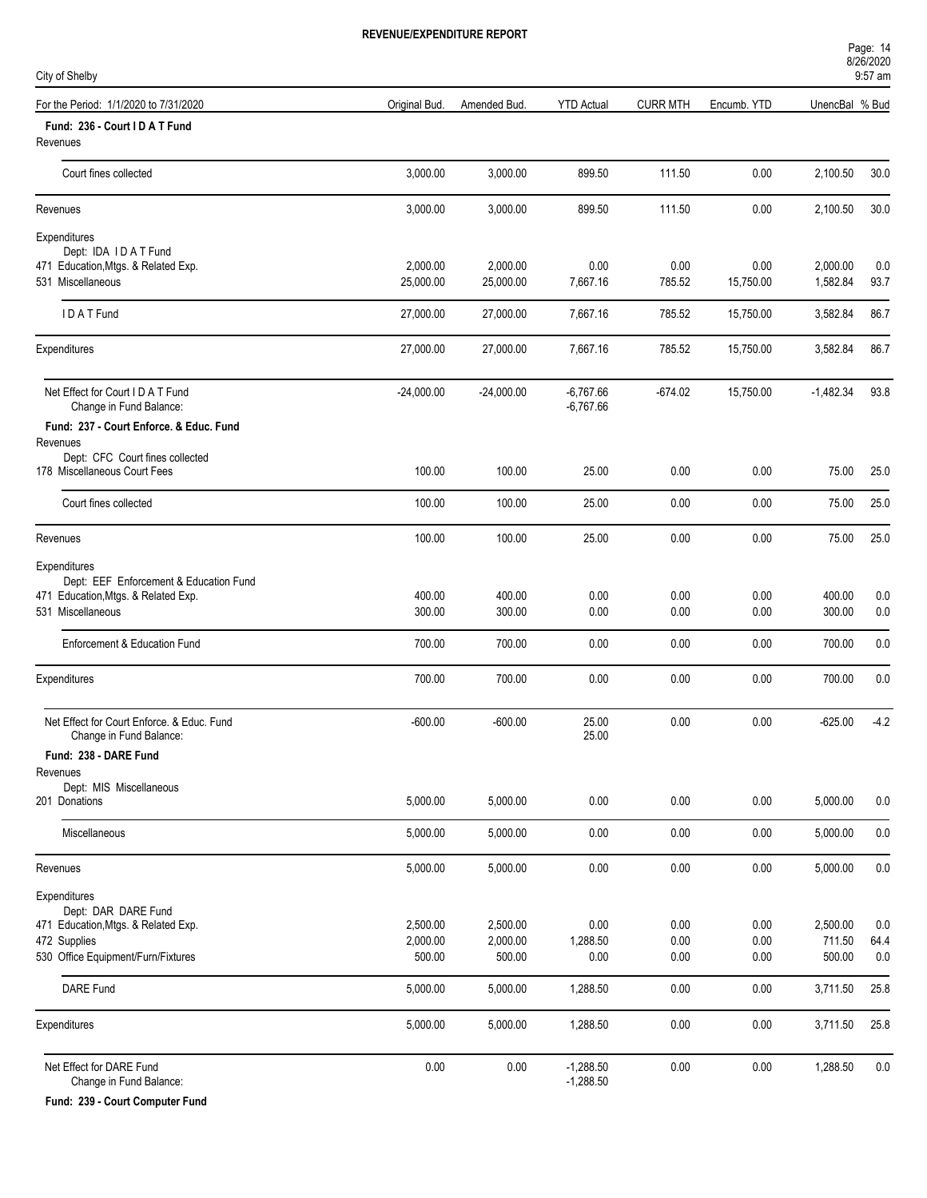# REVENUE/EXPENDITURE REPORT

City of Shelby

| For the Period: 1/1/2020 to 7/31/2020 | Original Bud. | Amended Bud. | YTD Actual | CURR MTH | Encumb. YTD | UnencBal | % Bud |
|---|---|---|---|---|---|---|---|
| **Fund: 236 - Court I D A T Fund** | | | | | | | |
| Revenues | | | | | | | |
| Court fines collected | 3,000.00 | 3,000.00 | 899.50 | 111.50 | 0.00 | 2,100.50 | 30.0 |
| Revenues | 3,000.00 | 3,000.00 | 899.50 | 111.50 | 0.00 | 2,100.50 | 30.0 |
| Expenditures | | | | | | | |
| Dept: IDA I D A T Fund | | | | | | | |
| 471 Education,Mtgs. & Related Exp. | 2,000.00 | 2,000.00 | 0.00 | 0.00 | 0.00 | 2,000.00 | 0.0 |
| 531 Miscellaneous | 25,000.00 | 25,000.00 | 7,667.16 | 785.52 | 15,750.00 | 1,582.84 | 93.7 |
| I D A T Fund | 27,000.00 | 27,000.00 | 7,667.16 | 785.52 | 15,750.00 | 3,582.84 | 86.7 |
| Expenditures | 27,000.00 | 27,000.00 | 7,667.16 | 785.52 | 15,750.00 | 3,582.84 | 86.7 |
| Net Effect for Court I D A T Fund | -24,000.00 | -24,000.00 | -6,767.66 | -674.02 | 15,750.00 | -1,482.34 | 93.8 |
| Change in Fund Balance: | | | -6,767.66 | | | | |
| **Fund: 237 - Court Enforce. & Educ. Fund** | | | | | | | |
| Revenues | | | | | | | |
| Dept: CFC Court fines collected | | | | | | | |
| 178 Miscellaneous Court Fees | 100.00 | 100.00 | 25.00 | 0.00 | 0.00 | 75.00 | 25.0 |
| Court fines collected | 100.00 | 100.00 | 25.00 | 0.00 | 0.00 | 75.00 | 25.0 |
| Revenues | 100.00 | 100.00 | 25.00 | 0.00 | 0.00 | 75.00 | 25.0 |
| Expenditures | | | | | | | |
| Dept: EEF Enforcement & Education Fund | | | | | | | |
| 471 Education,Mtgs. & Related Exp. | 400.00 | 400.00 | 0.00 | 0.00 | 0.00 | 400.00 | 0.0 |
| 531 Miscellaneous | 300.00 | 300.00 | 0.00 | 0.00 | 0.00 | 300.00 | 0.0 |
| Enforcement & Education Fund | 700.00 | 700.00 | 0.00 | 0.00 | 0.00 | 700.00 | 0.0 |
| Expenditures | 700.00 | 700.00 | 0.00 | 0.00 | 0.00 | 700.00 | 0.0 |
| Net Effect for Court Enforce. & Educ. Fund | -600.00 | -600.00 | 25.00 | 0.00 | 0.00 | -625.00 | -4.2 |
| Change in Fund Balance: | | | 25.00 | | | | |
| **Fund: 238 - DARE Fund** | | | | | | | |
| Revenues | | | | | | | |
| Dept: MIS Miscellaneous | | | | | | | |
| 201 Donations | 5,000.00 | 5,000.00 | 0.00 | 0.00 | 0.00 | 5,000.00 | 0.0 |
| Miscellaneous | 5,000.00 | 5,000.00 | 0.00 | 0.00 | 0.00 | 5,000.00 | 0.0 |
| Revenues | 5,000.00 | 5,000.00 | 0.00 | 0.00 | 0.00 | 5,000.00 | 0.0 |
| Expenditures | | | | | | | |
| Dept: DAR DARE Fund | | | | | | | |
| 471 Education,Mtgs. & Related Exp. | 2,500.00 | 2,500.00 | 0.00 | 0.00 | 0.00 | 2,500.00 | 0.0 |
| 472 Supplies | 2,000.00 | 2,000.00 | 1,288.50 | 0.00 | 0.00 | 711.50 | 64.4 |
| 530 Office Equipment/Furn/Fixtures | 500.00 | 500.00 | 0.00 | 0.00 | 0.00 | 500.00 | 0.0 |
| DARE Fund | 5,000.00 | 5,000.00 | 1,288.50 | 0.00 | 0.00 | 3,711.50 | 25.8 |
| Expenditures | 5,000.00 | 5,000.00 | 1,288.50 | 0.00 | 0.00 | 3,711.50 | 25.8 |
| Net Effect for DARE Fund | 0.00 | 0.00 | -1,288.50 | 0.00 | 0.00 | 1,288.50 | 0.0 |
| Change in Fund Balance: | | | -1,288.50 | | | | |
| **Fund: 239 - Court Computer Fund** | | | | | | | |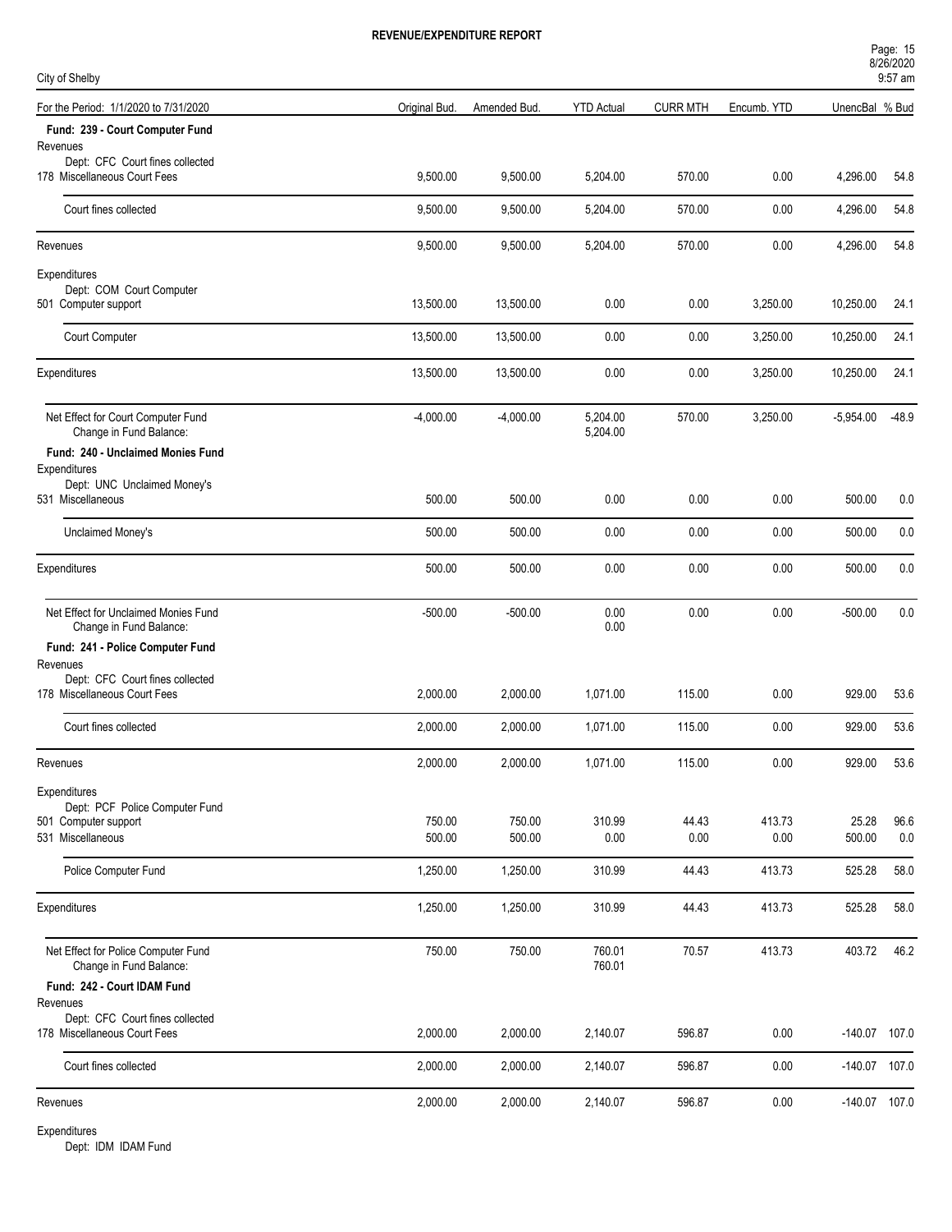**REVENUE/EXPENDITURE REPORT**

City of Shelby

8/26/2020 9:57 am

| For the Period: 1/1/2020 to 7/31/2020 | Original Bud. | Amended Bud. | YTD Actual | CURR MTH | Encumb. YTD | UnencBal | % Bud |
|---|---|---|---|---|---|---|---|
| **Fund: 239 - Court Computer Fund** | | | | | | | |
| Revenues | | | | | | | |
| Dept: CFC Court fines collected | | | | | | | |
| 178 Miscellaneous Court Fees | 9,500.00 | 9,500.00 | 5,204.00 | 570.00 | 0.00 | 4,296.00 | 54.8 |
| Court fines collected | 9,500.00 | 9,500.00 | 5,204.00 | 570.00 | 0.00 | 4,296.00 | 54.8 |
| Revenues | 9,500.00 | 9,500.00 | 5,204.00 | 570.00 | 0.00 | 4,296.00 | 54.8 |
| Expenditures | | | | | | | |
| Dept: COM Court Computer | | | | | | | |
| 501 Computer support | 13,500.00 | 13,500.00 | 0.00 | 0.00 | 3,250.00 | 10,250.00 | 24.1 |
| Court Computer | 13,500.00 | 13,500.00 | 0.00 | 0.00 | 3,250.00 | 10,250.00 | 24.1 |
| Expenditures | 13,500.00 | 13,500.00 | 0.00 | 0.00 | 3,250.00 | 10,250.00 | 24.1 |
| Net Effect for Court Computer Fund | -4,000.00 | -4,000.00 | 5,204.00 | 570.00 | 3,250.00 | -5,954.00 | -48.9 |
| Change in Fund Balance: | | | 5,204.00 | | | | |
| **Fund: 240 - Unclaimed Monies Fund** | | | | | | | |
| Expenditures | | | | | | | |
| Dept: UNC Unclaimed Money's | | | | | | | |
| 531 Miscellaneous | 500.00 | 500.00 | 0.00 | 0.00 | 0.00 | 500.00 | 0.0 |
| Unclaimed Money's | 500.00 | 500.00 | 0.00 | 0.00 | 0.00 | 500.00 | 0.0 |
| Expenditures | 500.00 | 500.00 | 0.00 | 0.00 | 0.00 | 500.00 | 0.0 |
| Net Effect for Unclaimed Monies Fund | -500.00 | -500.00 | 0.00 | 0.00 | 0.00 | -500.00 | 0.0 |
| Change in Fund Balance: | | | 0.00 | | | | |
| **Fund: 241 - Police Computer Fund** | | | | | | | |
| Revenues | | | | | | | |
| Dept: CFC Court fines collected | | | | | | | |
| 178 Miscellaneous Court Fees | 2,000.00 | 2,000.00 | 1,071.00 | 115.00 | 0.00 | 929.00 | 53.6 |
| Court fines collected | 2,000.00 | 2,000.00 | 1,071.00 | 115.00 | 0.00 | 929.00 | 53.6 |
| Revenues | 2,000.00 | 2,000.00 | 1,071.00 | 115.00 | 0.00 | 929.00 | 53.6 |
| Expenditures | | | | | | | |
| Dept: PCF Police Computer Fund | | | | | | | |
| 501 Computer support | 750.00 | 750.00 | 310.99 | 44.43 | 413.73 | 25.28 | 96.6 |
| 531 Miscellaneous | 500.00 | 500.00 | 0.00 | 0.00 | 0.00 | 500.00 | 0.0 |
| Police Computer Fund | 1,250.00 | 1,250.00 | 310.99 | 44.43 | 413.73 | 525.28 | 58.0 |
| Expenditures | 1,250.00 | 1,250.00 | 310.99 | 44.43 | 413.73 | 525.28 | 58.0 |
| Net Effect for Police Computer Fund | 750.00 | 750.00 | 760.01 | 70.57 | 413.73 | 403.72 | 46.2 |
| Change in Fund Balance: | | | 760.01 | | | | |
| **Fund: 242 - Court IDAM Fund** | | | | | | | |
| Revenues | | | | | | | |
| Dept: CFC Court fines collected | | | | | | | |
| 178 Miscellaneous Court Fees | 2,000.00 | 2,000.00 | 2,140.07 | 596.87 | 0.00 | -140.07 | 107.0 |
| Court fines collected | 2,000.00 | 2,000.00 | 2,140.07 | 596.87 | 0.00 | -140.07 | 107.0 |
| Revenues | 2,000.00 | 2,000.00 | 2,140.07 | 596.87 | 0.00 | -140.07 | 107.0 |
| Expenditures | | | | | | | |
| Dept: IDM IDAM Fund | | | | | | | |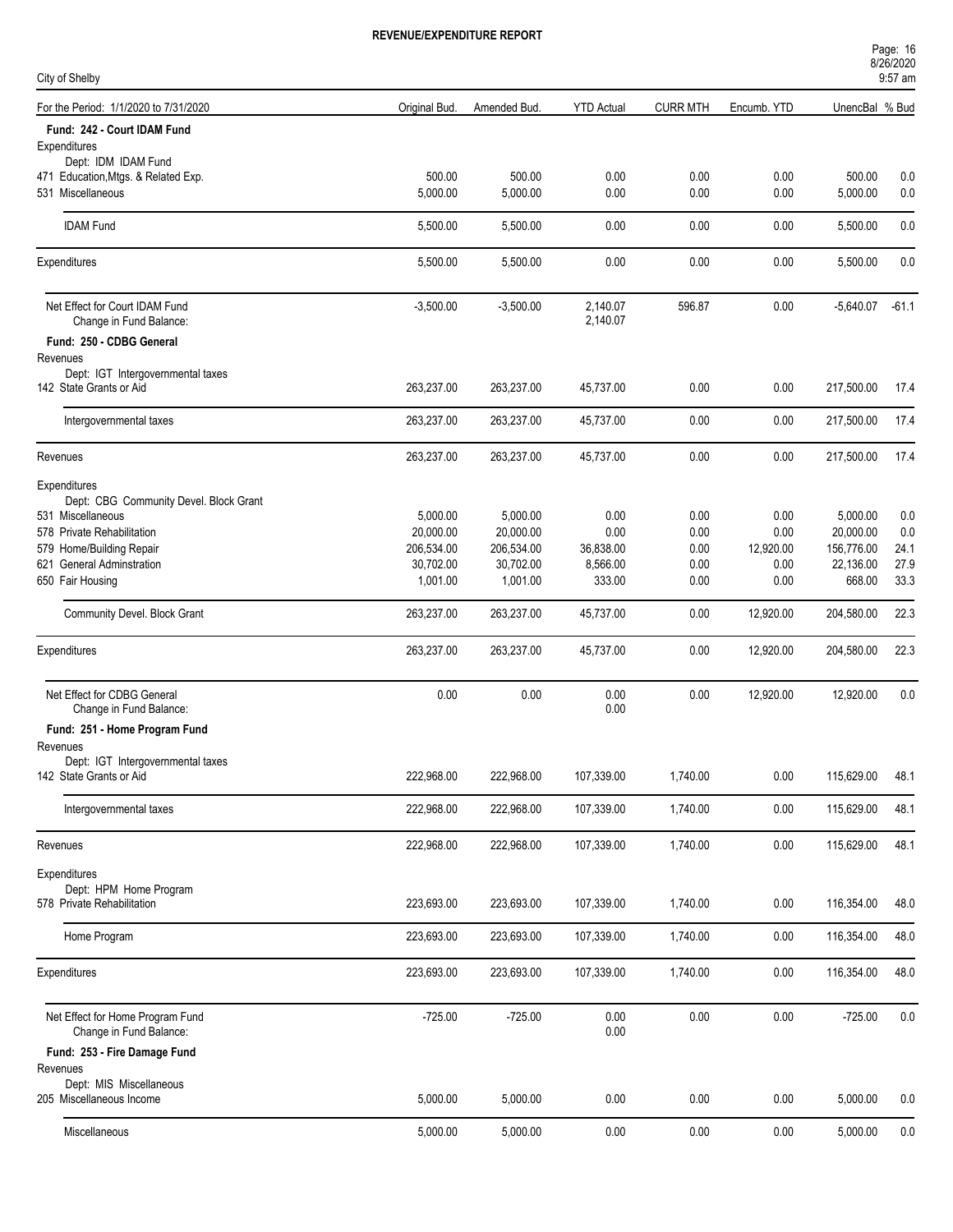**REVENUE/EXPENDITURE REPORT**

City of Shelby

| For the Period: 1/1/2020 to 7/31/2020 | Original Bud. | Amended Bud. | YTD Actual | CURR MTH | Encumb. YTD | UnencBal | % Bud |
|---|---|---|---|---|---|---|---|
| **Fund: 242 - Court IDAM Fund** | | | | | | | |
| Expenditures | | | | | | | |
| Dept: IDM IDAM Fund | | | | | | | |
| 471 Education,Mtgs. & Related Exp. | 500.00 | 500.00 | 0.00 | 0.00 | 0.00 | 500.00 | 0.0 |
| 531 Miscellaneous | 5,000.00 | 5,000.00 | 0.00 | 0.00 | 0.00 | 5,000.00 | 0.0 |
| IDAM Fund | 5,500.00 | 5,500.00 | 0.00 | 0.00 | 0.00 | 5,500.00 | 0.0 |
| Expenditures | 5,500.00 | 5,500.00 | 0.00 | 0.00 | 0.00 | 5,500.00 | 0.0 |
| Net Effect for Court IDAM Fund | -3,500.00 | -3,500.00 | 2,140.07 | 596.87 | 0.00 | -5,640.07 | -61.1 |
| Change in Fund Balance: | | | 2,140.07 | | | | |
| **Fund: 250 - CDBG General** | | | | | | | |
| Revenues | | | | | | | |
| Dept: IGT Intergovernmental taxes | | | | | | | |
| 142 State Grants or Aid | 263,237.00 | 263,237.00 | 45,737.00 | 0.00 | 0.00 | 217,500.00 | 17.4 |
| Intergovernmental taxes | 263,237.00 | 263,237.00 | 45,737.00 | 0.00 | 0.00 | 217,500.00 | 17.4 |
| Revenues | 263,237.00 | 263,237.00 | 45,737.00 | 0.00 | 0.00 | 217,500.00 | 17.4 |
| Expenditures | | | | | | | |
| Dept: CBG Community Devel. Block Grant | | | | | | | |
| 531 Miscellaneous | 5,000.00 | 5,000.00 | 0.00 | 0.00 | 0.00 | 5,000.00 | 0.0 |
| 578 Private Rehabilitation | 20,000.00 | 20,000.00 | 0.00 | 0.00 | 0.00 | 20,000.00 | 0.0 |
| 579 Home/Building Repair | 206,534.00 | 206,534.00 | 36,838.00 | 0.00 | 12,920.00 | 156,776.00 | 24.1 |
| 621 General Adminstration | 30,702.00 | 30,702.00 | 8,566.00 | 0.00 | 0.00 | 22,136.00 | 27.9 |
| 650 Fair Housing | 1,001.00 | 1,001.00 | 333.00 | 0.00 | 0.00 | 668.00 | 33.3 |
| Community Devel. Block Grant | 263,237.00 | 263,237.00 | 45,737.00 | 0.00 | 12,920.00 | 204,580.00 | 22.3 |
| Expenditures | 263,237.00 | 263,237.00 | 45,737.00 | 0.00 | 12,920.00 | 204,580.00 | 22.3 |
| Net Effect for CDBG General | 0.00 | 0.00 | 0.00 | 0.00 | 12,920.00 | 12,920.00 | 0.0 |
| Change in Fund Balance: | | | 0.00 | | | | |
| **Fund: 251 - Home Program Fund** | | | | | | | |
| Revenues | | | | | | | |
| Dept: IGT Intergovernmental taxes | | | | | | | |
| 142 State Grants or Aid | 222,968.00 | 222,968.00 | 107,339.00 | 1,740.00 | 0.00 | 115,629.00 | 48.1 |
| Intergovernmental taxes | 222,968.00 | 222,968.00 | 107,339.00 | 1,740.00 | 0.00 | 115,629.00 | 48.1 |
| Revenues | 222,968.00 | 222,968.00 | 107,339.00 | 1,740.00 | 0.00 | 115,629.00 | 48.1 |
| Expenditures | | | | | | | |
| Dept: HPM Home Program | | | | | | | |
| 578 Private Rehabilitation | 223,693.00 | 223,693.00 | 107,339.00 | 1,740.00 | 0.00 | 116,354.00 | 48.0 |
| Home Program | 223,693.00 | 223,693.00 | 107,339.00 | 1,740.00 | 0.00 | 116,354.00 | 48.0 |
| Expenditures | 223,693.00 | 223,693.00 | 107,339.00 | 1,740.00 | 0.00 | 116,354.00 | 48.0 |
| Net Effect for Home Program Fund | -725.00 | -725.00 | 0.00 | 0.00 | 0.00 | -725.00 | 0.0 |
| Change in Fund Balance: | | | 0.00 | | | | |
| **Fund: 253 - Fire Damage Fund** | | | | | | | |
| Revenues | | | | | | | |
| Dept: MIS Miscellaneous | | | | | | | |
| 205 Miscellaneous Income | 5,000.00 | 5,000.00 | 0.00 | 0.00 | 0.00 | 5,000.00 | 0.0 |
| Miscellaneous | 5,000.00 | 5,000.00 | 0.00 | 0.00 | 0.00 | 5,000.00 | 0.0 |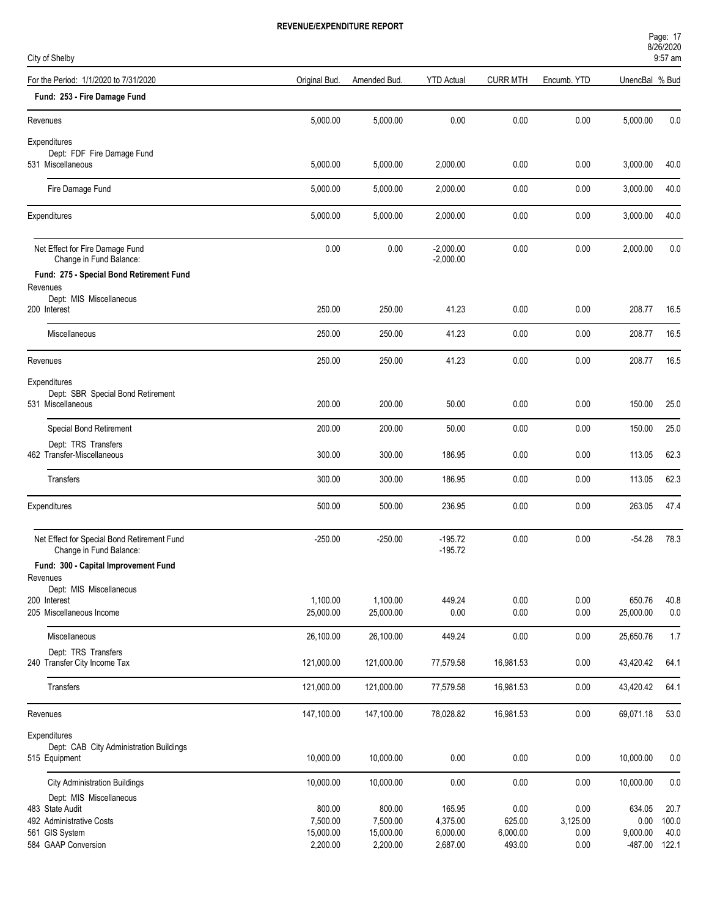# REVENUE/EXPENDITURE REPORT

City of Shelby

| For the Period: 1/1/2020 to 7/31/2020 | Original Bud. | Amended Bud. | YTD Actual | CURR MTH | Encumb. YTD | UnencBal | % Bud |
|---|---|---|---|---|---|---|---|
| **Fund: 253 - Fire Damage Fund** | | | | | | | |
| Revenues | 5,000.00 | 5,000.00 | 0.00 | 0.00 | 0.00 | 5,000.00 | 0.0 |
| Expenditures | | | | | | | |
| Dept: FDF Fire Damage Fund | | | | | | | |
| 531 Miscellaneous | 5,000.00 | 5,000.00 | 2,000.00 | 0.00 | 0.00 | 3,000.00 | 40.0 |
| Fire Damage Fund | 5,000.00 | 5,000.00 | 2,000.00 | 0.00 | 0.00 | 3,000.00 | 40.0 |
| Expenditures | 5,000.00 | 5,000.00 | 2,000.00 | 0.00 | 0.00 | 3,000.00 | 40.0 |
| Net Effect for Fire Damage Fund | 0.00 | 0.00 | -2,000.00 | 0.00 | 0.00 | 2,000.00 | 0.0 |
| Change in Fund Balance: | | | -2,000.00 | | | | |
| **Fund: 275 - Special Bond Retirement Fund** | | | | | | | |
| Revenues | | | | | | | |
| Dept: MIS Miscellaneous | | | | | | | |
| 200 Interest | 250.00 | 250.00 | 41.23 | 0.00 | 0.00 | 208.77 | 16.5 |
| Miscellaneous | 250.00 | 250.00 | 41.23 | 0.00 | 0.00 | 208.77 | 16.5 |
| Revenues | 250.00 | 250.00 | 41.23 | 0.00 | 0.00 | 208.77 | 16.5 |
| Expenditures | | | | | | | |
| Dept: SBR Special Bond Retirement | | | | | | | |
| 531 Miscellaneous | 200.00 | 200.00 | 50.00 | 0.00 | 0.00 | 150.00 | 25.0 |
| Special Bond Retirement | 200.00 | 200.00 | 50.00 | 0.00 | 0.00 | 150.00 | 25.0 |
| Dept: TRS Transfers | | | | | | | |
| 462 Transfer-Miscellaneous | 300.00 | 300.00 | 186.95 | 0.00 | 0.00 | 113.05 | 62.3 |
| Transfers | 300.00 | 300.00 | 186.95 | 0.00 | 0.00 | 113.05 | 62.3 |
| Expenditures | 500.00 | 500.00 | 236.95 | 0.00 | 0.00 | 263.05 | 47.4 |
| Net Effect for Special Bond Retirement Fund | -250.00 | -250.00 | -195.72 | 0.00 | 0.00 | -54.28 | 78.3 |
| Change in Fund Balance: | | | -195.72 | | | | |
| **Fund: 300 - Capital Improvement Fund** | | | | | | | |
| Revenues | | | | | | | |
| Dept: MIS Miscellaneous | | | | | | | |
| 200 Interest | 1,100.00 | 1,100.00 | 449.24 | 0.00 | 0.00 | 650.76 | 40.8 |
| 205 Miscellaneous Income | 25,000.00 | 25,000.00 | 0.00 | 0.00 | 0.00 | 25,000.00 | 0.0 |
| Miscellaneous | 26,100.00 | 26,100.00 | 449.24 | 0.00 | 0.00 | 25,650.76 | 1.7 |
| Dept: TRS Transfers | | | | | | | |
| 240 Transfer City Income Tax | 121,000.00 | 121,000.00 | 77,579.58 | 16,981.53 | 0.00 | 43,420.42 | 64.1 |
| Transfers | 121,000.00 | 121,000.00 | 77,579.58 | 16,981.53 | 0.00 | 43,420.42 | 64.1 |
| Revenues | 147,100.00 | 147,100.00 | 78,028.82 | 16,981.53 | 0.00 | 69,071.18 | 53.0 |
| Expenditures | | | | | | | |
| Dept: CAB City Administration Buildings | | | | | | | |
| 515 Equipment | 10,000.00 | 10,000.00 | 0.00 | 0.00 | 0.00 | 10,000.00 | 0.0 |
| City Administration Buildings | 10,000.00 | 10,000.00 | 0.00 | 0.00 | 0.00 | 10,000.00 | 0.0 |
| Dept: MIS Miscellaneous | | | | | | | |
| 483 State Audit | 800.00 | 800.00 | 165.95 | 0.00 | 0.00 | 634.05 | 20.7 |
| 492 Administrative Costs | 7,500.00 | 7,500.00 | 4,375.00 | 625.00 | 3,125.00 | 0.00 | 100.0 |
| 561 GIS System | 15,000.00 | 15,000.00 | 6,000.00 | 6,000.00 | 0.00 | 9,000.00 | 40.0 |
| 584 GAAP Conversion | 2,200.00 | 2,200.00 | 2,687.00 | 493.00 | 0.00 | -487.00 | 122.1 |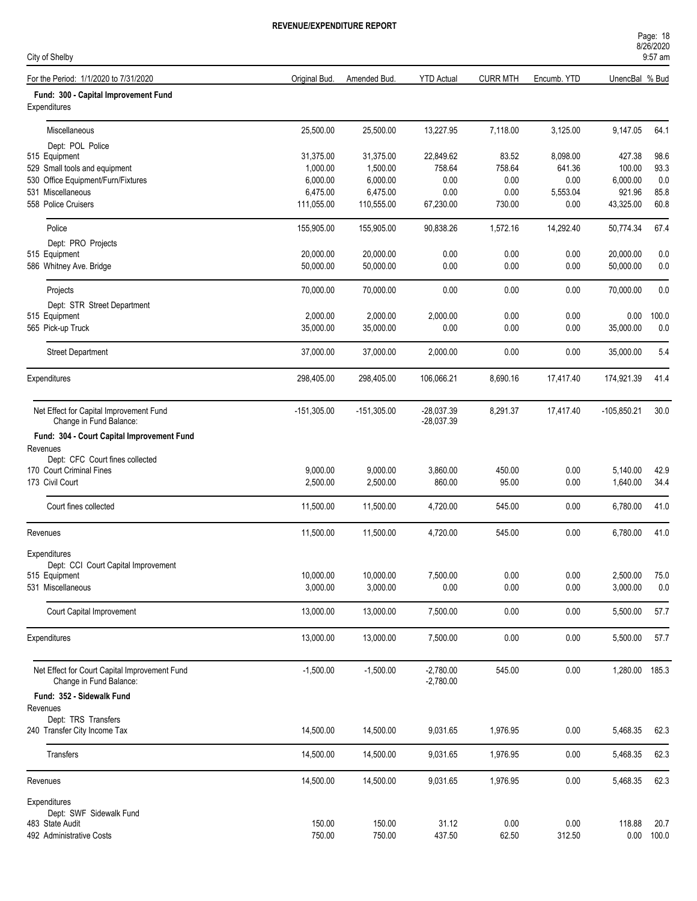# REVENUE/EXPENDITURE REPORT

City of Shelby

| For the Period: 1/1/2020 to 7/31/2020 | Original Bud. | Amended Bud. | YTD Actual | CURR MTH | Encumb. YTD | UnencBal | % Bud |
|---|---|---|---|---|---|---|---|
| **Fund: 300 - Capital Improvement Fund** | | | | | | | |
| Expenditures | | | | | | | |
| Miscellaneous | 25,500.00 | 25,500.00 | 13,227.95 | 7,118.00 | 3,125.00 | 9,147.05 | 64.1 |
| Dept: POL Police | | | | | | | |
| 515 Equipment | 31,375.00 | 31,375.00 | 22,849.62 | 83.52 | 8,098.00 | 427.38 | 98.6 |
| 529 Small tools and equipment | 1,000.00 | 1,500.00 | 758.64 | 758.64 | 641.36 | 100.00 | 93.3 |
| 530 Office Equipment/Furn/Fixtures | 6,000.00 | 6,000.00 | 0.00 | 0.00 | 0.00 | 6,000.00 | 0.0 |
| 531 Miscellaneous | 6,475.00 | 6,475.00 | 0.00 | 0.00 | 5,553.04 | 921.96 | 85.8 |
| 558 Police Cruisers | 111,055.00 | 110,555.00 | 67,230.00 | 730.00 | 0.00 | 43,325.00 | 60.8 |
| Police | 155,905.00 | 155,905.00 | 90,838.26 | 1,572.16 | 14,292.40 | 50,774.34 | 67.4 |
| Dept: PRO Projects | | | | | | | |
| 515 Equipment | 20,000.00 | 20,000.00 | 0.00 | 0.00 | 0.00 | 20,000.00 | 0.0 |
| 586 Whitney Ave. Bridge | 50,000.00 | 50,000.00 | 0.00 | 0.00 | 0.00 | 50,000.00 | 0.0 |
| Projects | 70,000.00 | 70,000.00 | 0.00 | 0.00 | 0.00 | 70,000.00 | 0.0 |
| Dept: STR Street Department | | | | | | | |
| 515 Equipment | 2,000.00 | 2,000.00 | 2,000.00 | 0.00 | 0.00 | 0.00 | 100.0 |
| 565 Pick-up Truck | 35,000.00 | 35,000.00 | 0.00 | 0.00 | 0.00 | 35,000.00 | 0.0 |
| Street Department | 37,000.00 | 37,000.00 | 2,000.00 | 0.00 | 0.00 | 35,000.00 | 5.4 |
| Expenditures | 298,405.00 | 298,405.00 | 106,066.21 | 8,690.16 | 17,417.40 | 174,921.39 | 41.4 |
| Net Effect for Capital Improvement Fund | -151,305.00 | -151,305.00 | -28,037.39 | 8,291.37 | 17,417.40 | -105,850.21 | 30.0 |
| Change in Fund Balance: | | | -28,037.39 | | | | |
| **Fund: 304 - Court Capital Improvement Fund** | | | | | | | |
| Revenues | | | | | | | |
| Dept: CFC Court fines collected | | | | | | | |
| 170 Court Criminal Fines | 9,000.00 | 9,000.00 | 3,860.00 | 450.00 | 0.00 | 5,140.00 | 42.9 |
| 173 Civil Court | 2,500.00 | 2,500.00 | 860.00 | 95.00 | 0.00 | 1,640.00 | 34.4 |
| Court fines collected | 11,500.00 | 11,500.00 | 4,720.00 | 545.00 | 0.00 | 6,780.00 | 41.0 |
| Revenues | 11,500.00 | 11,500.00 | 4,720.00 | 545.00 | 0.00 | 6,780.00 | 41.0 |
| Expenditures | | | | | | | |
| Dept: CCI Court Capital Improvement | | | | | | | |
| 515 Equipment | 10,000.00 | 10,000.00 | 7,500.00 | 0.00 | 0.00 | 2,500.00 | 75.0 |
| 531 Miscellaneous | 3,000.00 | 3,000.00 | 0.00 | 0.00 | 0.00 | 3,000.00 | 0.0 |
| Court Capital Improvement | 13,000.00 | 13,000.00 | 7,500.00 | 0.00 | 0.00 | 5,500.00 | 57.7 |
| Expenditures | 13,000.00 | 13,000.00 | 7,500.00 | 0.00 | 0.00 | 5,500.00 | 57.7 |
| Net Effect for Court Capital Improvement Fund | -1,500.00 | -1,500.00 | -2,780.00 | 545.00 | 0.00 | 1,280.00 | 185.3 |
| Change in Fund Balance: | | | -2,780.00 | | | | |
| **Fund: 352 - Sidewalk Fund** | | | | | | | |
| Revenues | | | | | | | |
| Dept: TRS Transfers | | | | | | | |
| 240 Transfer City Income Tax | 14,500.00 | 14,500.00 | 9,031.65 | 1,976.95 | 0.00 | 5,468.35 | 62.3 |
| Transfers | 14,500.00 | 14,500.00 | 9,031.65 | 1,976.95 | 0.00 | 5,468.35 | 62.3 |
| Revenues | 14,500.00 | 14,500.00 | 9,031.65 | 1,976.95 | 0.00 | 5,468.35 | 62.3 |
| Expenditures | | | | | | | |
| Dept: SWF Sidewalk Fund | | | | | | | |
| 483 State Audit | 150.00 | 150.00 | 31.12 | 0.00 | 0.00 | 118.88 | 20.7 |
| 492 Administrative Costs | 750.00 | 750.00 | 437.50 | 62.50 | 312.50 | 0.00 | 100.0 |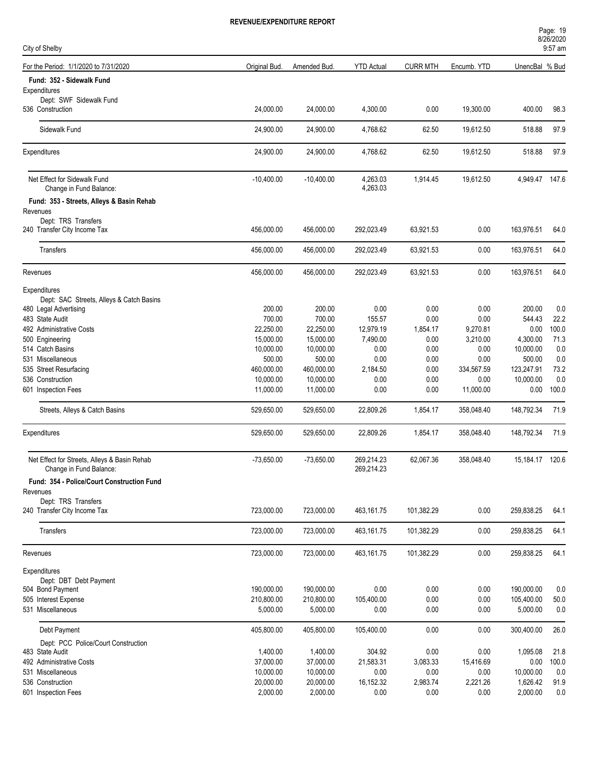# REVENUE/EXPENDITURE REPORT

City of Shelby

| For the Period: 1/1/2020 to 7/31/2020 | Original Bud. | Amended Bud. | YTD Actual | CURR MTH | Encumb. YTD | UnencBal | % Bud |
|---|---|---|---|---|---|---|---|
| **Fund: 352 - Sidewalk Fund** | | | | | | | |
| Expenditures | | | | | | | |
| Dept: SWF Sidewalk Fund | | | | | | | |
| 536 Construction | 24,000.00 | 24,000.00 | 4,300.00 | 0.00 | 19,300.00 | 400.00 | 98.3 |
| Sidewalk Fund | 24,900.00 | 24,900.00 | 4,768.62 | 62.50 | 19,612.50 | 518.88 | 97.9 |
| Expenditures | 24,900.00 | 24,900.00 | 4,768.62 | 62.50 | 19,612.50 | 518.88 | 97.9 |
| Net Effect for Sidewalk Fund | -10,400.00 | -10,400.00 | 4,263.03 | 1,914.45 | 19,612.50 | 4,949.47 | 147.6 |
| Change in Fund Balance: | | | 4,263.03 | | | | |
| **Fund: 353 - Streets, Alleys & Basin Rehab** | | | | | | | |
| Revenues | | | | | | | |
| Dept: TRS Transfers | | | | | | | |
| 240 Transfer City Income Tax | 456,000.00 | 456,000.00 | 292,023.49 | 63,921.53 | 0.00 | 163,976.51 | 64.0 |
| Transfers | 456,000.00 | 456,000.00 | 292,023.49 | 63,921.53 | 0.00 | 163,976.51 | 64.0 |
| Revenues | 456,000.00 | 456,000.00 | 292,023.49 | 63,921.53 | 0.00 | 163,976.51 | 64.0 |
| Expenditures | | | | | | | |
| Dept: SAC Streets, Alleys & Catch Basins | | | | | | | |
| 480 Legal Advertising | 200.00 | 200.00 | 0.00 | 0.00 | 0.00 | 200.00 | 0.0 |
| 483 State Audit | 700.00 | 700.00 | 155.57 | 0.00 | 0.00 | 544.43 | 22.2 |
| 492 Administrative Costs | 22,250.00 | 22,250.00 | 12,979.19 | 1,854.17 | 9,270.81 | 0.00 | 100.0 |
| 500 Engineering | 15,000.00 | 15,000.00 | 7,490.00 | 0.00 | 3,210.00 | 4,300.00 | 71.3 |
| 514 Catch Basins | 10,000.00 | 10,000.00 | 0.00 | 0.00 | 0.00 | 10,000.00 | 0.0 |
| 531 Miscellaneous | 500.00 | 500.00 | 0.00 | 0.00 | 0.00 | 500.00 | 0.0 |
| 535 Street Resurfacing | 460,000.00 | 460,000.00 | 2,184.50 | 0.00 | 334,567.59 | 123,247.91 | 73.2 |
| 536 Construction | 10,000.00 | 10,000.00 | 0.00 | 0.00 | 0.00 | 10,000.00 | 0.0 |
| 601 Inspection Fees | 11,000.00 | 11,000.00 | 0.00 | 0.00 | 11,000.00 | 0.00 | 100.0 |
| Streets, Alleys & Catch Basins | 529,650.00 | 529,650.00 | 22,809.26 | 1,854.17 | 358,048.40 | 148,792.34 | 71.9 |
| Expenditures | 529,650.00 | 529,650.00 | 22,809.26 | 1,854.17 | 358,048.40 | 148,792.34 | 71.9 |
| Net Effect for Streets, Alleys & Basin Rehab | -73,650.00 | -73,650.00 | 269,214.23 | 62,067.36 | 358,048.40 | 15,184.17 | 120.6 |
| Change in Fund Balance: | | | 269,214.23 | | | | |
| **Fund: 354 - Police/Court Construction Fund** | | | | | | | |
| Revenues | | | | | | | |
| Dept: TRS Transfers | | | | | | | |
| 240 Transfer City Income Tax | 723,000.00 | 723,000.00 | 463,161.75 | 101,382.29 | 0.00 | 259,838.25 | 64.1 |
| Transfers | 723,000.00 | 723,000.00 | 463,161.75 | 101,382.29 | 0.00 | 259,838.25 | 64.1 |
| Revenues | 723,000.00 | 723,000.00 | 463,161.75 | 101,382.29 | 0.00 | 259,838.25 | 64.1 |
| Expenditures | | | | | | | |
| Dept: DBT Debt Payment | | | | | | | |
| 504 Bond Payment | 190,000.00 | 190,000.00 | 0.00 | 0.00 | 0.00 | 190,000.00 | 0.0 |
| 505 Interest Expense | 210,800.00 | 210,800.00 | 105,400.00 | 0.00 | 0.00 | 105,400.00 | 50.0 |
| 531 Miscellaneous | 5,000.00 | 5,000.00 | 0.00 | 0.00 | 0.00 | 5,000.00 | 0.0 |
| Debt Payment | 405,800.00 | 405,800.00 | 105,400.00 | 0.00 | 0.00 | 300,400.00 | 26.0 |
| Dept: PCC Police/Court Construction | | | | | | | |
| 483 State Audit | 1,400.00 | 1,400.00 | 304.92 | 0.00 | 0.00 | 1,095.08 | 21.8 |
| 492 Administrative Costs | 37,000.00 | 37,000.00 | 21,583.31 | 3,083.33 | 15,416.69 | 0.00 | 100.0 |
| 531 Miscellaneous | 10,000.00 | 10,000.00 | 0.00 | 0.00 | 0.00 | 10,000.00 | 0.0 |
| 536 Construction | 20,000.00 | 20,000.00 | 16,152.32 | 2,983.74 | 2,221.26 | 1,626.42 | 91.9 |
| 601 Inspection Fees | 2,000.00 | 2,000.00 | 0.00 | 0.00 | 0.00 | 2,000.00 | 0.0 |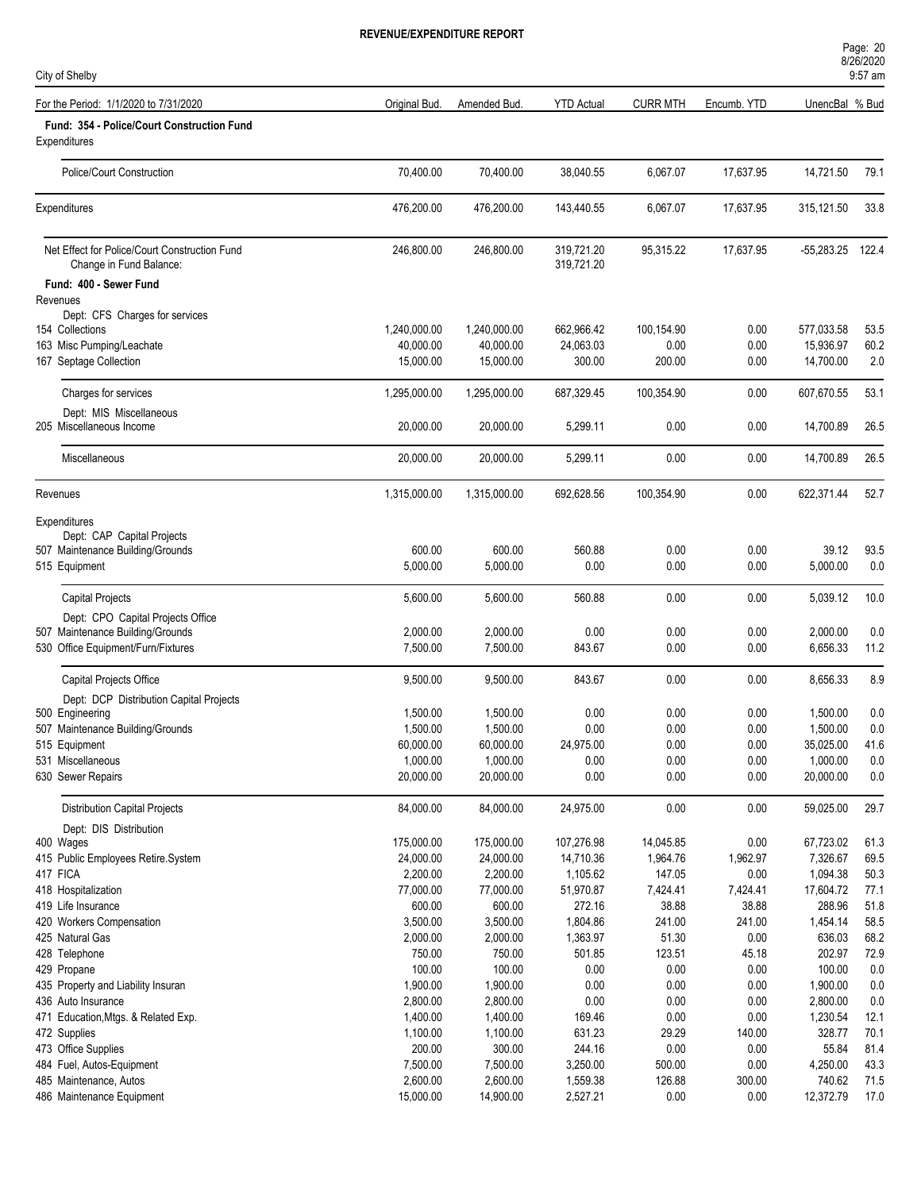# REVENUE/EXPENDITURE REPORT

City of Shelby

| For the Period: 1/1/2020 to 7/31/2020 | Original Bud. | Amended Bud. | YTD Actual | CURR MTH | Encumb. YTD | UnencBal | % Bud |
|---|---|---|---|---|---|---|---|
| **Fund: 354 - Police/Court Construction Fund** | | | | | | | |
| Expenditures | | | | | | | |
| Police/Court Construction | 70,400.00 | 70,400.00 | 38,040.55 | 6,067.07 | 17,637.95 | 14,721.50 | 79.1 |
| Expenditures | 476,200.00 | 476,200.00 | 143,440.55 | 6,067.07 | 17,637.95 | 315,121.50 | 33.8 |
| Net Effect for Police/Court Construction Fund | 246,800.00 | 246,800.00 | 319,721.20 | 95,315.22 | 17,637.95 | -55,283.25 | 122.4 |
| Change in Fund Balance: | | | 319,721.20 | | | | |
| **Fund: 400 - Sewer Fund** | | | | | | | |
| Revenues | | | | | | | |
| Dept: CFS Charges for services | | | | | | | |
| 154 Collections | 1,240,000.00 | 1,240,000.00 | 662,966.42 | 100,154.90 | 0.00 | 577,033.58 | 53.5 |
| 163 Misc Pumping/Leachate | 40,000.00 | 40,000.00 | 24,063.03 | 0.00 | 0.00 | 15,936.97 | 60.2 |
| 167 Septage Collection | 15,000.00 | 15,000.00 | 300.00 | 200.00 | 0.00 | 14,700.00 | 2.0 |
| Charges for services | 1,295,000.00 | 1,295,000.00 | 687,329.45 | 100,354.90 | 0.00 | 607,670.55 | 53.1 |
| Dept: MIS Miscellaneous | | | | | | | |
| 205 Miscellaneous Income | 20,000.00 | 20,000.00 | 5,299.11 | 0.00 | 0.00 | 14,700.89 | 26.5 |
| Miscellaneous | 20,000.00 | 20,000.00 | 5,299.11 | 0.00 | 0.00 | 14,700.89 | 26.5 |
| Revenues | 1,315,000.00 | 1,315,000.00 | 692,628.56 | 100,354.90 | 0.00 | 622,371.44 | 52.7 |
| Expenditures | | | | | | | |
| Dept: CAP Capital Projects | | | | | | | |
| 507 Maintenance Building/Grounds | 600.00 | 600.00 | 560.88 | 0.00 | 0.00 | 39.12 | 93.5 |
| 515 Equipment | 5,000.00 | 5,000.00 | 0.00 | 0.00 | 0.00 | 5,000.00 | 0.0 |
| Capital Projects | 5,600.00 | 5,600.00 | 560.88 | 0.00 | 0.00 | 5,039.12 | 10.0 |
| Dept: CPO Capital Projects Office | | | | | | | |
| 507 Maintenance Building/Grounds | 2,000.00 | 2,000.00 | 0.00 | 0.00 | 0.00 | 2,000.00 | 0.0 |
| 530 Office Equipment/Furn/Fixtures | 7,500.00 | 7,500.00 | 843.67 | 0.00 | 0.00 | 6,656.33 | 11.2 |
| Capital Projects Office | 9,500.00 | 9,500.00 | 843.67 | 0.00 | 0.00 | 8,656.33 | 8.9 |
| Dept: DCP Distribution Capital Projects | | | | | | | |
| 500 Engineering | 1,500.00 | 1,500.00 | 0.00 | 0.00 | 0.00 | 1,500.00 | 0.0 |
| 507 Maintenance Building/Grounds | 1,500.00 | 1,500.00 | 0.00 | 0.00 | 0.00 | 1,500.00 | 0.0 |
| 515 Equipment | 60,000.00 | 60,000.00 | 24,975.00 | 0.00 | 0.00 | 35,025.00 | 41.6 |
| 531 Miscellaneous | 1,000.00 | 1,000.00 | 0.00 | 0.00 | 0.00 | 1,000.00 | 0.0 |
| 630 Sewer Repairs | 20,000.00 | 20,000.00 | 0.00 | 0.00 | 0.00 | 20,000.00 | 0.0 |
| Distribution Capital Projects | 84,000.00 | 84,000.00 | 24,975.00 | 0.00 | 0.00 | 59,025.00 | 29.7 |
| Dept: DIS Distribution | | | | | | | |
| 400 Wages | 175,000.00 | 175,000.00 | 107,276.98 | 14,045.85 | 0.00 | 67,723.02 | 61.3 |
| 415 Public Employees Retire.System | 24,000.00 | 24,000.00 | 14,710.36 | 1,964.76 | 1,962.97 | 7,326.67 | 69.5 |
| 417 FICA | 2,200.00 | 2,200.00 | 1,105.62 | 147.05 | 0.00 | 1,094.38 | 50.3 |
| 418 Hospitalization | 77,000.00 | 77,000.00 | 51,970.87 | 7,424.41 | 7,424.41 | 17,604.72 | 77.1 |
| 419 Life Insurance | 600.00 | 600.00 | 272.16 | 38.88 | 38.88 | 288.96 | 51.8 |
| 420 Workers Compensation | 3,500.00 | 3,500.00 | 1,804.86 | 241.00 | 241.00 | 1,454.14 | 58.5 |
| 425 Natural Gas | 2,000.00 | 2,000.00 | 1,363.97 | 51.30 | 0.00 | 636.03 | 68.2 |
| 428 Telephone | 750.00 | 750.00 | 501.85 | 123.51 | 45.18 | 202.97 | 72.9 |
| 429 Propane | 100.00 | 100.00 | 0.00 | 0.00 | 0.00 | 100.00 | 0.0 |
| 435 Property and Liability Insuran | 1,900.00 | 1,900.00 | 0.00 | 0.00 | 0.00 | 1,900.00 | 0.0 |
| 436 Auto Insurance | 2,800.00 | 2,800.00 | 0.00 | 0.00 | 0.00 | 2,800.00 | 0.0 |
| 471 Education,Mtgs. & Related Exp. | 1,400.00 | 1,400.00 | 169.46 | 0.00 | 0.00 | 1,230.54 | 12.1 |
| 472 Supplies | 1,100.00 | 1,100.00 | 631.23 | 29.29 | 140.00 | 328.77 | 70.1 |
| 473 Office Supplies | 200.00 | 300.00 | 244.16 | 0.00 | 0.00 | 55.84 | 81.4 |
| 484 Fuel, Autos-Equipment | 7,500.00 | 7,500.00 | 3,250.00 | 500.00 | 0.00 | 4,250.00 | 43.3 |
| 485 Maintenance, Autos | 2,600.00 | 2,600.00 | 1,559.38 | 126.88 | 300.00 | 740.62 | 71.5 |
| 486 Maintenance Equipment | 15,000.00 | 14,900.00 | 2,527.21 | 0.00 | 0.00 | 12,372.79 | 17.0 |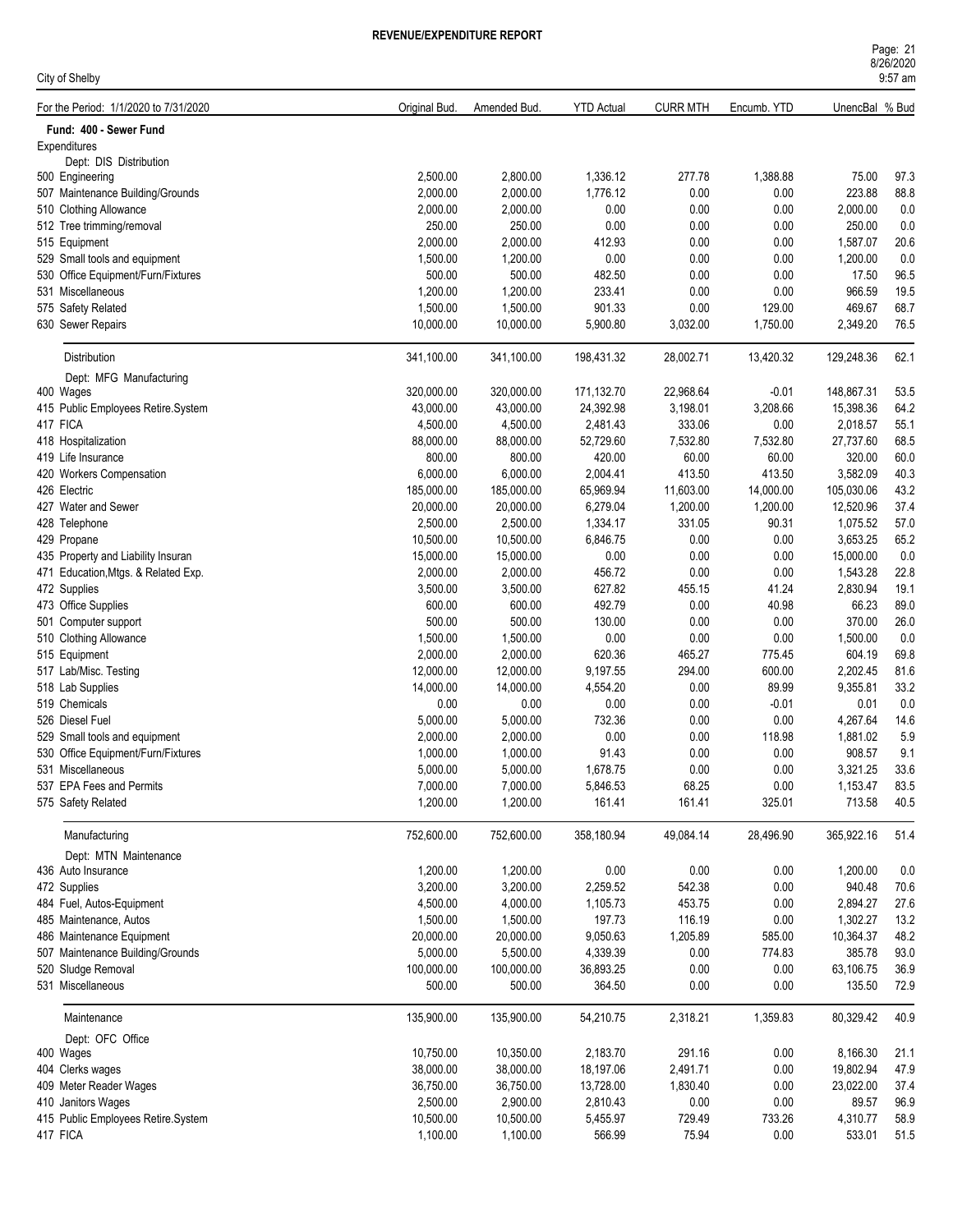# REVENUE/EXPENDITURE REPORT

City of Shelby

Page: 21
8/26/2020
9:57 am

| For the Period: 1/1/2020 to 7/31/2020 | Original Bud. | Amended Bud. | YTD Actual | CURR MTH | Encumb. YTD | UnencBal | % Bud |
|---|---|---|---|---|---|---|---|
| **Fund: 400 - Sewer Fund** | | | | | | | |
| Expenditures | | | | | | | |
| Dept: DIS Distribution | | | | | | | |
| 500 Engineering | 2,500.00 | 2,800.00 | 1,336.12 | 277.78 | 1,388.88 | 75.00 | 97.3 |
| 507 Maintenance Building/Grounds | 2,000.00 | 2,000.00 | 1,776.12 | 0.00 | 0.00 | 223.88 | 88.8 |
| 510 Clothing Allowance | 2,000.00 | 2,000.00 | 0.00 | 0.00 | 0.00 | 2,000.00 | 0.0 |
| 512 Tree trimming/removal | 250.00 | 250.00 | 0.00 | 0.00 | 0.00 | 250.00 | 0.0 |
| 515 Equipment | 2,000.00 | 2,000.00 | 412.93 | 0.00 | 0.00 | 1,587.07 | 20.6 |
| 529 Small tools and equipment | 1,500.00 | 1,200.00 | 0.00 | 0.00 | 0.00 | 1,200.00 | 0.0 |
| 530 Office Equipment/Furn/Fixtures | 500.00 | 500.00 | 482.50 | 0.00 | 0.00 | 17.50 | 96.5 |
| 531 Miscellaneous | 1,200.00 | 1,200.00 | 233.41 | 0.00 | 0.00 | 966.59 | 19.5 |
| 575 Safety Related | 1,500.00 | 1,500.00 | 901.33 | 0.00 | 129.00 | 469.67 | 68.7 |
| 630 Sewer Repairs | 10,000.00 | 10,000.00 | 5,900.80 | 3,032.00 | 1,750.00 | 2,349.20 | 76.5 |
| Distribution | 341,100.00 | 341,100.00 | 198,431.32 | 28,002.71 | 13,420.32 | 129,248.36 | 62.1 |
| Dept: MFG Manufacturing | | | | | | | |
| 400 Wages | 320,000.00 | 320,000.00 | 171,132.70 | 22,968.64 | -0.01 | 148,867.31 | 53.5 |
| 415 Public Employees Retire.System | 43,000.00 | 43,000.00 | 24,392.98 | 3,198.01 | 3,208.66 | 15,398.36 | 64.2 |
| 417 FICA | 4,500.00 | 4,500.00 | 2,481.43 | 333.06 | 0.00 | 2,018.57 | 55.1 |
| 418 Hospitalization | 88,000.00 | 88,000.00 | 52,729.60 | 7,532.80 | 7,532.80 | 27,737.60 | 68.5 |
| 419 Life Insurance | 800.00 | 800.00 | 420.00 | 60.00 | 60.00 | 320.00 | 60.0 |
| 420 Workers Compensation | 6,000.00 | 6,000.00 | 2,004.41 | 413.50 | 413.50 | 3,582.09 | 40.3 |
| 426 Electric | 185,000.00 | 185,000.00 | 65,969.94 | 11,603.00 | 14,000.00 | 105,030.06 | 43.2 |
| 427 Water and Sewer | 20,000.00 | 20,000.00 | 6,279.04 | 1,200.00 | 1,200.00 | 12,520.96 | 37.4 |
| 428 Telephone | 2,500.00 | 2,500.00 | 1,334.17 | 331.05 | 90.31 | 1,075.52 | 57.0 |
| 429 Propane | 10,500.00 | 10,500.00 | 6,846.75 | 0.00 | 0.00 | 3,653.25 | 65.2 |
| 435 Property and Liability Insuran | 15,000.00 | 15,000.00 | 0.00 | 0.00 | 0.00 | 15,000.00 | 0.0 |
| 471 Education,Mtgs. & Related Exp. | 2,000.00 | 2,000.00 | 456.72 | 0.00 | 0.00 | 1,543.28 | 22.8 |
| 472 Supplies | 3,500.00 | 3,500.00 | 627.82 | 455.15 | 41.24 | 2,830.94 | 19.1 |
| 473 Office Supplies | 600.00 | 600.00 | 492.79 | 0.00 | 40.98 | 66.23 | 89.0 |
| 501 Computer support | 500.00 | 500.00 | 130.00 | 0.00 | 0.00 | 370.00 | 26.0 |
| 510 Clothing Allowance | 1,500.00 | 1,500.00 | 0.00 | 0.00 | 0.00 | 1,500.00 | 0.0 |
| 515 Equipment | 2,000.00 | 2,000.00 | 620.36 | 465.27 | 775.45 | 604.19 | 69.8 |
| 517 Lab/Misc. Testing | 12,000.00 | 12,000.00 | 9,197.55 | 294.00 | 600.00 | 2,202.45 | 81.6 |
| 518 Lab Supplies | 14,000.00 | 14,000.00 | 4,554.20 | 0.00 | 89.99 | 9,355.81 | 33.2 |
| 519 Chemicals | 0.00 | 0.00 | 0.00 | 0.00 | -0.01 | 0.01 | 0.0 |
| 526 Diesel Fuel | 5,000.00 | 5,000.00 | 732.36 | 0.00 | 0.00 | 4,267.64 | 14.6 |
| 529 Small tools and equipment | 2,000.00 | 2,000.00 | 0.00 | 0.00 | 118.98 | 1,881.02 | 5.9 |
| 530 Office Equipment/Furn/Fixtures | 1,000.00 | 1,000.00 | 91.43 | 0.00 | 0.00 | 908.57 | 9.1 |
| 531 Miscellaneous | 5,000.00 | 5,000.00 | 1,678.75 | 0.00 | 0.00 | 3,321.25 | 33.6 |
| 537 EPA Fees and Permits | 7,000.00 | 7,000.00 | 5,846.53 | 68.25 | 0.00 | 1,153.47 | 83.5 |
| 575 Safety Related | 1,200.00 | 1,200.00 | 161.41 | 161.41 | 325.01 | 713.58 | 40.5 |
| Manufacturing | 752,600.00 | 752,600.00 | 358,180.94 | 49,084.14 | 28,496.90 | 365,922.16 | 51.4 |
| Dept: MTN Maintenance | | | | | | | |
| 436 Auto Insurance | 1,200.00 | 1,200.00 | 0.00 | 0.00 | 0.00 | 1,200.00 | 0.0 |
| 472 Supplies | 3,200.00 | 3,200.00 | 2,259.52 | 542.38 | 0.00 | 940.48 | 70.6 |
| 484 Fuel, Autos-Equipment | 4,500.00 | 4,000.00 | 1,105.73 | 453.75 | 0.00 | 2,894.27 | 27.6 |
| 485 Maintenance, Autos | 1,500.00 | 1,500.00 | 197.73 | 116.19 | 0.00 | 1,302.27 | 13.2 |
| 486 Maintenance Equipment | 20,000.00 | 20,000.00 | 9,050.63 | 1,205.89 | 585.00 | 10,364.37 | 48.2 |
| 507 Maintenance Building/Grounds | 5,000.00 | 5,500.00 | 4,339.39 | 0.00 | 774.83 | 385.78 | 93.0 |
| 520 Sludge Removal | 100,000.00 | 100,000.00 | 36,893.25 | 0.00 | 0.00 | 63,106.75 | 36.9 |
| 531 Miscellaneous | 500.00 | 500.00 | 364.50 | 0.00 | 0.00 | 135.50 | 72.9 |
| Maintenance | 135,900.00 | 135,900.00 | 54,210.75 | 2,318.21 | 1,359.83 | 80,329.42 | 40.9 |
| Dept: OFC Office | | | | | | | |
| 400 Wages | 10,750.00 | 10,350.00 | 2,183.70 | 291.16 | 0.00 | 8,166.30 | 21.1 |
| 404 Clerks wages | 38,000.00 | 38,000.00 | 18,197.06 | 2,491.71 | 0.00 | 19,802.94 | 47.9 |
| 409 Meter Reader Wages | 36,750.00 | 36,750.00 | 13,728.00 | 1,830.40 | 0.00 | 23,022.00 | 37.4 |
| 410 Janitors Wages | 2,500.00 | 2,900.00 | 2,810.43 | 0.00 | 0.00 | 89.57 | 96.9 |
| 415 Public Employees Retire.System | 10,500.00 | 10,500.00 | 5,455.97 | 729.49 | 733.26 | 4,310.77 | 58.9 |
| 417 FICA | 1,100.00 | 1,100.00 | 566.99 | 75.94 | 0.00 | 533.01 | 51.5 |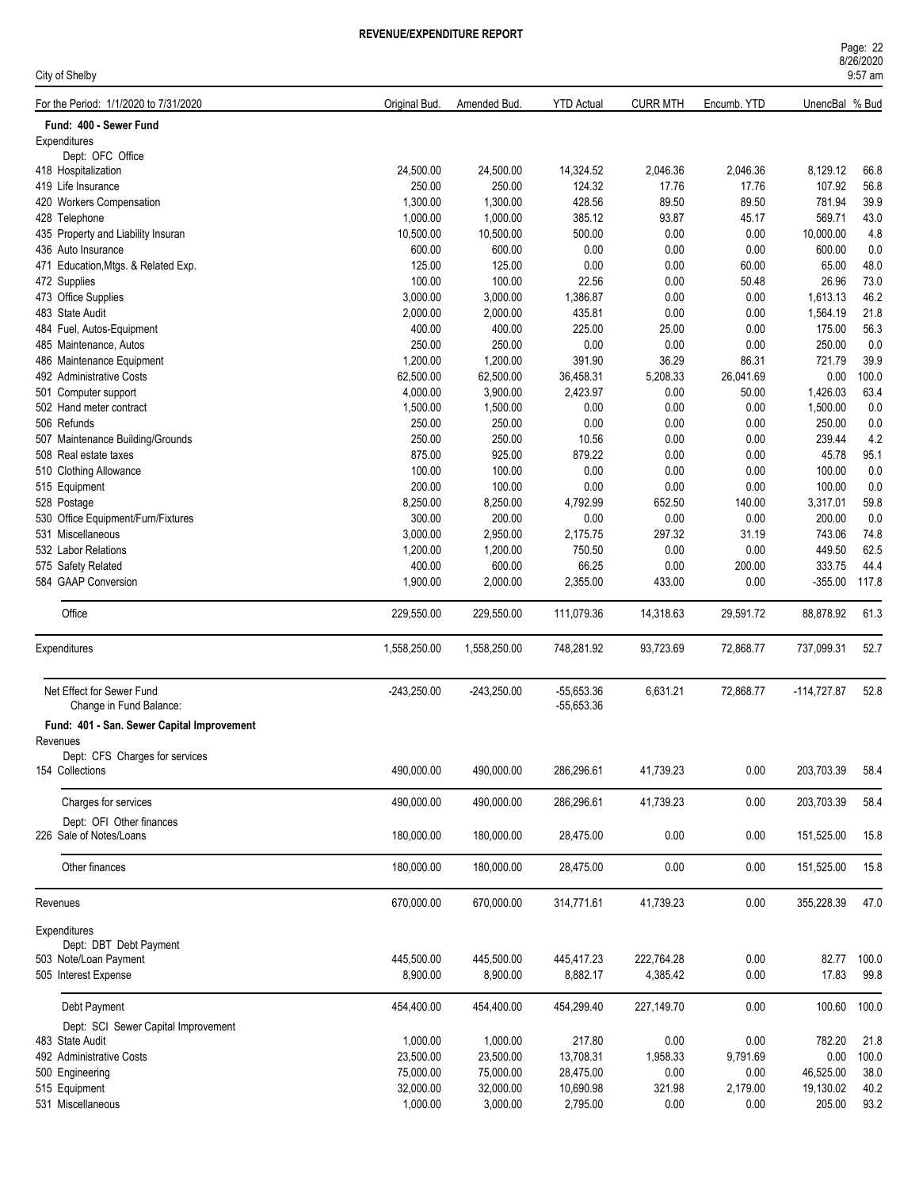# REVENUE/EXPENDITURE REPORT

City of Shelby

| For the Period: 1/1/2020 to 7/31/2020 | Original Bud. | Amended Bud. | YTD Actual | CURR MTH | Encumb. YTD | UnencBal | % Bud |
|---|---|---|---|---|---|---|---|
| **Fund: 400 - Sewer Fund** | | | | | | | |
| Expenditures | | | | | | | |
| Dept: OFC Office | | | | | | | |
| 418 Hospitalization | 24,500.00 | 24,500.00 | 14,324.52 | 2,046.36 | 2,046.36 | 8,129.12 | 66.8 |
| 419 Life Insurance | 250.00 | 250.00 | 124.32 | 17.76 | 17.76 | 107.92 | 56.8 |
| 420 Workers Compensation | 1,300.00 | 1,300.00 | 428.56 | 89.50 | 89.50 | 781.94 | 39.9 |
| 428 Telephone | 1,000.00 | 1,000.00 | 385.12 | 93.87 | 45.17 | 569.71 | 43.0 |
| 435 Property and Liability Insuran | 10,500.00 | 10,500.00 | 500.00 | 0.00 | 0.00 | 10,000.00 | 4.8 |
| 436 Auto Insurance | 600.00 | 600.00 | 0.00 | 0.00 | 0.00 | 600.00 | 0.0 |
| 471 Education,Mtgs. & Related Exp. | 125.00 | 125.00 | 0.00 | 0.00 | 60.00 | 65.00 | 48.0 |
| 472 Supplies | 100.00 | 100.00 | 22.56 | 0.00 | 50.48 | 26.96 | 73.0 |
| 473 Office Supplies | 3,000.00 | 3,000.00 | 1,386.87 | 0.00 | 0.00 | 1,613.13 | 46.2 |
| 483 State Audit | 2,000.00 | 2,000.00 | 435.81 | 0.00 | 0.00 | 1,564.19 | 21.8 |
| 484 Fuel, Autos-Equipment | 400.00 | 400.00 | 225.00 | 25.00 | 0.00 | 175.00 | 56.3 |
| 485 Maintenance, Autos | 250.00 | 250.00 | 0.00 | 0.00 | 0.00 | 250.00 | 0.0 |
| 486 Maintenance Equipment | 1,200.00 | 1,200.00 | 391.90 | 36.29 | 86.31 | 721.79 | 39.9 |
| 492 Administrative Costs | 62,500.00 | 62,500.00 | 36,458.31 | 5,208.33 | 26,041.69 | 0.00 | 100.0 |
| 501 Computer support | 4,000.00 | 3,900.00 | 2,423.97 | 0.00 | 50.00 | 1,426.03 | 63.4 |
| 502 Hand meter contract | 1,500.00 | 1,500.00 | 0.00 | 0.00 | 0.00 | 1,500.00 | 0.0 |
| 506 Refunds | 250.00 | 250.00 | 0.00 | 0.00 | 0.00 | 250.00 | 0.0 |
| 507 Maintenance Building/Grounds | 250.00 | 250.00 | 10.56 | 0.00 | 0.00 | 239.44 | 4.2 |
| 508 Real estate taxes | 875.00 | 925.00 | 879.22 | 0.00 | 0.00 | 45.78 | 95.1 |
| 510 Clothing Allowance | 100.00 | 100.00 | 0.00 | 0.00 | 0.00 | 100.00 | 0.0 |
| 515 Equipment | 200.00 | 100.00 | 0.00 | 0.00 | 0.00 | 100.00 | 0.0 |
| 528 Postage | 8,250.00 | 8,250.00 | 4,792.99 | 652.50 | 140.00 | 3,317.01 | 59.8 |
| 530 Office Equipment/Furn/Fixtures | 300.00 | 200.00 | 0.00 | 0.00 | 0.00 | 200.00 | 0.0 |
| 531 Miscellaneous | 3,000.00 | 2,950.00 | 2,175.75 | 297.32 | 31.19 | 743.06 | 74.8 |
| 532 Labor Relations | 1,200.00 | 1,200.00 | 750.50 | 0.00 | 0.00 | 449.50 | 62.5 |
| 575 Safety Related | 400.00 | 600.00 | 66.25 | 0.00 | 200.00 | 333.75 | 44.4 |
| 584 GAAP Conversion | 1,900.00 | 2,000.00 | 2,355.00 | 433.00 | 0.00 | -355.00 | 117.8 |
| Office | 229,550.00 | 229,550.00 | 111,079.36 | 14,318.63 | 29,591.72 | 88,878.92 | 61.3 |
| Expenditures | 1,558,250.00 | 1,558,250.00 | 748,281.92 | 93,723.69 | 72,868.77 | 737,099.31 | 52.7 |
| Net Effect for Sewer Fund | -243,250.00 | -243,250.00 | -55,653.36 | 6,631.21 | 72,868.77 | -114,727.87 | 52.8 |
| Change in Fund Balance: | | | -55,653.36 | | | | |
| **Fund: 401 - San. Sewer Capital Improvement** | | | | | | | |
| Revenues | | | | | | | |
| Dept: CFS Charges for services | | | | | | | |
| 154 Collections | 490,000.00 | 490,000.00 | 286,296.61 | 41,739.23 | 0.00 | 203,703.39 | 58.4 |
| Charges for services | 490,000.00 | 490,000.00 | 286,296.61 | 41,739.23 | 0.00 | 203,703.39 | 58.4 |
| Dept: OFI Other finances | | | | | | | |
| 226 Sale of Notes/Loans | 180,000.00 | 180,000.00 | 28,475.00 | 0.00 | 0.00 | 151,525.00 | 15.8 |
| Other finances | 180,000.00 | 180,000.00 | 28,475.00 | 0.00 | 0.00 | 151,525.00 | 15.8 |
| Revenues | 670,000.00 | 670,000.00 | 314,771.61 | 41,739.23 | 0.00 | 355,228.39 | 47.0 |
| Expenditures | | | | | | | |
| Dept: DBT Debt Payment | | | | | | | |
| 503 Note/Loan Payment | 445,500.00 | 445,500.00 | 445,417.23 | 222,764.28 | 0.00 | 82.77 | 100.0 |
| 505 Interest Expense | 8,900.00 | 8,900.00 | 8,882.17 | 4,385.42 | 0.00 | 17.83 | 99.8 |
| Debt Payment | 454,400.00 | 454,400.00 | 454,299.40 | 227,149.70 | 0.00 | 100.60 | 100.0 |
| Dept: SCI Sewer Capital Improvement | | | | | | | |
| 483 State Audit | 1,000.00 | 1,000.00 | 217.80 | 0.00 | 0.00 | 782.20 | 21.8 |
| 492 Administrative Costs | 23,500.00 | 23,500.00 | 13,708.31 | 1,958.33 | 9,791.69 | 0.00 | 100.0 |
| 500 Engineering | 75,000.00 | 75,000.00 | 28,475.00 | 0.00 | 0.00 | 46,525.00 | 38.0 |
| 515 Equipment | 32,000.00 | 32,000.00 | 10,690.98 | 321.98 | 2,179.00 | 19,130.02 | 40.2 |
| 531 Miscellaneous | 1,000.00 | 3,000.00 | 2,795.00 | 0.00 | 0.00 | 205.00 | 93.2 |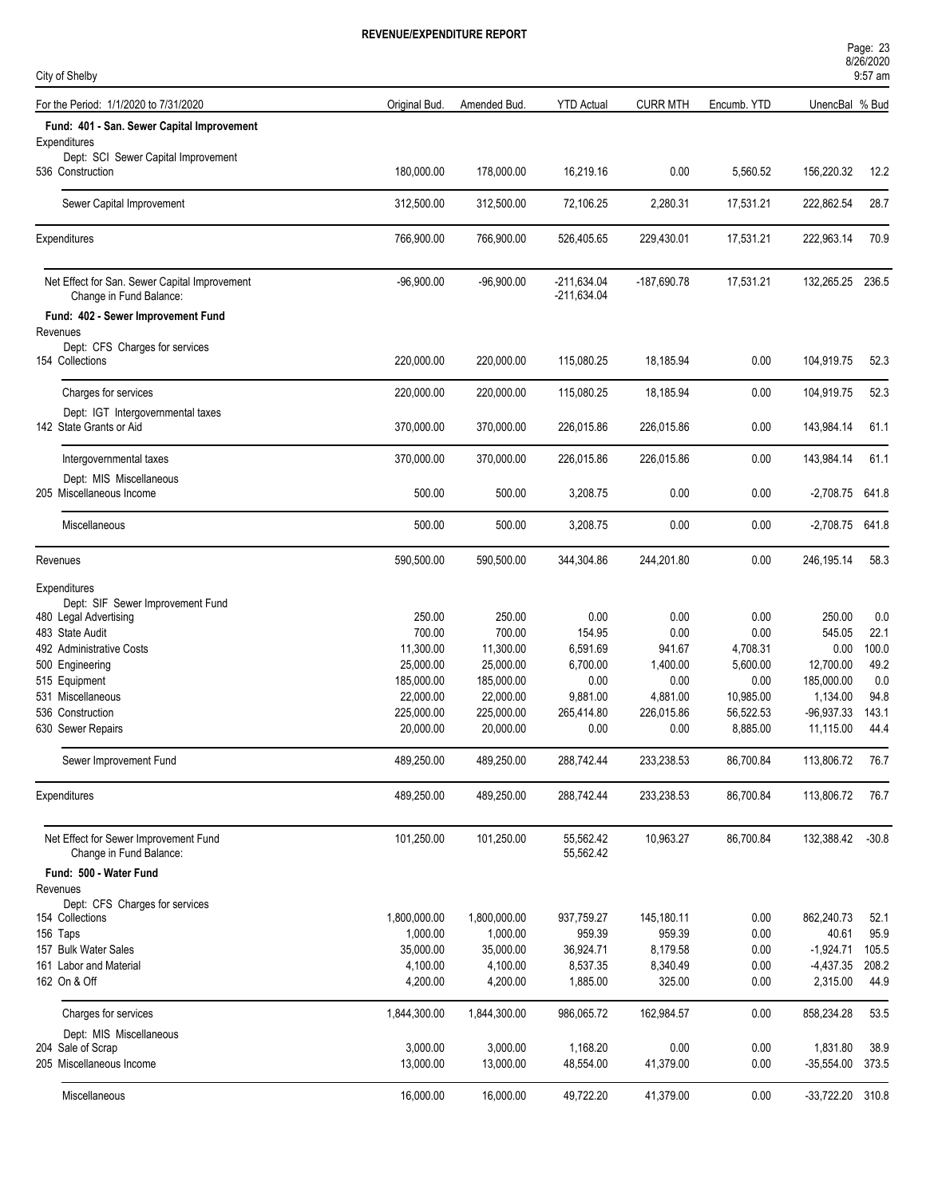# REVENUE/EXPENDITURE REPORT

City of Shelby

For the Period: 1/1/2020 to 7/31/2020

| | Original Bud. | Amended Bud. | YTD Actual | CURR MTH | Encumb. YTD | UnencBal | % Bud |
|---|---|---|---|---|---|---|---|
| **Fund: 401 - San. Sewer Capital Improvement** | | | | | | | |
| Expenditures | | | | | | | |
| Dept: SCI Sewer Capital Improvement | | | | | | | |
| 536 Construction | 180,000.00 | 178,000.00 | 16,219.16 | 0.00 | 5,560.52 | 156,220.32 | 12.2 |
| Sewer Capital Improvement | 312,500.00 | 312,500.00 | 72,106.25 | 2,280.31 | 17,531.21 | 222,862.54 | 28.7 |
| Expenditures | 766,900.00 | 766,900.00 | 526,405.65 | 229,430.01 | 17,531.21 | 222,963.14 | 70.9 |
| Net Effect for San. Sewer Capital Improvement | -96,900.00 | -96,900.00 | -211,634.04 | -187,690.78 | 17,531.21 | 132,265.25 | 236.5 |
| Change in Fund Balance: | | | -211,634.04 | | | | |
| **Fund: 402 - Sewer Improvement Fund** | | | | | | | |
| Revenues | | | | | | | |
| Dept: CFS Charges for services | | | | | | | |
| 154 Collections | 220,000.00 | 220,000.00 | 115,080.25 | 18,185.94 | 0.00 | 104,919.75 | 52.3 |
| Charges for services | 220,000.00 | 220,000.00 | 115,080.25 | 18,185.94 | 0.00 | 104,919.75 | 52.3 |
| Dept: IGT Intergovernmental taxes | | | | | | | |
| 142 State Grants or Aid | 370,000.00 | 370,000.00 | 226,015.86 | 226,015.86 | 0.00 | 143,984.14 | 61.1 |
| Intergovernmental taxes | 370,000.00 | 370,000.00 | 226,015.86 | 226,015.86 | 0.00 | 143,984.14 | 61.1 |
| Dept: MIS Miscellaneous | | | | | | | |
| 205 Miscellaneous Income | 500.00 | 500.00 | 3,208.75 | 0.00 | 0.00 | -2,708.75 | 641.8 |
| Miscellaneous | 500.00 | 500.00 | 3,208.75 | 0.00 | 0.00 | -2,708.75 | 641.8 |
| Revenues | 590,500.00 | 590,500.00 | 344,304.86 | 244,201.80 | 0.00 | 246,195.14 | 58.3 |
| Expenditures | | | | | | | |
| Dept: SIF Sewer Improvement Fund | | | | | | | |
| 480 Legal Advertising | 250.00 | 250.00 | 0.00 | 0.00 | 0.00 | 250.00 | 0.0 |
| 483 State Audit | 700.00 | 700.00 | 154.95 | 0.00 | 0.00 | 545.05 | 22.1 |
| 492 Administrative Costs | 11,300.00 | 11,300.00 | 6,591.69 | 941.67 | 4,708.31 | 0.00 | 100.0 |
| 500 Engineering | 25,000.00 | 25,000.00 | 6,700.00 | 1,400.00 | 5,600.00 | 12,700.00 | 49.2 |
| 515 Equipment | 185,000.00 | 185,000.00 | 0.00 | 0.00 | 0.00 | 185,000.00 | 0.0 |
| 531 Miscellaneous | 22,000.00 | 22,000.00 | 9,881.00 | 4,881.00 | 10,985.00 | 1,134.00 | 94.8 |
| 536 Construction | 225,000.00 | 225,000.00 | 265,414.80 | 226,015.86 | 56,522.53 | -96,937.33 | 143.1 |
| 630 Sewer Repairs | 20,000.00 | 20,000.00 | 0.00 | 0.00 | 8,885.00 | 11,115.00 | 44.4 |
| Sewer Improvement Fund | 489,250.00 | 489,250.00 | 288,742.44 | 233,238.53 | 86,700.84 | 113,806.72 | 76.7 |
| Expenditures | 489,250.00 | 489,250.00 | 288,742.44 | 233,238.53 | 86,700.84 | 113,806.72 | 76.7 |
| Net Effect for Sewer Improvement Fund | 101,250.00 | 101,250.00 | 55,562.42 | 10,963.27 | 86,700.84 | 132,388.42 | -30.8 |
| Change in Fund Balance: | | | 55,562.42 | | | | |
| **Fund: 500 - Water Fund** | | | | | | | |
| Revenues | | | | | | | |
| Dept: CFS Charges for services | | | | | | | |
| 154 Collections | 1,800,000.00 | 1,800,000.00 | 937,759.27 | 145,180.11 | 0.00 | 862,240.73 | 52.1 |
| 156 Taps | 1,000.00 | 1,000.00 | 959.39 | 959.39 | 0.00 | 40.61 | 95.9 |
| 157 Bulk Water Sales | 35,000.00 | 35,000.00 | 36,924.71 | 8,179.58 | 0.00 | -1,924.71 | 105.5 |
| 161 Labor and Material | 4,100.00 | 4,100.00 | 8,537.35 | 8,340.49 | 0.00 | -4,437.35 | 208.2 |
| 162 On & Off | 4,200.00 | 4,200.00 | 1,885.00 | 325.00 | 0.00 | 2,315.00 | 44.9 |
| Charges for services | 1,844,300.00 | 1,844,300.00 | 986,065.72 | 162,984.57 | 0.00 | 858,234.28 | 53.5 |
| Dept: MIS Miscellaneous | | | | | | | |
| 204 Sale of Scrap | 3,000.00 | 3,000.00 | 1,168.20 | 0.00 | 0.00 | 1,831.80 | 38.9 |
| 205 Miscellaneous Income | 13,000.00 | 13,000.00 | 48,554.00 | 41,379.00 | 0.00 | -35,554.00 | 373.5 |
| Miscellaneous | 16,000.00 | 16,000.00 | 49,722.20 | 41,379.00 | 0.00 | -33,722.20 | 310.8 |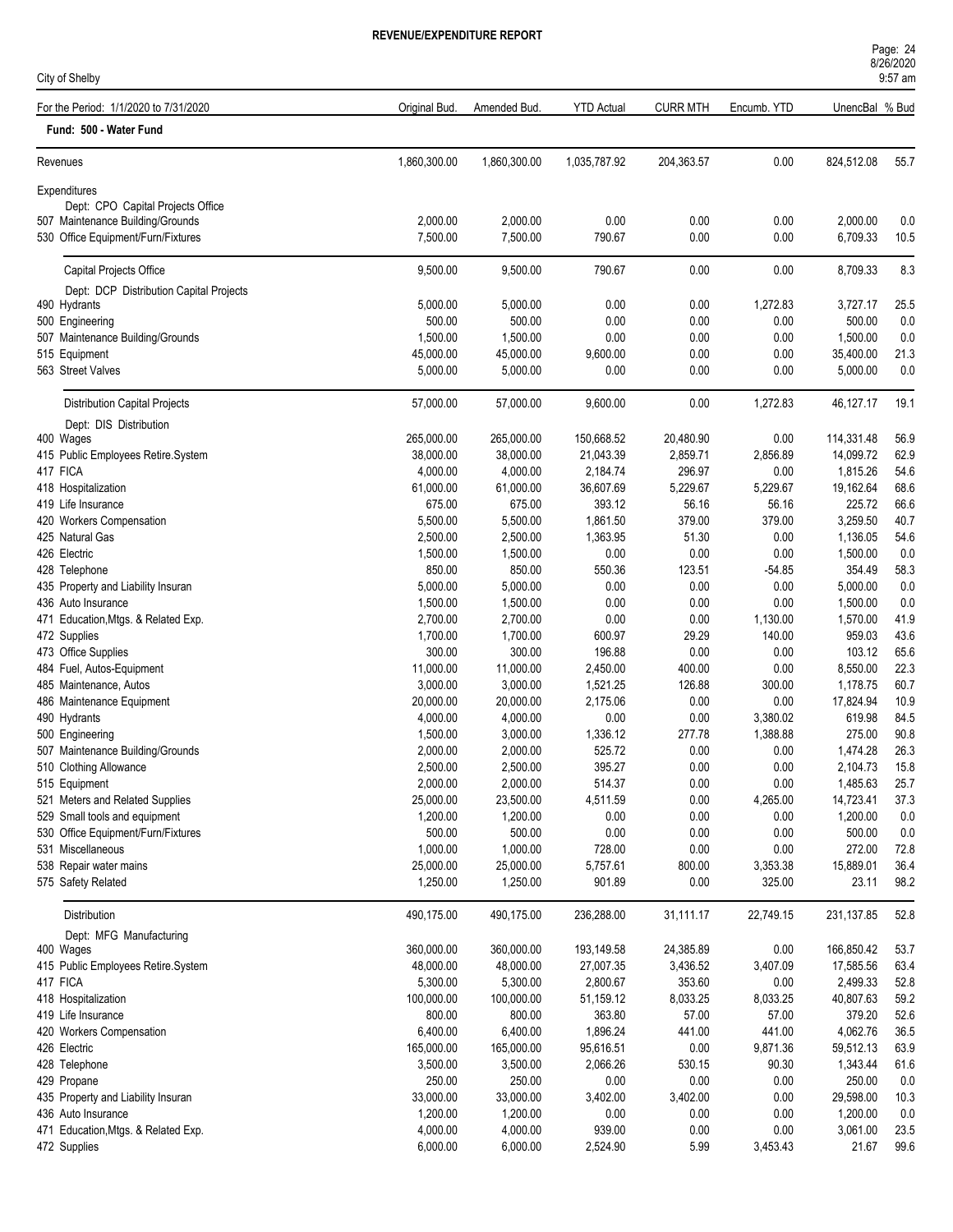# REVENUE/EXPENDITURE REPORT

City of Shelby

| For the Period: 1/1/2020 to 7/31/2020 | Original Bud. | Amended Bud. | YTD Actual | CURR MTH | Encumb. YTD | UnencBal | % Bud |
|---|---|---|---|---|---|---|---|
| **Fund: 500 - Water Fund** | | | | | | | |
| Revenues | 1,860,300.00 | 1,860,300.00 | 1,035,787.92 | 204,363.57 | 0.00 | 824,512.08 | 55.7 |
| Expenditures | | | | | | | |
| Dept: CPO Capital Projects Office | | | | | | | |
| 507 Maintenance Building/Grounds | 2,000.00 | 2,000.00 | 0.00 | 0.00 | 0.00 | 2,000.00 | 0.0 |
| 530 Office Equipment/Furn/Fixtures | 7,500.00 | 7,500.00 | 790.67 | 0.00 | 0.00 | 6,709.33 | 10.5 |
| Capital Projects Office | 9,500.00 | 9,500.00 | 790.67 | 0.00 | 0.00 | 8,709.33 | 8.3 |
| Dept: DCP Distribution Capital Projects | | | | | | | |
| 490 Hydrants | 5,000.00 | 5,000.00 | 0.00 | 0.00 | 1,272.83 | 3,727.17 | 25.5 |
| 500 Engineering | 500.00 | 500.00 | 0.00 | 0.00 | 0.00 | 500.00 | 0.0 |
| 507 Maintenance Building/Grounds | 1,500.00 | 1,500.00 | 0.00 | 0.00 | 0.00 | 1,500.00 | 0.0 |
| 515 Equipment | 45,000.00 | 45,000.00 | 9,600.00 | 0.00 | 0.00 | 35,400.00 | 21.3 |
| 563 Street Valves | 5,000.00 | 5,000.00 | 0.00 | 0.00 | 0.00 | 5,000.00 | 0.0 |
| Distribution Capital Projects | 57,000.00 | 57,000.00 | 9,600.00 | 0.00 | 1,272.83 | 46,127.17 | 19.1 |
| Dept: DIS Distribution | | | | | | | |
| 400 Wages | 265,000.00 | 265,000.00 | 150,668.52 | 20,480.90 | 0.00 | 114,331.48 | 56.9 |
| 415 Public Employees Retire.System | 38,000.00 | 38,000.00 | 21,043.39 | 2,859.71 | 2,856.89 | 14,099.72 | 62.9 |
| 417 FICA | 4,000.00 | 4,000.00 | 2,184.74 | 296.97 | 0.00 | 1,815.26 | 54.6 |
| 418 Hospitalization | 61,000.00 | 61,000.00 | 36,607.69 | 5,229.67 | 5,229.67 | 19,162.64 | 68.6 |
| 419 Life Insurance | 675.00 | 675.00 | 393.12 | 56.16 | 56.16 | 225.72 | 66.6 |
| 420 Workers Compensation | 5,500.00 | 5,500.00 | 1,861.50 | 379.00 | 379.00 | 3,259.50 | 40.7 |
| 425 Natural Gas | 2,500.00 | 2,500.00 | 1,363.95 | 51.30 | 0.00 | 1,136.05 | 54.6 |
| 426 Electric | 1,500.00 | 1,500.00 | 0.00 | 0.00 | 0.00 | 1,500.00 | 0.0 |
| 428 Telephone | 850.00 | 850.00 | 550.36 | 123.51 | -54.85 | 354.49 | 58.3 |
| 435 Property and Liability Insuran | 5,000.00 | 5,000.00 | 0.00 | 0.00 | 0.00 | 5,000.00 | 0.0 |
| 436 Auto Insurance | 1,500.00 | 1,500.00 | 0.00 | 0.00 | 0.00 | 1,500.00 | 0.0 |
| 471 Education,Mtgs. & Related Exp. | 2,700.00 | 2,700.00 | 0.00 | 0.00 | 1,130.00 | 1,570.00 | 41.9 |
| 472 Supplies | 1,700.00 | 1,700.00 | 600.97 | 29.29 | 140.00 | 959.03 | 43.6 |
| 473 Office Supplies | 300.00 | 300.00 | 196.88 | 0.00 | 0.00 | 103.12 | 65.6 |
| 484 Fuel, Autos-Equipment | 11,000.00 | 11,000.00 | 2,450.00 | 400.00 | 0.00 | 8,550.00 | 22.3 |
| 485 Maintenance, Autos | 3,000.00 | 3,000.00 | 1,521.25 | 126.88 | 300.00 | 1,178.75 | 60.7 |
| 486 Maintenance Equipment | 20,000.00 | 20,000.00 | 2,175.06 | 0.00 | 0.00 | 17,824.94 | 10.9 |
| 490 Hydrants | 4,000.00 | 4,000.00 | 0.00 | 0.00 | 3,380.02 | 619.98 | 84.5 |
| 500 Engineering | 1,500.00 | 3,000.00 | 1,336.12 | 277.78 | 1,388.88 | 275.00 | 90.8 |
| 507 Maintenance Building/Grounds | 2,000.00 | 2,000.00 | 525.72 | 0.00 | 0.00 | 1,474.28 | 26.3 |
| 510 Clothing Allowance | 2,500.00 | 2,500.00 | 395.27 | 0.00 | 0.00 | 2,104.73 | 15.8 |
| 515 Equipment | 2,000.00 | 2,000.00 | 514.37 | 0.00 | 0.00 | 1,485.63 | 25.7 |
| 521 Meters and Related Supplies | 25,000.00 | 23,500.00 | 4,511.59 | 0.00 | 4,265.00 | 14,723.41 | 37.3 |
| 529 Small tools and equipment | 1,200.00 | 1,200.00 | 0.00 | 0.00 | 0.00 | 1,200.00 | 0.0 |
| 530 Office Equipment/Furn/Fixtures | 500.00 | 500.00 | 0.00 | 0.00 | 0.00 | 500.00 | 0.0 |
| 531 Miscellaneous | 1,000.00 | 1,000.00 | 728.00 | 0.00 | 0.00 | 272.00 | 72.8 |
| 538 Repair water mains | 25,000.00 | 25,000.00 | 5,757.61 | 800.00 | 3,353.38 | 15,889.01 | 36.4 |
| 575 Safety Related | 1,250.00 | 1,250.00 | 901.89 | 0.00 | 325.00 | 23.11 | 98.2 |
| Distribution | 490,175.00 | 490,175.00 | 236,288.00 | 31,111.17 | 22,749.15 | 231,137.85 | 52.8 |
| Dept: MFG Manufacturing | | | | | | | |
| 400 Wages | 360,000.00 | 360,000.00 | 193,149.58 | 24,385.89 | 0.00 | 166,850.42 | 53.7 |
| 415 Public Employees Retire.System | 48,000.00 | 48,000.00 | 27,007.35 | 3,436.52 | 3,407.09 | 17,585.56 | 63.4 |
| 417 FICA | 5,300.00 | 5,300.00 | 2,800.67 | 353.60 | 0.00 | 2,499.33 | 52.8 |
| 418 Hospitalization | 100,000.00 | 100,000.00 | 51,159.12 | 8,033.25 | 8,033.25 | 40,807.63 | 59.2 |
| 419 Life Insurance | 800.00 | 800.00 | 363.80 | 57.00 | 57.00 | 379.20 | 52.6 |
| 420 Workers Compensation | 6,400.00 | 6,400.00 | 1,896.24 | 441.00 | 441.00 | 4,062.76 | 36.5 |
| 426 Electric | 165,000.00 | 165,000.00 | 95,616.51 | 0.00 | 9,871.36 | 59,512.13 | 63.9 |
| 428 Telephone | 3,500.00 | 3,500.00 | 2,066.26 | 530.15 | 90.30 | 1,343.44 | 61.6 |
| 429 Propane | 250.00 | 250.00 | 0.00 | 0.00 | 0.00 | 250.00 | 0.0 |
| 435 Property and Liability Insuran | 33,000.00 | 33,000.00 | 3,402.00 | 3,402.00 | 0.00 | 29,598.00 | 10.3 |
| 436 Auto Insurance | 1,200.00 | 1,200.00 | 0.00 | 0.00 | 0.00 | 1,200.00 | 0.0 |
| 471 Education,Mtgs. & Related Exp. | 4,000.00 | 4,000.00 | 939.00 | 0.00 | 0.00 | 3,061.00 | 23.5 |
| 472 Supplies | 6,000.00 | 6,000.00 | 2,524.90 | 5.99 | 3,453.43 | 21.67 | 99.6 |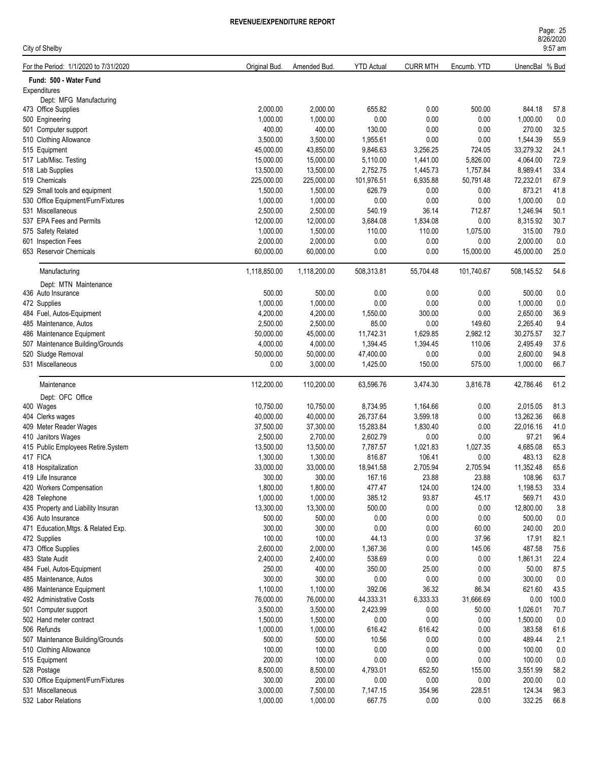# REVENUE/EXPENDITURE REPORT

City of Shelby

| For the Period: 1/1/2020 to 7/31/2020 | Original Bud. | Amended Bud. | YTD Actual | CURR MTH | Encumb. YTD | UnencBal | % Bud |
|---|---|---|---|---|---|---|---|
| **Fund: 500 - Water Fund** | | | | | | | |
| Expenditures | | | | | | | |
| Dept: MFG Manufacturing | | | | | | | |
| 473 Office Supplies | 2,000.00 | 2,000.00 | 655.82 | 0.00 | 500.00 | 844.18 | 57.8 |
| 500 Engineering | 1,000.00 | 1,000.00 | 0.00 | 0.00 | 0.00 | 1,000.00 | 0.0 |
| 501 Computer support | 400.00 | 400.00 | 130.00 | 0.00 | 0.00 | 270.00 | 32.5 |
| 510 Clothing Allowance | 3,500.00 | 3,500.00 | 1,955.61 | 0.00 | 0.00 | 1,544.39 | 55.9 |
| 515 Equipment | 45,000.00 | 43,850.00 | 9,846.63 | 3,256.25 | 724.05 | 33,279.32 | 24.1 |
| 517 Lab/Misc. Testing | 15,000.00 | 15,000.00 | 5,110.00 | 1,441.00 | 5,826.00 | 4,064.00 | 72.9 |
| 518 Lab Supplies | 13,500.00 | 13,500.00 | 2,752.75 | 1,445.73 | 1,757.84 | 8,989.41 | 33.4 |
| 519 Chemicals | 225,000.00 | 225,000.00 | 101,976.51 | 6,935.88 | 50,791.48 | 72,232.01 | 67.9 |
| 529 Small tools and equipment | 1,500.00 | 1,500.00 | 626.79 | 0.00 | 0.00 | 873.21 | 41.8 |
| 530 Office Equipment/Furn/Fixtures | 1,000.00 | 1,000.00 | 0.00 | 0.00 | 0.00 | 1,000.00 | 0.0 |
| 531 Miscellaneous | 2,500.00 | 2,500.00 | 540.19 | 36.14 | 712.87 | 1,246.94 | 50.1 |
| 537 EPA Fees and Permits | 12,000.00 | 12,000.00 | 3,684.08 | 1,834.08 | 0.00 | 8,315.92 | 30.7 |
| 575 Safety Related | 1,000.00 | 1,500.00 | 110.00 | 110.00 | 1,075.00 | 315.00 | 79.0 |
| 601 Inspection Fees | 2,000.00 | 2,000.00 | 0.00 | 0.00 | 0.00 | 2,000.00 | 0.0 |
| 653 Reservoir Chemicals | 60,000.00 | 60,000.00 | 0.00 | 0.00 | 15,000.00 | 45,000.00 | 25.0 |
| Manufacturing | 1,118,850.00 | 1,118,200.00 | 508,313.81 | 55,704.48 | 101,740.67 | 508,145.52 | 54.6 |
| Dept: MTN Maintenance | | | | | | | |
| 436 Auto Insurance | 500.00 | 500.00 | 0.00 | 0.00 | 0.00 | 500.00 | 0.0 |
| 472 Supplies | 1,000.00 | 1,000.00 | 0.00 | 0.00 | 0.00 | 1,000.00 | 0.0 |
| 484 Fuel, Autos-Equipment | 4,200.00 | 4,200.00 | 1,550.00 | 300.00 | 0.00 | 2,650.00 | 36.9 |
| 485 Maintenance, Autos | 2,500.00 | 2,500.00 | 85.00 | 0.00 | 149.60 | 2,265.40 | 9.4 |
| 486 Maintenance Equipment | 50,000.00 | 45,000.00 | 11,742.31 | 1,629.85 | 2,982.12 | 30,275.57 | 32.7 |
| 507 Maintenance Building/Grounds | 4,000.00 | 4,000.00 | 1,394.45 | 1,394.45 | 110.06 | 2,495.49 | 37.6 |
| 520 Sludge Removal | 50,000.00 | 50,000.00 | 47,400.00 | 0.00 | 0.00 | 2,600.00 | 94.8 |
| 531 Miscellaneous | 0.00 | 3,000.00 | 1,425.00 | 150.00 | 575.00 | 1,000.00 | 66.7 |
| Maintenance | 112,200.00 | 110,200.00 | 63,596.76 | 3,474.30 | 3,816.78 | 42,786.46 | 61.2 |
| Dept: OFC Office | | | | | | | |
| 400 Wages | 10,750.00 | 10,750.00 | 8,734.95 | 1,164.66 | 0.00 | 2,015.05 | 81.3 |
| 404 Clerks wages | 40,000.00 | 40,000.00 | 26,737.64 | 3,599.18 | 0.00 | 13,262.36 | 66.8 |
| 409 Meter Reader Wages | 37,500.00 | 37,300.00 | 15,283.84 | 1,830.40 | 0.00 | 22,016.16 | 41.0 |
| 410 Janitors Wages | 2,500.00 | 2,700.00 | 2,602.79 | 0.00 | 0.00 | 97.21 | 96.4 |
| 415 Public Employees Retire.System | 13,500.00 | 13,500.00 | 7,787.57 | 1,021.83 | 1,027.35 | 4,685.08 | 65.3 |
| 417 FICA | 1,300.00 | 1,300.00 | 816.87 | 106.41 | 0.00 | 483.13 | 62.8 |
| 418 Hospitalization | 33,000.00 | 33,000.00 | 18,941.58 | 2,705.94 | 2,705.94 | 11,352.48 | 65.6 |
| 419 Life Insurance | 300.00 | 300.00 | 167.16 | 23.88 | 23.88 | 108.96 | 63.7 |
| 420 Workers Compensation | 1,800.00 | 1,800.00 | 477.47 | 124.00 | 124.00 | 1,198.53 | 33.4 |
| 428 Telephone | 1,000.00 | 1,000.00 | 385.12 | 93.87 | 45.17 | 569.71 | 43.0 |
| 435 Property and Liability Insuran | 13,300.00 | 13,300.00 | 500.00 | 0.00 | 0.00 | 12,800.00 | 3.8 |
| 436 Auto Insurance | 500.00 | 500.00 | 0.00 | 0.00 | 0.00 | 500.00 | 0.0 |
| 471 Education,Mtgs. & Related Exp. | 300.00 | 300.00 | 0.00 | 0.00 | 60.00 | 240.00 | 20.0 |
| 472 Supplies | 100.00 | 100.00 | 44.13 | 0.00 | 37.96 | 17.91 | 82.1 |
| 473 Office Supplies | 2,600.00 | 2,000.00 | 1,367.36 | 0.00 | 145.06 | 487.58 | 75.6 |
| 483 State Audit | 2,400.00 | 2,400.00 | 538.69 | 0.00 | 0.00 | 1,861.31 | 22.4 |
| 484 Fuel, Autos-Equipment | 250.00 | 400.00 | 350.00 | 25.00 | 0.00 | 50.00 | 87.5 |
| 485 Maintenance, Autos | 300.00 | 300.00 | 0.00 | 0.00 | 0.00 | 300.00 | 0.0 |
| 486 Maintenance Equipment | 1,100.00 | 1,100.00 | 392.06 | 36.32 | 86.34 | 621.60 | 43.5 |
| 492 Administrative Costs | 76,000.00 | 76,000.00 | 44,333.31 | 6,333.33 | 31,666.69 | 0.00 | 100.0 |
| 501 Computer support | 3,500.00 | 3,500.00 | 2,423.99 | 0.00 | 50.00 | 1,026.01 | 70.7 |
| 502 Hand meter contract | 1,500.00 | 1,500.00 | 0.00 | 0.00 | 0.00 | 1,500.00 | 0.0 |
| 506 Refunds | 1,000.00 | 1,000.00 | 616.42 | 616.42 | 0.00 | 383.58 | 61.6 |
| 507 Maintenance Building/Grounds | 500.00 | 500.00 | 10.56 | 0.00 | 0.00 | 489.44 | 2.1 |
| 510 Clothing Allowance | 100.00 | 100.00 | 0.00 | 0.00 | 0.00 | 100.00 | 0.0 |
| 515 Equipment | 200.00 | 100.00 | 0.00 | 0.00 | 0.00 | 100.00 | 0.0 |
| 528 Postage | 8,500.00 | 8,500.00 | 4,793.01 | 652.50 | 155.00 | 3,551.99 | 58.2 |
| 530 Office Equipment/Furn/Fixtures | 300.00 | 200.00 | 0.00 | 0.00 | 0.00 | 200.00 | 0.0 |
| 531 Miscellaneous | 3,000.00 | 7,500.00 | 7,147.15 | 354.96 | 228.51 | 124.34 | 98.3 |
| 532 Labor Relations | 1,000.00 | 1,000.00 | 667.75 | 0.00 | 0.00 | 332.25 | 66.8 |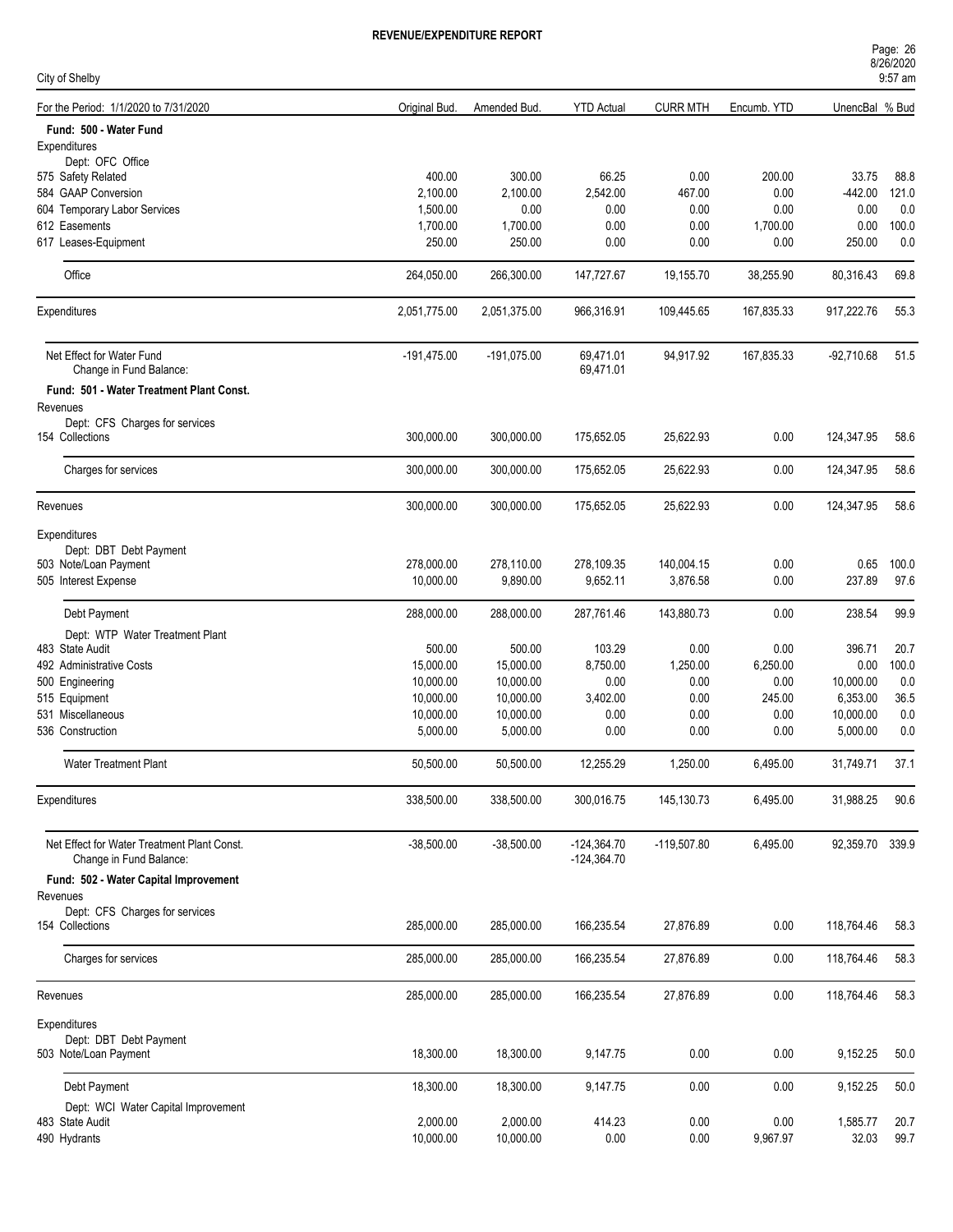# REVENUE/EXPENDITURE REPORT

City of Shelby

8/26/2020 9:57 am

| For the Period: 1/1/2020 to 7/31/2020 | Original Bud. | Amended Bud. | YTD Actual | CURR MTH | Encumb. YTD | UnencBal | % Bud |
|---|---|---|---|---|---|---|---|
| **Fund: 500 - Water Fund** | | | | | | | |
| Expenditures | | | | | | | |
| Dept: OFC Office | | | | | | | |
| 575 Safety Related | 400.00 | 300.00 | 66.25 | 0.00 | 200.00 | 33.75 | 88.8 |
| 584 GAAP Conversion | 2,100.00 | 2,100.00 | 2,542.00 | 467.00 | 0.00 | -442.00 | 121.0 |
| 604 Temporary Labor Services | 1,500.00 | 0.00 | 0.00 | 0.00 | 0.00 | 0.00 | 0.0 |
| 612 Easements | 1,700.00 | 1,700.00 | 0.00 | 0.00 | 1,700.00 | 0.00 | 100.0 |
| 617 Leases-Equipment | 250.00 | 250.00 | 0.00 | 0.00 | 0.00 | 250.00 | 0.0 |
| Office | 264,050.00 | 266,300.00 | 147,727.67 | 19,155.70 | 38,255.90 | 80,316.43 | 69.8 |
| Expenditures | 2,051,775.00 | 2,051,375.00 | 966,316.91 | 109,445.65 | 167,835.33 | 917,222.76 | 55.3 |
| Net Effect for Water Fund | -191,475.00 | -191,075.00 | 69,471.01 | 94,917.92 | 167,835.33 | -92,710.68 | 51.5 |
| Change in Fund Balance: | | | 69,471.01 | | | | |
| **Fund: 501 - Water Treatment Plant Const.** | | | | | | | |
| Revenues | | | | | | | |
| Dept: CFS Charges for services | | | | | | | |
| 154 Collections | 300,000.00 | 300,000.00 | 175,652.05 | 25,622.93 | 0.00 | 124,347.95 | 58.6 |
| Charges for services | 300,000.00 | 300,000.00 | 175,652.05 | 25,622.93 | 0.00 | 124,347.95 | 58.6 |
| Revenues | 300,000.00 | 300,000.00 | 175,652.05 | 25,622.93 | 0.00 | 124,347.95 | 58.6 |
| Expenditures | | | | | | | |
| Dept: DBT Debt Payment | | | | | | | |
| 503 Note/Loan Payment | 278,000.00 | 278,110.00 | 278,109.35 | 140,004.15 | 0.00 | 0.65 | 100.0 |
| 505 Interest Expense | 10,000.00 | 9,890.00 | 9,652.11 | 3,876.58 | 0.00 | 237.89 | 97.6 |
| Debt Payment | 288,000.00 | 288,000.00 | 287,761.46 | 143,880.73 | 0.00 | 238.54 | 99.9 |
| Dept: WTP Water Treatment Plant | | | | | | | |
| 483 State Audit | 500.00 | 500.00 | 103.29 | 0.00 | 0.00 | 396.71 | 20.7 |
| 492 Administrative Costs | 15,000.00 | 15,000.00 | 8,750.00 | 1,250.00 | 6,250.00 | 0.00 | 100.0 |
| 500 Engineering | 10,000.00 | 10,000.00 | 0.00 | 0.00 | 0.00 | 10,000.00 | 0.0 |
| 515 Equipment | 10,000.00 | 10,000.00 | 3,402.00 | 0.00 | 245.00 | 6,353.00 | 36.5 |
| 531 Miscellaneous | 10,000.00 | 10,000.00 | 0.00 | 0.00 | 0.00 | 10,000.00 | 0.0 |
| 536 Construction | 5,000.00 | 5,000.00 | 0.00 | 0.00 | 0.00 | 5,000.00 | 0.0 |
| Water Treatment Plant | 50,500.00 | 50,500.00 | 12,255.29 | 1,250.00 | 6,495.00 | 31,749.71 | 37.1 |
| Expenditures | 338,500.00 | 338,500.00 | 300,016.75 | 145,130.73 | 6,495.00 | 31,988.25 | 90.6 |
| Net Effect for Water Treatment Plant Const. | -38,500.00 | -38,500.00 | -124,364.70 | -119,507.80 | 6,495.00 | 92,359.70 | 339.9 |
| Change in Fund Balance: | | | -124,364.70 | | | | |
| **Fund: 502 - Water Capital Improvement** | | | | | | | |
| Revenues | | | | | | | |
| Dept: CFS Charges for services | | | | | | | |
| 154 Collections | 285,000.00 | 285,000.00 | 166,235.54 | 27,876.89 | 0.00 | 118,764.46 | 58.3 |
| Charges for services | 285,000.00 | 285,000.00 | 166,235.54 | 27,876.89 | 0.00 | 118,764.46 | 58.3 |
| Revenues | 285,000.00 | 285,000.00 | 166,235.54 | 27,876.89 | 0.00 | 118,764.46 | 58.3 |
| Expenditures | | | | | | | |
| Dept: DBT Debt Payment | | | | | | | |
| 503 Note/Loan Payment | 18,300.00 | 18,300.00 | 9,147.75 | 0.00 | 0.00 | 9,152.25 | 50.0 |
| Debt Payment | 18,300.00 | 18,300.00 | 9,147.75 | 0.00 | 0.00 | 9,152.25 | 50.0 |
| Dept: WCI Water Capital Improvement | | | | | | | |
| 483 State Audit | 2,000.00 | 2,000.00 | 414.23 | 0.00 | 0.00 | 1,585.77 | 20.7 |
| 490 Hydrants | 10,000.00 | 10,000.00 | 0.00 | 0.00 | 9,967.97 | 32.03 | 99.7 |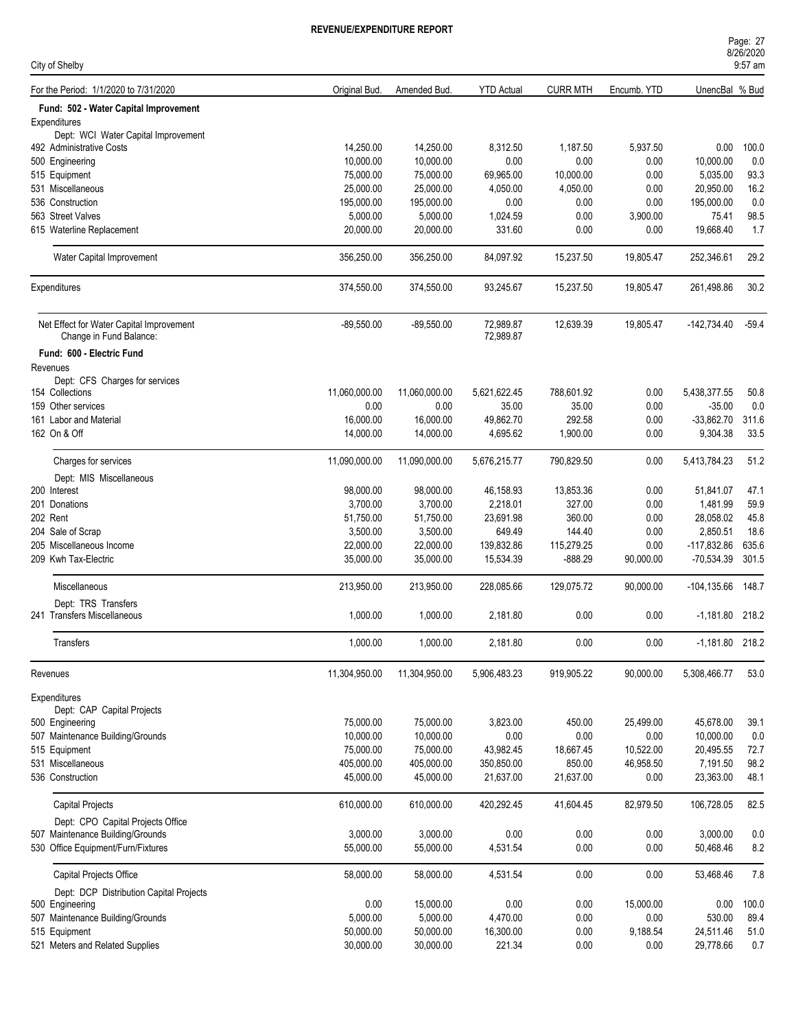**REVENUE/EXPENDITURE REPORT**

City of Shelby

| For the Period: 1/1/2020 to 7/31/2020 | Original Bud. | Amended Bud. | YTD Actual | CURR MTH | Encumb. YTD | UnencBal | % Bud |
|---|---|---|---|---|---|---|---|
| **Fund: 502 - Water Capital Improvement** | | | | | | | |
| Expenditures | | | | | | | |
| Dept: WCI Water Capital Improvement | | | | | | | |
| 492 Administrative Costs | 14,250.00 | 14,250.00 | 8,312.50 | 1,187.50 | 5,937.50 | 0.00 | 100.0 |
| 500 Engineering | 10,000.00 | 10,000.00 | 0.00 | 0.00 | 0.00 | 10,000.00 | 0.0 |
| 515 Equipment | 75,000.00 | 75,000.00 | 69,965.00 | 10,000.00 | 0.00 | 5,035.00 | 93.3 |
| 531 Miscellaneous | 25,000.00 | 25,000.00 | 4,050.00 | 4,050.00 | 0.00 | 20,950.00 | 16.2 |
| 536 Construction | 195,000.00 | 195,000.00 | 0.00 | 0.00 | 0.00 | 195,000.00 | 0.0 |
| 563 Street Valves | 5,000.00 | 5,000.00 | 1,024.59 | 0.00 | 3,900.00 | 75.41 | 98.5 |
| 615 Waterline Replacement | 20,000.00 | 20,000.00 | 331.60 | 0.00 | 0.00 | 19,668.40 | 1.7 |
| Water Capital Improvement | 356,250.00 | 356,250.00 | 84,097.92 | 15,237.50 | 19,805.47 | 252,346.61 | 29.2 |
| Expenditures | 374,550.00 | 374,550.00 | 93,245.67 | 15,237.50 | 19,805.47 | 261,498.86 | 30.2 |
| Net Effect for Water Capital Improvement | -89,550.00 | -89,550.00 | 72,989.87 | 12,639.39 | 19,805.47 | -142,734.40 | -59.4 |
| Change in Fund Balance: | | | 72,989.87 | | | | |
| **Fund: 600 - Electric Fund** | | | | | | | |
| Revenues | | | | | | | |
| Dept: CFS Charges for services | | | | | | | |
| 154 Collections | 11,060,000.00 | 11,060,000.00 | 5,621,622.45 | 788,601.92 | 0.00 | 5,438,377.55 | 50.8 |
| 159 Other services | 0.00 | 0.00 | 35.00 | 35.00 | 0.00 | -35.00 | 0.0 |
| 161 Labor and Material | 16,000.00 | 16,000.00 | 49,862.70 | 292.58 | 0.00 | -33,862.70 | 311.6 |
| 162 On & Off | 14,000.00 | 14,000.00 | 4,695.62 | 1,900.00 | 0.00 | 9,304.38 | 33.5 |
| Charges for services | 11,090,000.00 | 11,090,000.00 | 5,676,215.77 | 790,829.50 | 0.00 | 5,413,784.23 | 51.2 |
| Dept: MIS Miscellaneous | | | | | | | |
| 200 Interest | 98,000.00 | 98,000.00 | 46,158.93 | 13,853.36 | 0.00 | 51,841.07 | 47.1 |
| 201 Donations | 3,700.00 | 3,700.00 | 2,218.01 | 327.00 | 0.00 | 1,481.99 | 59.9 |
| 202 Rent | 51,750.00 | 51,750.00 | 23,691.98 | 360.00 | 0.00 | 28,058.02 | 45.8 |
| 204 Sale of Scrap | 3,500.00 | 3,500.00 | 649.49 | 144.40 | 0.00 | 2,850.51 | 18.6 |
| 205 Miscellaneous Income | 22,000.00 | 22,000.00 | 139,832.86 | 115,279.25 | 0.00 | -117,832.86 | 635.6 |
| 209 Kwh Tax-Electric | 35,000.00 | 35,000.00 | 15,534.39 | -888.29 | 90,000.00 | -70,534.39 | 301.5 |
| Miscellaneous | 213,950.00 | 213,950.00 | 228,085.66 | 129,075.72 | 90,000.00 | -104,135.66 | 148.7 |
| Dept: TRS Transfers | | | | | | | |
| 241 Transfers Miscellaneous | 1,000.00 | 1,000.00 | 2,181.80 | 0.00 | 0.00 | -1,181.80 | 218.2 |
| Transfers | 1,000.00 | 1,000.00 | 2,181.80 | 0.00 | 0.00 | -1,181.80 | 218.2 |
| Revenues | 11,304,950.00 | 11,304,950.00 | 5,906,483.23 | 919,905.22 | 90,000.00 | 5,308,466.77 | 53.0 |
| Expenditures | | | | | | | |
| Dept: CAP Capital Projects | | | | | | | |
| 500 Engineering | 75,000.00 | 75,000.00 | 3,823.00 | 450.00 | 25,499.00 | 45,678.00 | 39.1 |
| 507 Maintenance Building/Grounds | 10,000.00 | 10,000.00 | 0.00 | 0.00 | 0.00 | 10,000.00 | 0.0 |
| 515 Equipment | 75,000.00 | 75,000.00 | 43,982.45 | 18,667.45 | 10,522.00 | 20,495.55 | 72.7 |
| 531 Miscellaneous | 405,000.00 | 405,000.00 | 350,850.00 | 850.00 | 46,958.50 | 7,191.50 | 98.2 |
| 536 Construction | 45,000.00 | 45,000.00 | 21,637.00 | 21,637.00 | 0.00 | 23,363.00 | 48.1 |
| Capital Projects | 610,000.00 | 610,000.00 | 420,292.45 | 41,604.45 | 82,979.50 | 106,728.05 | 82.5 |
| Dept: CPO Capital Projects Office | | | | | | | |
| 507 Maintenance Building/Grounds | 3,000.00 | 3,000.00 | 0.00 | 0.00 | 0.00 | 3,000.00 | 0.0 |
| 530 Office Equipment/Furn/Fixtures | 55,000.00 | 55,000.00 | 4,531.54 | 0.00 | 0.00 | 50,468.46 | 8.2 |
| Capital Projects Office | 58,000.00 | 58,000.00 | 4,531.54 | 0.00 | 0.00 | 53,468.46 | 7.8 |
| Dept: DCP Distribution Capital Projects | | | | | | | |
| 500 Engineering | 0.00 | 15,000.00 | 0.00 | 0.00 | 15,000.00 | 0.00 | 100.0 |
| 507 Maintenance Building/Grounds | 5,000.00 | 5,000.00 | 4,470.00 | 0.00 | 0.00 | 530.00 | 89.4 |
| 515 Equipment | 50,000.00 | 50,000.00 | 16,300.00 | 0.00 | 9,188.54 | 24,511.46 | 51.0 |
| 521 Meters and Related Supplies | 30,000.00 | 30,000.00 | 221.34 | 0.00 | 0.00 | 29,778.66 | 0.7 |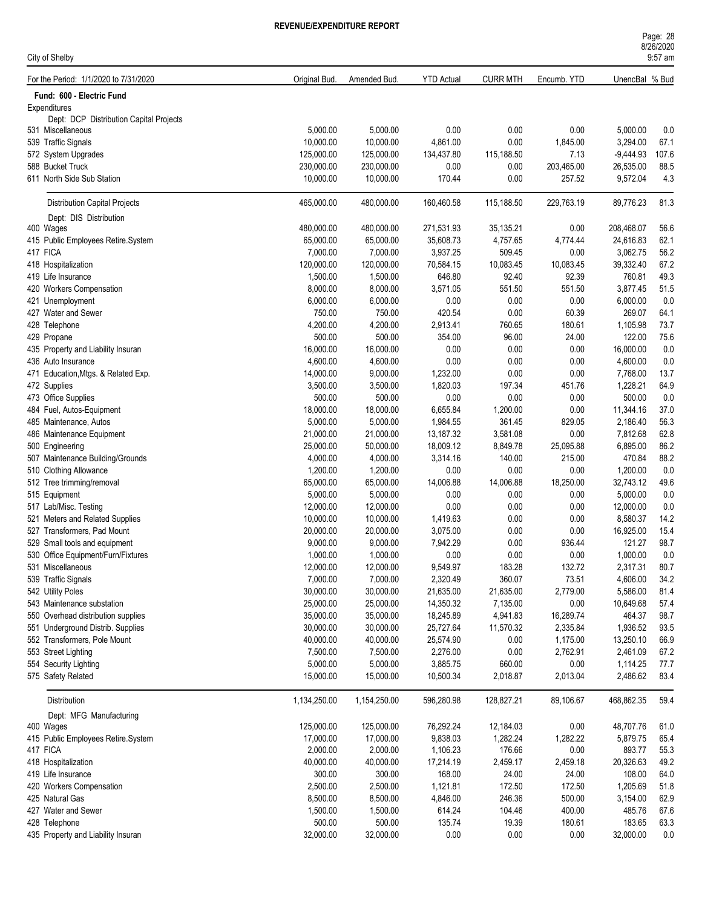# REVENUE/EXPENDITURE REPORT

City of Shelby

| For the Period: 1/1/2020 to 7/31/2020 | Original Bud. | Amended Bud. | YTD Actual | CURR MTH | Encumb. YTD | UnencBal | % Bud |
|---|---|---|---|---|---|---|---|
| **Fund: 600 - Electric Fund** | | | | | | | |
| Expenditures | | | | | | | |
| Dept: DCP Distribution Capital Projects | | | | | | | |
| 531 Miscellaneous | 5,000.00 | 5,000.00 | 0.00 | 0.00 | 0.00 | 5,000.00 | 0.0 |
| 539 Traffic Signals | 10,000.00 | 10,000.00 | 4,861.00 | 0.00 | 1,845.00 | 3,294.00 | 67.1 |
| 572 System Upgrades | 125,000.00 | 125,000.00 | 134,437.80 | 115,188.50 | 7.13 | -9,444.93 | 107.6 |
| 588 Bucket Truck | 230,000.00 | 230,000.00 | 0.00 | 0.00 | 203,465.00 | 26,535.00 | 88.5 |
| 611 North Side Sub Station | 10,000.00 | 10,000.00 | 170.44 | 0.00 | 257.52 | 9,572.04 | 4.3 |
| Distribution Capital Projects | 465,000.00 | 480,000.00 | 160,460.58 | 115,188.50 | 229,763.19 | 89,776.23 | 81.3 |
| Dept: DIS Distribution | | | | | | | |
| 400 Wages | 480,000.00 | 480,000.00 | 271,531.93 | 35,135.21 | 0.00 | 208,468.07 | 56.6 |
| 415 Public Employees Retire.System | 65,000.00 | 65,000.00 | 35,608.73 | 4,757.65 | 4,774.44 | 24,616.83 | 62.1 |
| 417 FICA | 7,000.00 | 7,000.00 | 3,937.25 | 509.45 | 0.00 | 3,062.75 | 56.2 |
| 418 Hospitalization | 120,000.00 | 120,000.00 | 70,584.15 | 10,083.45 | 10,083.45 | 39,332.40 | 67.2 |
| 419 Life Insurance | 1,500.00 | 1,500.00 | 646.80 | 92.40 | 92.39 | 760.81 | 49.3 |
| 420 Workers Compensation | 8,000.00 | 8,000.00 | 3,571.05 | 551.50 | 551.50 | 3,877.45 | 51.5 |
| 421 Unemployment | 6,000.00 | 6,000.00 | 0.00 | 0.00 | 0.00 | 6,000.00 | 0.0 |
| 427 Water and Sewer | 750.00 | 750.00 | 420.54 | 0.00 | 60.39 | 269.07 | 64.1 |
| 428 Telephone | 4,200.00 | 4,200.00 | 2,913.41 | 760.65 | 180.61 | 1,105.98 | 73.7 |
| 429 Propane | 500.00 | 500.00 | 354.00 | 96.00 | 24.00 | 122.00 | 75.6 |
| 435 Property and Liability Insuran | 16,000.00 | 16,000.00 | 0.00 | 0.00 | 0.00 | 16,000.00 | 0.0 |
| 436 Auto Insurance | 4,600.00 | 4,600.00 | 0.00 | 0.00 | 0.00 | 4,600.00 | 0.0 |
| 471 Education,Mtgs. & Related Exp. | 14,000.00 | 9,000.00 | 1,232.00 | 0.00 | 0.00 | 7,768.00 | 13.7 |
| 472 Supplies | 3,500.00 | 3,500.00 | 1,820.03 | 197.34 | 451.76 | 1,228.21 | 64.9 |
| 473 Office Supplies | 500.00 | 500.00 | 0.00 | 0.00 | 0.00 | 500.00 | 0.0 |
| 484 Fuel, Autos-Equipment | 18,000.00 | 18,000.00 | 6,655.84 | 1,200.00 | 0.00 | 11,344.16 | 37.0 |
| 485 Maintenance, Autos | 5,000.00 | 5,000.00 | 1,984.55 | 361.45 | 829.05 | 2,186.40 | 56.3 |
| 486 Maintenance Equipment | 21,000.00 | 21,000.00 | 13,187.32 | 3,581.08 | 0.00 | 7,812.68 | 62.8 |
| 500 Engineering | 25,000.00 | 50,000.00 | 18,009.12 | 8,849.78 | 25,095.88 | 6,895.00 | 86.2 |
| 507 Maintenance Building/Grounds | 4,000.00 | 4,000.00 | 3,314.16 | 140.00 | 215.00 | 470.84 | 88.2 |
| 510 Clothing Allowance | 1,200.00 | 1,200.00 | 0.00 | 0.00 | 0.00 | 1,200.00 | 0.0 |
| 512 Tree trimming/removal | 65,000.00 | 65,000.00 | 14,006.88 | 14,006.88 | 18,250.00 | 32,743.12 | 49.6 |
| 515 Equipment | 5,000.00 | 5,000.00 | 0.00 | 0.00 | 0.00 | 5,000.00 | 0.0 |
| 517 Lab/Misc. Testing | 12,000.00 | 12,000.00 | 0.00 | 0.00 | 0.00 | 12,000.00 | 0.0 |
| 521 Meters and Related Supplies | 10,000.00 | 10,000.00 | 1,419.63 | 0.00 | 0.00 | 8,580.37 | 14.2 |
| 527 Transformers, Pad Mount | 20,000.00 | 20,000.00 | 3,075.00 | 0.00 | 0.00 | 16,925.00 | 15.4 |
| 529 Small tools and equipment | 9,000.00 | 9,000.00 | 7,942.29 | 0.00 | 936.44 | 121.27 | 98.7 |
| 530 Office Equipment/Furn/Fixtures | 1,000.00 | 1,000.00 | 0.00 | 0.00 | 0.00 | 1,000.00 | 0.0 |
| 531 Miscellaneous | 12,000.00 | 12,000.00 | 9,549.97 | 183.28 | 132.72 | 2,317.31 | 80.7 |
| 539 Traffic Signals | 7,000.00 | 7,000.00 | 2,320.49 | 360.07 | 73.51 | 4,606.00 | 34.2 |
| 542 Utility Poles | 30,000.00 | 30,000.00 | 21,635.00 | 21,635.00 | 2,779.00 | 5,586.00 | 81.4 |
| 543 Maintenance substation | 25,000.00 | 25,000.00 | 14,350.32 | 7,135.00 | 0.00 | 10,649.68 | 57.4 |
| 550 Overhead distribution supplies | 35,000.00 | 35,000.00 | 18,245.89 | 4,941.83 | 16,289.74 | 464.37 | 98.7 |
| 551 Underground Distrib. Supplies | 30,000.00 | 30,000.00 | 25,727.64 | 11,570.32 | 2,335.84 | 1,936.52 | 93.5 |
| 552 Transformers, Pole Mount | 40,000.00 | 40,000.00 | 25,574.90 | 0.00 | 1,175.00 | 13,250.10 | 66.9 |
| 553 Street Lighting | 7,500.00 | 7,500.00 | 2,276.00 | 0.00 | 2,762.91 | 2,461.09 | 67.2 |
| 554 Security Lighting | 5,000.00 | 5,000.00 | 3,885.75 | 660.00 | 0.00 | 1,114.25 | 77.7 |
| 575 Safety Related | 15,000.00 | 15,000.00 | 10,500.34 | 2,018.87 | 2,013.04 | 2,486.62 | 83.4 |
| Distribution | 1,134,250.00 | 1,154,250.00 | 596,280.98 | 128,827.21 | 89,106.67 | 468,862.35 | 59.4 |
| Dept: MFG Manufacturing | | | | | | | |
| 400 Wages | 125,000.00 | 125,000.00 | 76,292.24 | 12,184.03 | 0.00 | 48,707.76 | 61.0 |
| 415 Public Employees Retire.System | 17,000.00 | 17,000.00 | 9,838.03 | 1,282.24 | 1,282.22 | 5,879.75 | 65.4 |
| 417 FICA | 2,000.00 | 2,000.00 | 1,106.23 | 176.66 | 0.00 | 893.77 | 55.3 |
| 418 Hospitalization | 40,000.00 | 40,000.00 | 17,214.19 | 2,459.17 | 2,459.18 | 20,326.63 | 49.2 |
| 419 Life Insurance | 300.00 | 300.00 | 168.00 | 24.00 | 24.00 | 108.00 | 64.0 |
| 420 Workers Compensation | 2,500.00 | 2,500.00 | 1,121.81 | 172.50 | 172.50 | 1,205.69 | 51.8 |
| 425 Natural Gas | 8,500.00 | 8,500.00 | 4,846.00 | 246.36 | 500.00 | 3,154.00 | 62.9 |
| 427 Water and Sewer | 1,500.00 | 1,500.00 | 614.24 | 104.46 | 400.00 | 485.76 | 67.6 |
| 428 Telephone | 500.00 | 500.00 | 135.74 | 19.39 | 180.61 | 183.65 | 63.3 |
| 435 Property and Liability Insuran | 32,000.00 | 32,000.00 | 0.00 | 0.00 | 0.00 | 32,000.00 | 0.0 |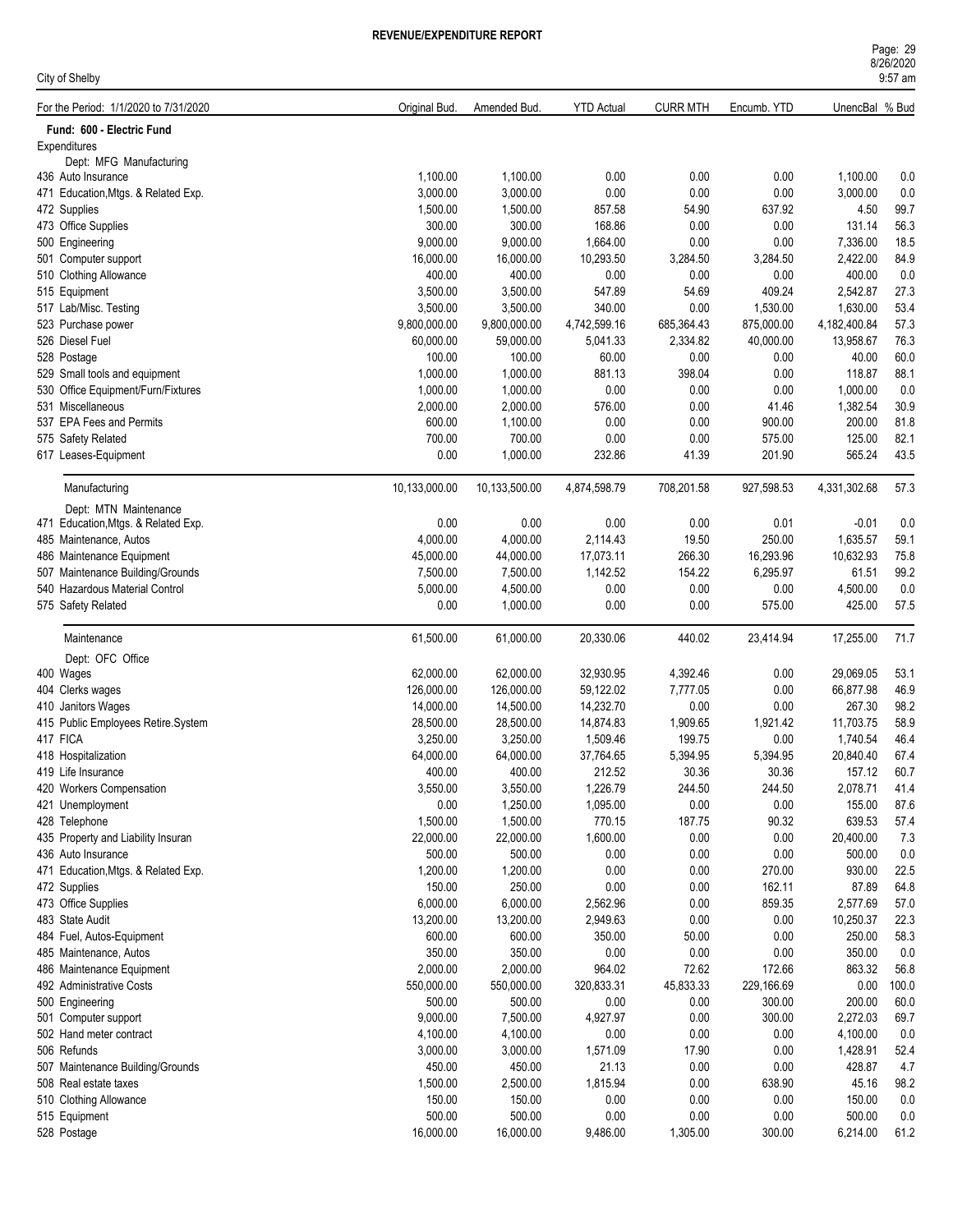# REVENUE/EXPENDITURE REPORT

City of Shelby

| For the Period: 1/1/2020 to 7/31/2020 | Original Bud. | Amended Bud. | YTD Actual | CURR MTH | Encumb. YTD | UnencBal | % Bud |
|---|---|---|---|---|---|---|---|
| **Fund: 600 - Electric Fund** | | | | | | | |
| Expenditures | | | | | | | |
| Dept: MFG Manufacturing | | | | | | | |
| 436 Auto Insurance | 1,100.00 | 1,100.00 | 0.00 | 0.00 | 0.00 | 1,100.00 | 0.0 |
| 471 Education,Mtgs. & Related Exp. | 3,000.00 | 3,000.00 | 0.00 | 0.00 | 0.00 | 3,000.00 | 0.0 |
| 472 Supplies | 1,500.00 | 1,500.00 | 857.58 | 54.90 | 637.92 | 4.50 | 99.7 |
| 473 Office Supplies | 300.00 | 300.00 | 168.86 | 0.00 | 0.00 | 131.14 | 56.3 |
| 500 Engineering | 9,000.00 | 9,000.00 | 1,664.00 | 0.00 | 0.00 | 7,336.00 | 18.5 |
| 501 Computer support | 16,000.00 | 16,000.00 | 10,293.50 | 3,284.50 | 3,284.50 | 2,422.00 | 84.9 |
| 510 Clothing Allowance | 400.00 | 400.00 | 0.00 | 0.00 | 0.00 | 400.00 | 0.0 |
| 515 Equipment | 3,500.00 | 3,500.00 | 547.89 | 54.69 | 409.24 | 2,542.87 | 27.3 |
| 517 Lab/Misc. Testing | 3,500.00 | 3,500.00 | 340.00 | 0.00 | 1,530.00 | 1,630.00 | 53.4 |
| 523 Purchase power | 9,800,000.00 | 9,800,000.00 | 4,742,599.16 | 685,364.43 | 875,000.00 | 4,182,400.84 | 57.3 |
| 526 Diesel Fuel | 60,000.00 | 59,000.00 | 5,041.33 | 2,334.82 | 40,000.00 | 13,958.67 | 76.3 |
| 528 Postage | 100.00 | 100.00 | 60.00 | 0.00 | 0.00 | 40.00 | 60.0 |
| 529 Small tools and equipment | 1,000.00 | 1,000.00 | 881.13 | 398.04 | 0.00 | 118.87 | 88.1 |
| 530 Office Equipment/Furn/Fixtures | 1,000.00 | 1,000.00 | 0.00 | 0.00 | 0.00 | 1,000.00 | 0.0 |
| 531 Miscellaneous | 2,000.00 | 2,000.00 | 576.00 | 0.00 | 41.46 | 1,382.54 | 30.9 |
| 537 EPA Fees and Permits | 600.00 | 1,100.00 | 0.00 | 0.00 | 900.00 | 200.00 | 81.8 |
| 575 Safety Related | 700.00 | 700.00 | 0.00 | 0.00 | 575.00 | 125.00 | 82.1 |
| 617 Leases-Equipment | 0.00 | 1,000.00 | 232.86 | 41.39 | 201.90 | 565.24 | 43.5 |
| Manufacturing | 10,133,000.00 | 10,133,500.00 | 4,874,598.79 | 708,201.58 | 927,598.53 | 4,331,302.68 | 57.3 |
| Dept: MTN Maintenance | | | | | | | |
| 471 Education,Mtgs. & Related Exp. | 0.00 | 0.00 | 0.00 | 0.00 | 0.01 | -0.01 | 0.0 |
| 485 Maintenance, Autos | 4,000.00 | 4,000.00 | 2,114.43 | 19.50 | 250.00 | 1,635.57 | 59.1 |
| 486 Maintenance Equipment | 45,000.00 | 44,000.00 | 17,073.11 | 266.30 | 16,293.96 | 10,632.93 | 75.8 |
| 507 Maintenance Building/Grounds | 7,500.00 | 7,500.00 | 1,142.52 | 154.22 | 6,295.97 | 61.51 | 99.2 |
| 540 Hazardous Material Control | 5,000.00 | 4,500.00 | 0.00 | 0.00 | 0.00 | 4,500.00 | 0.0 |
| 575 Safety Related | 0.00 | 1,000.00 | 0.00 | 0.00 | 575.00 | 425.00 | 57.5 |
| Maintenance | 61,500.00 | 61,000.00 | 20,330.06 | 440.02 | 23,414.94 | 17,255.00 | 71.7 |
| Dept: OFC Office | | | | | | | |
| 400 Wages | 62,000.00 | 62,000.00 | 32,930.95 | 4,392.46 | 0.00 | 29,069.05 | 53.1 |
| 404 Clerks wages | 126,000.00 | 126,000.00 | 59,122.02 | 7,777.05 | 0.00 | 66,877.98 | 46.9 |
| 410 Janitors Wages | 14,000.00 | 14,500.00 | 14,232.70 | 0.00 | 0.00 | 267.30 | 98.2 |
| 415 Public Employees Retire.System | 28,500.00 | 28,500.00 | 14,874.83 | 1,909.65 | 1,921.42 | 11,703.75 | 58.9 |
| 417 FICA | 3,250.00 | 3,250.00 | 1,509.46 | 199.75 | 0.00 | 1,740.54 | 46.4 |
| 418 Hospitalization | 64,000.00 | 64,000.00 | 37,764.65 | 5,394.95 | 5,394.95 | 20,840.40 | 67.4 |
| 419 Life Insurance | 400.00 | 400.00 | 212.52 | 30.36 | 30.36 | 157.12 | 60.7 |
| 420 Workers Compensation | 3,550.00 | 3,550.00 | 1,226.79 | 244.50 | 244.50 | 2,078.71 | 41.4 |
| 421 Unemployment | 0.00 | 1,250.00 | 1,095.00 | 0.00 | 0.00 | 155.00 | 87.6 |
| 428 Telephone | 1,500.00 | 1,500.00 | 770.15 | 187.75 | 90.32 | 639.53 | 57.4 |
| 435 Property and Liability Insuran | 22,000.00 | 22,000.00 | 1,600.00 | 0.00 | 0.00 | 20,400.00 | 7.3 |
| 436 Auto Insurance | 500.00 | 500.00 | 0.00 | 0.00 | 0.00 | 500.00 | 0.0 |
| 471 Education,Mtgs. & Related Exp. | 1,200.00 | 1,200.00 | 0.00 | 0.00 | 270.00 | 930.00 | 22.5 |
| 472 Supplies | 150.00 | 250.00 | 0.00 | 0.00 | 162.11 | 87.89 | 64.8 |
| 473 Office Supplies | 6,000.00 | 6,000.00 | 2,562.96 | 0.00 | 859.35 | 2,577.69 | 57.0 |
| 483 State Audit | 13,200.00 | 13,200.00 | 2,949.63 | 0.00 | 0.00 | 10,250.37 | 22.3 |
| 484 Fuel, Autos-Equipment | 600.00 | 600.00 | 350.00 | 50.00 | 0.00 | 250.00 | 58.3 |
| 485 Maintenance, Autos | 350.00 | 350.00 | 0.00 | 0.00 | 0.00 | 350.00 | 0.0 |
| 486 Maintenance Equipment | 2,000.00 | 2,000.00 | 964.02 | 72.62 | 172.66 | 863.32 | 56.8 |
| 492 Administrative Costs | 550,000.00 | 550,000.00 | 320,833.31 | 45,833.33 | 229,166.69 | 0.00 | 100.0 |
| 500 Engineering | 500.00 | 500.00 | 0.00 | 0.00 | 300.00 | 200.00 | 60.0 |
| 501 Computer support | 9,000.00 | 7,500.00 | 4,927.97 | 0.00 | 300.00 | 2,272.03 | 69.7 |
| 502 Hand meter contract | 4,100.00 | 4,100.00 | 0.00 | 0.00 | 0.00 | 4,100.00 | 0.0 |
| 506 Refunds | 3,000.00 | 3,000.00 | 1,571.09 | 17.90 | 0.00 | 1,428.91 | 52.4 |
| 507 Maintenance Building/Grounds | 450.00 | 450.00 | 21.13 | 0.00 | 0.00 | 428.87 | 4.7 |
| 508 Real estate taxes | 1,500.00 | 2,500.00 | 1,815.94 | 0.00 | 638.90 | 45.16 | 98.2 |
| 510 Clothing Allowance | 150.00 | 150.00 | 0.00 | 0.00 | 0.00 | 150.00 | 0.0 |
| 515 Equipment | 500.00 | 500.00 | 0.00 | 0.00 | 0.00 | 500.00 | 0.0 |
| 528 Postage | 16,000.00 | 16,000.00 | 9,486.00 | 1,305.00 | 300.00 | 6,214.00 | 61.2 |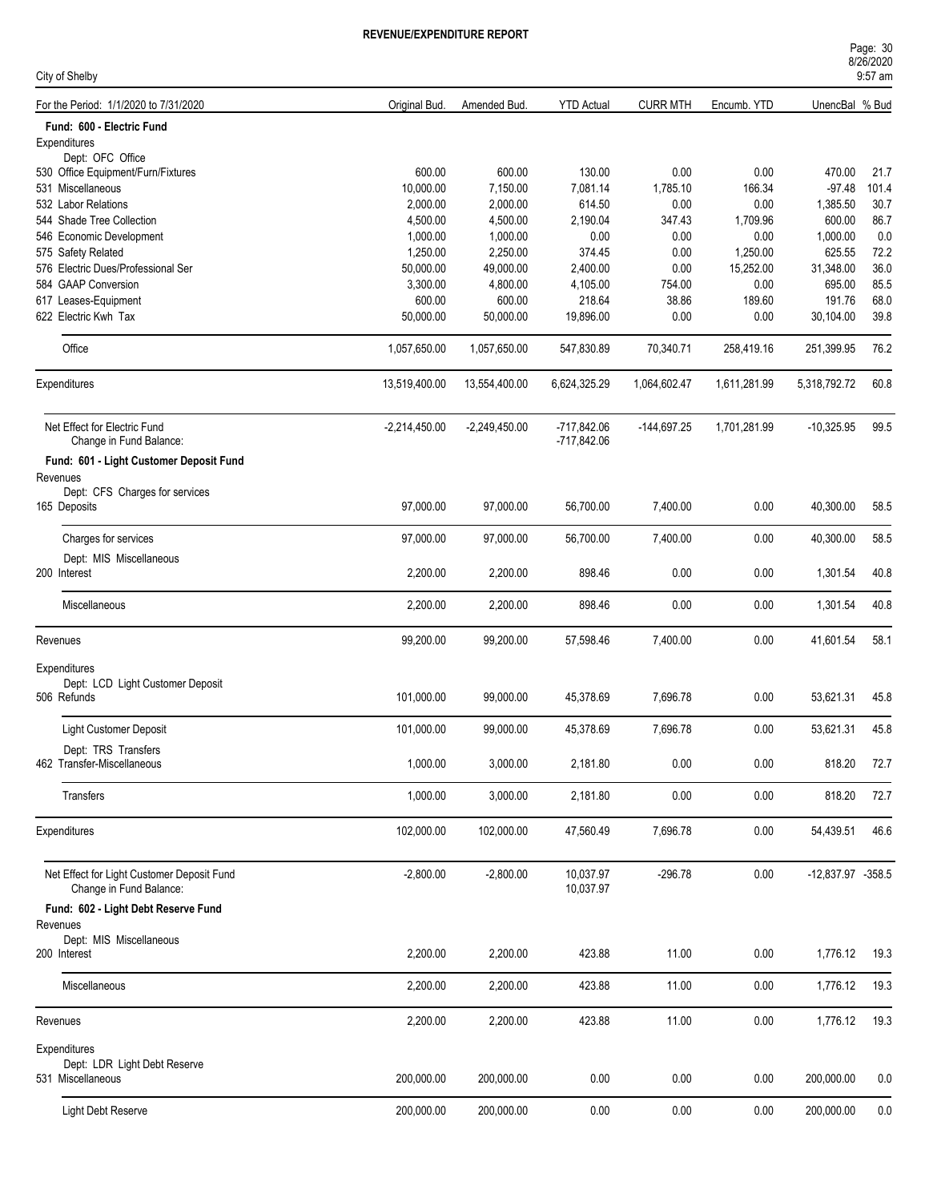**REVENUE/EXPENDITURE REPORT**

City of Shelby

| For the Period: 1/1/2020 to 7/31/2020 | Original Bud. | Amended Bud. | YTD Actual | CURR MTH | Encumb. YTD | UnencBal | % Bud |
|---|---|---|---|---|---|---|---|
| **Fund: 600 - Electric Fund** | | | | | | | |
| Expenditures | | | | | | | |
| Dept: OFC Office | | | | | | | |
| 530 Office Equipment/Furn/Fixtures | 600.00 | 600.00 | 130.00 | 0.00 | 0.00 | 470.00 | 21.7 |
| 531 Miscellaneous | 10,000.00 | 7,150.00 | 7,081.14 | 1,785.10 | 166.34 | -97.48 | 101.4 |
| 532 Labor Relations | 2,000.00 | 2,000.00 | 614.50 | 0.00 | 0.00 | 1,385.50 | 30.7 |
| 544 Shade Tree Collection | 4,500.00 | 4,500.00 | 2,190.04 | 347.43 | 1,709.96 | 600.00 | 86.7 |
| 546 Economic Development | 1,000.00 | 1,000.00 | 0.00 | 0.00 | 0.00 | 1,000.00 | 0.0 |
| 575 Safety Related | 1,250.00 | 2,250.00 | 374.45 | 0.00 | 1,250.00 | 625.55 | 72.2 |
| 576 Electric Dues/Professional Ser | 50,000.00 | 49,000.00 | 2,400.00 | 0.00 | 15,252.00 | 31,348.00 | 36.0 |
| 584 GAAP Conversion | 3,300.00 | 4,800.00 | 4,105.00 | 754.00 | 0.00 | 695.00 | 85.5 |
| 617 Leases-Equipment | 600.00 | 600.00 | 218.64 | 38.86 | 189.60 | 191.76 | 68.0 |
| 622 Electric Kwh Tax | 50,000.00 | 50,000.00 | 19,896.00 | 0.00 | 0.00 | 30,104.00 | 39.8 |
| Office | 1,057,650.00 | 1,057,650.00 | 547,830.89 | 70,340.71 | 258,419.16 | 251,399.95 | 76.2 |
| Expenditures | 13,519,400.00 | 13,554,400.00 | 6,624,325.29 | 1,064,602.47 | 1,611,281.99 | 5,318,792.72 | 60.8 |
| Net Effect for Electric Fund | -2,214,450.00 | -2,249,450.00 | -717,842.06 | -144,697.25 | 1,701,281.99 | -10,325.95 | 99.5 |
| Change in Fund Balance: | | | -717,842.06 | | | | |
| **Fund: 601 - Light Customer Deposit Fund** | | | | | | | |
| Revenues | | | | | | | |
| Dept: CFS Charges for services | | | | | | | |
| 165 Deposits | 97,000.00 | 97,000.00 | 56,700.00 | 7,400.00 | 0.00 | 40,300.00 | 58.5 |
| Charges for services | 97,000.00 | 97,000.00 | 56,700.00 | 7,400.00 | 0.00 | 40,300.00 | 58.5 |
| Dept: MIS Miscellaneous | | | | | | | |
| 200 Interest | 2,200.00 | 2,200.00 | 898.46 | 0.00 | 0.00 | 1,301.54 | 40.8 |
| Miscellaneous | 2,200.00 | 2,200.00 | 898.46 | 0.00 | 0.00 | 1,301.54 | 40.8 |
| Revenues | 99,200.00 | 99,200.00 | 57,598.46 | 7,400.00 | 0.00 | 41,601.54 | 58.1 |
| Expenditures | | | | | | | |
| Dept: LCD Light Customer Deposit | | | | | | | |
| 506 Refunds | 101,000.00 | 99,000.00 | 45,378.69 | 7,696.78 | 0.00 | 53,621.31 | 45.8 |
| Light Customer Deposit | 101,000.00 | 99,000.00 | 45,378.69 | 7,696.78 | 0.00 | 53,621.31 | 45.8 |
| Dept: TRS Transfers | | | | | | | |
| 462 Transfer-Miscellaneous | 1,000.00 | 3,000.00 | 2,181.80 | 0.00 | 0.00 | 818.20 | 72.7 |
| Transfers | 1,000.00 | 3,000.00 | 2,181.80 | 0.00 | 0.00 | 818.20 | 72.7 |
| Expenditures | 102,000.00 | 102,000.00 | 47,560.49 | 7,696.78 | 0.00 | 54,439.51 | 46.6 |
| Net Effect for Light Customer Deposit Fund | -2,800.00 | -2,800.00 | 10,037.97 | -296.78 | 0.00 | -12,837.97 | -358.5 |
| Change in Fund Balance: | | | 10,037.97 | | | | |
| **Fund: 602 - Light Debt Reserve Fund** | | | | | | | |
| Revenues | | | | | | | |
| Dept: MIS Miscellaneous | | | | | | | |
| 200 Interest | 2,200.00 | 2,200.00 | 423.88 | 11.00 | 0.00 | 1,776.12 | 19.3 |
| Miscellaneous | 2,200.00 | 2,200.00 | 423.88 | 11.00 | 0.00 | 1,776.12 | 19.3 |
| Revenues | 2,200.00 | 2,200.00 | 423.88 | 11.00 | 0.00 | 1,776.12 | 19.3 |
| Expenditures | | | | | | | |
| Dept: LDR Light Debt Reserve | | | | | | | |
| 531 Miscellaneous | 200,000.00 | 200,000.00 | 0.00 | 0.00 | 0.00 | 200,000.00 | 0.0 |
| Light Debt Reserve | 200,000.00 | 200,000.00 | 0.00 | 0.00 | 0.00 | 200,000.00 | 0.0 |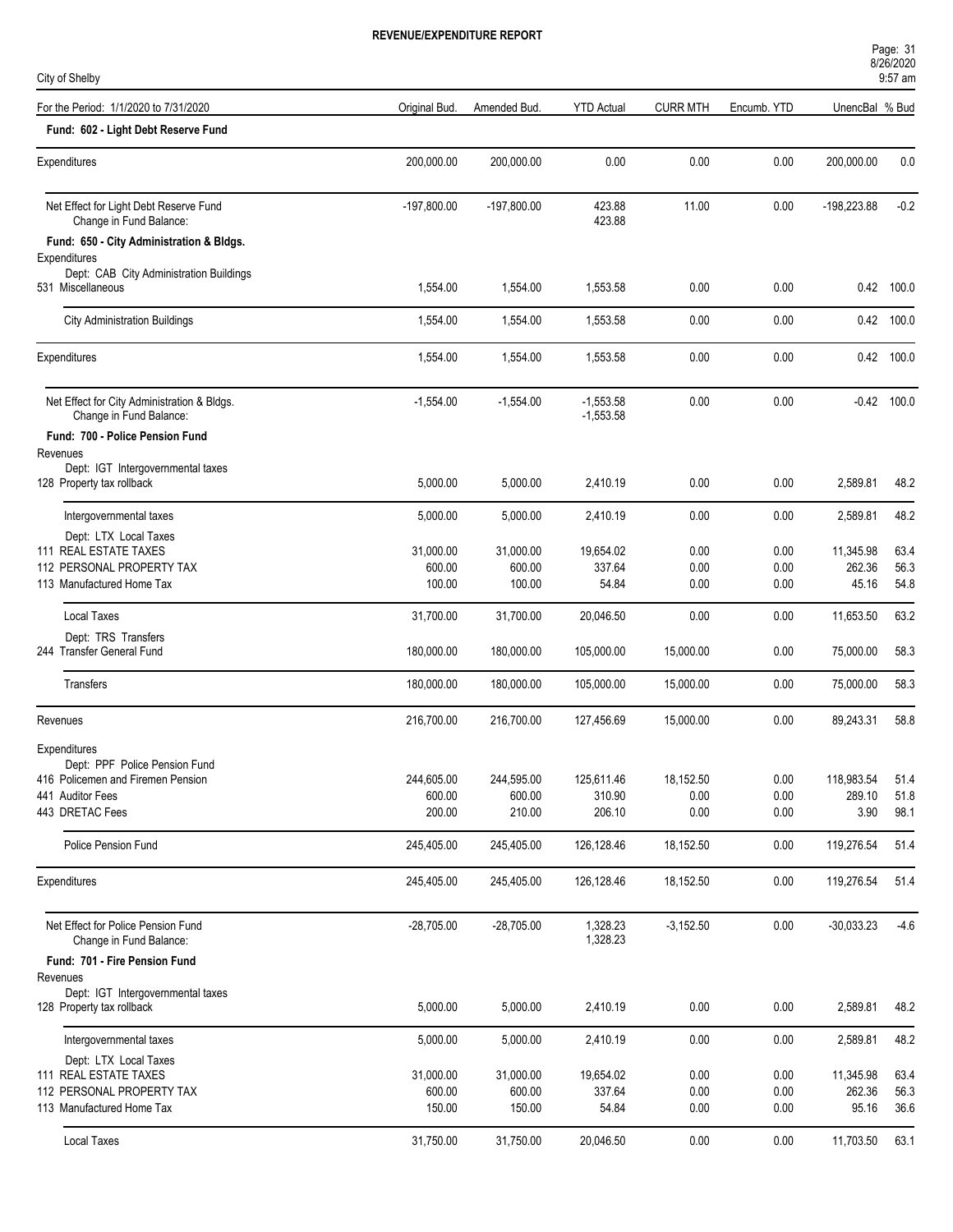**REVENUE/EXPENDITURE REPORT**

City of Shelby

| For the Period: 1/1/2020 to 7/31/2020 | Original Bud. | Amended Bud. | YTD Actual | CURR MTH | Encumb. YTD | UnencBal | % Bud |
|---|---|---|---|---|---|---|---|
| **Fund: 602 - Light Debt Reserve Fund** | | | | | | | |
| Expenditures | 200,000.00 | 200,000.00 | 0.00 | 0.00 | 0.00 | 200,000.00 | 0.0 |
| Net Effect for Light Debt Reserve Fund | -197,800.00 | -197,800.00 | 423.88 | 11.00 | 0.00 | -198,223.88 | -0.2 |
| Change in Fund Balance: | | | 423.88 | | | | |
| **Fund: 650 - City Administration & Bldgs.** | | | | | | | |
| Expenditures | | | | | | | |
| Dept: CAB City Administration Buildings | | | | | | | |
| 531 Miscellaneous | 1,554.00 | 1,554.00 | 1,553.58 | 0.00 | 0.00 | 0.42 | 100.0 |
| City Administration Buildings | 1,554.00 | 1,554.00 | 1,553.58 | 0.00 | 0.00 | 0.42 | 100.0 |
| Expenditures | 1,554.00 | 1,554.00 | 1,553.58 | 0.00 | 0.00 | 0.42 | 100.0 |
| Net Effect for City Administration & Bldgs. | -1,554.00 | -1,554.00 | -1,553.58 | 0.00 | 0.00 | -0.42 | 100.0 |
| Change in Fund Balance: | | | -1,553.58 | | | | |
| **Fund: 700 - Police Pension Fund** | | | | | | | |
| Revenues | | | | | | | |
| Dept: IGT Intergovernmental taxes | | | | | | | |
| 128 Property tax rollback | 5,000.00 | 5,000.00 | 2,410.19 | 0.00 | 0.00 | 2,589.81 | 48.2 |
| Intergovernmental taxes | 5,000.00 | 5,000.00 | 2,410.19 | 0.00 | 0.00 | 2,589.81 | 48.2 |
| Dept: LTX Local Taxes | | | | | | | |
| 111 REAL ESTATE TAXES | 31,000.00 | 31,000.00 | 19,654.02 | 0.00 | 0.00 | 11,345.98 | 63.4 |
| 112 PERSONAL PROPERTY TAX | 600.00 | 600.00 | 337.64 | 0.00 | 0.00 | 262.36 | 56.3 |
| 113 Manufactured Home Tax | 100.00 | 100.00 | 54.84 | 0.00 | 0.00 | 45.16 | 54.8 |
| Local Taxes | 31,700.00 | 31,700.00 | 20,046.50 | 0.00 | 0.00 | 11,653.50 | 63.2 |
| Dept: TRS Transfers | | | | | | | |
| 244 Transfer General Fund | 180,000.00 | 180,000.00 | 105,000.00 | 15,000.00 | 0.00 | 75,000.00 | 58.3 |
| Transfers | 180,000.00 | 180,000.00 | 105,000.00 | 15,000.00 | 0.00 | 75,000.00 | 58.3 |
| Revenues | 216,700.00 | 216,700.00 | 127,456.69 | 15,000.00 | 0.00 | 89,243.31 | 58.8 |
| Expenditures | | | | | | | |
| Dept: PPF Police Pension Fund | | | | | | | |
| 416 Policemen and Firemen Pension | 244,605.00 | 244,595.00 | 125,611.46 | 18,152.50 | 0.00 | 118,983.54 | 51.4 |
| 441 Auditor Fees | 600.00 | 600.00 | 310.90 | 0.00 | 0.00 | 289.10 | 51.8 |
| 443 DRETAC Fees | 200.00 | 210.00 | 206.10 | 0.00 | 0.00 | 3.90 | 98.1 |
| Police Pension Fund | 245,405.00 | 245,405.00 | 126,128.46 | 18,152.50 | 0.00 | 119,276.54 | 51.4 |
| Expenditures | 245,405.00 | 245,405.00 | 126,128.46 | 18,152.50 | 0.00 | 119,276.54 | 51.4 |
| Net Effect for Police Pension Fund | -28,705.00 | -28,705.00 | 1,328.23 | -3,152.50 | 0.00 | -30,033.23 | -4.6 |
| Change in Fund Balance: | | | 1,328.23 | | | | |
| **Fund: 701 - Fire Pension Fund** | | | | | | | |
| Revenues | | | | | | | |
| Dept: IGT Intergovernmental taxes | | | | | | | |
| 128 Property tax rollback | 5,000.00 | 5,000.00 | 2,410.19 | 0.00 | 0.00 | 2,589.81 | 48.2 |
| Intergovernmental taxes | 5,000.00 | 5,000.00 | 2,410.19 | 0.00 | 0.00 | 2,589.81 | 48.2 |
| Dept: LTX Local Taxes | | | | | | | |
| 111 REAL ESTATE TAXES | 31,000.00 | 31,000.00 | 19,654.02 | 0.00 | 0.00 | 11,345.98 | 63.4 |
| 112 PERSONAL PROPERTY TAX | 600.00 | 600.00 | 337.64 | 0.00 | 0.00 | 262.36 | 56.3 |
| 113 Manufactured Home Tax | 150.00 | 150.00 | 54.84 | 0.00 | 0.00 | 95.16 | 36.6 |
| Local Taxes | 31,750.00 | 31,750.00 | 20,046.50 | 0.00 | 0.00 | 11,703.50 | 63.1 |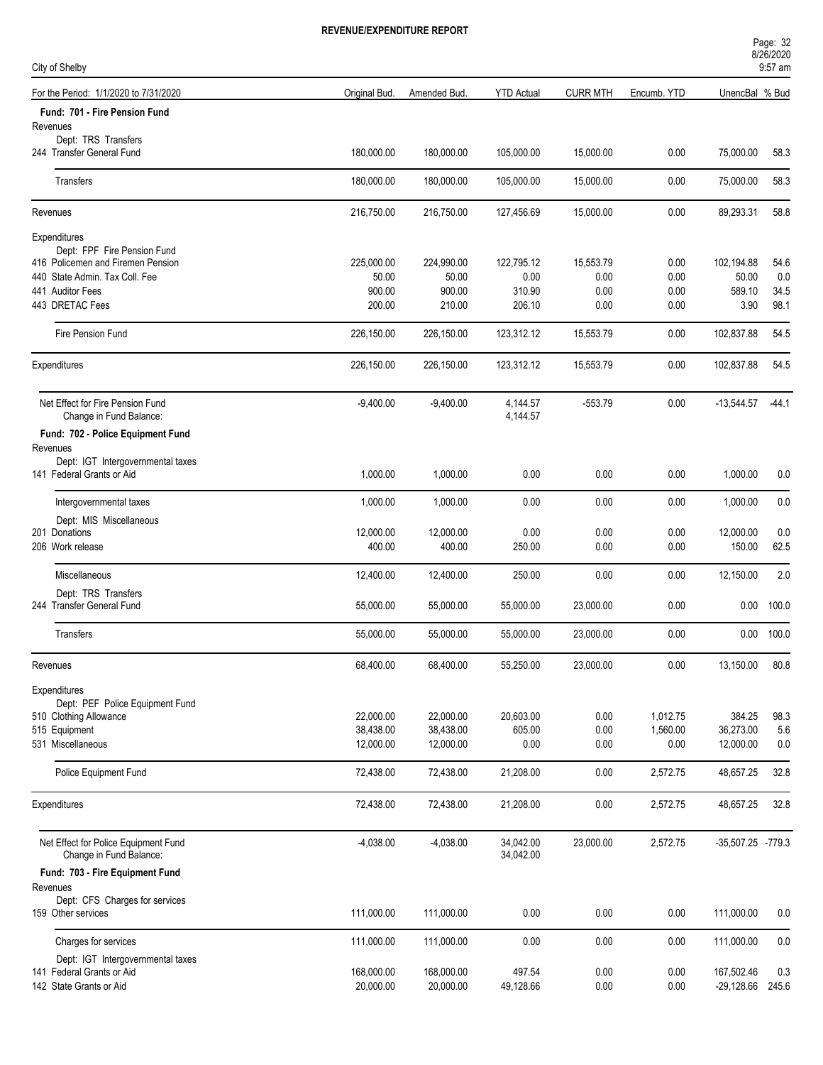# REVENUE/EXPENDITURE REPORT

City of Shelby

| For the Period: 1/1/2020 to 7/31/2020 | Original Bud. | Amended Bud. | YTD Actual | CURR MTH | Encumb. YTD | UnencBal | % Bud |
|---|---|---|---|---|---|---|---|
| **Fund: 701 - Fire Pension Fund** | | | | | | | |
| Revenues | | | | | | | |
| Dept: TRS Transfers | | | | | | | |
| 244 Transfer General Fund | 180,000.00 | 180,000.00 | 105,000.00 | 15,000.00 | 0.00 | 75,000.00 | 58.3 |
| Transfers | 180,000.00 | 180,000.00 | 105,000.00 | 15,000.00 | 0.00 | 75,000.00 | 58.3 |
| Revenues | 216,750.00 | 216,750.00 | 127,456.69 | 15,000.00 | 0.00 | 89,293.31 | 58.8 |
| Expenditures | | | | | | | |
| Dept: FPF Fire Pension Fund | | | | | | | |
| 416 Policemen and Firemen Pension | 225,000.00 | 224,990.00 | 122,795.12 | 15,553.79 | 0.00 | 102,194.88 | 54.6 |
| 440 State Admin. Tax Coll. Fee | 50.00 | 50.00 | 0.00 | 0.00 | 0.00 | 50.00 | 0.0 |
| 441 Auditor Fees | 900.00 | 900.00 | 310.90 | 0.00 | 0.00 | 589.10 | 34.5 |
| 443 DRETAC Fees | 200.00 | 210.00 | 206.10 | 0.00 | 0.00 | 3.90 | 98.1 |
| Fire Pension Fund | 226,150.00 | 226,150.00 | 123,312.12 | 15,553.79 | 0.00 | 102,837.88 | 54.5 |
| Expenditures | 226,150.00 | 226,150.00 | 123,312.12 | 15,553.79 | 0.00 | 102,837.88 | 54.5 |
| Net Effect for Fire Pension Fund | -9,400.00 | -9,400.00 | 4,144.57 | -553.79 | 0.00 | -13,544.57 | -44.1 |
| Change in Fund Balance: | | | 4,144.57 | | | | |
| **Fund: 702 - Police Equipment Fund** | | | | | | | |
| Revenues | | | | | | | |
| Dept: IGT Intergovernmental taxes | | | | | | | |
| 141 Federal Grants or Aid | 1,000.00 | 1,000.00 | 0.00 | 0.00 | 0.00 | 1,000.00 | 0.0 |
| Intergovernmental taxes | 1,000.00 | 1,000.00 | 0.00 | 0.00 | 0.00 | 1,000.00 | 0.0 |
| Dept: MIS Miscellaneous | | | | | | | |
| 201 Donations | 12,000.00 | 12,000.00 | 0.00 | 0.00 | 0.00 | 12,000.00 | 0.0 |
| 206 Work release | 400.00 | 400.00 | 250.00 | 0.00 | 0.00 | 150.00 | 62.5 |
| Miscellaneous | 12,400.00 | 12,400.00 | 250.00 | 0.00 | 0.00 | 12,150.00 | 2.0 |
| Dept: TRS Transfers | | | | | | | |
| 244 Transfer General Fund | 55,000.00 | 55,000.00 | 55,000.00 | 23,000.00 | 0.00 | 0.00 | 100.0 |
| Transfers | 55,000.00 | 55,000.00 | 55,000.00 | 23,000.00 | 0.00 | 0.00 | 100.0 |
| Revenues | 68,400.00 | 68,400.00 | 55,250.00 | 23,000.00 | 0.00 | 13,150.00 | 80.8 |
| Expenditures | | | | | | | |
| Dept: PEF Police Equipment Fund | | | | | | | |
| 510 Clothing Allowance | 22,000.00 | 22,000.00 | 20,603.00 | 0.00 | 1,012.75 | 384.25 | 98.3 |
| 515 Equipment | 38,438.00 | 38,438.00 | 605.00 | 0.00 | 1,560.00 | 36,273.00 | 5.6 |
| 531 Miscellaneous | 12,000.00 | 12,000.00 | 0.00 | 0.00 | 0.00 | 12,000.00 | 0.0 |
| Police Equipment Fund | 72,438.00 | 72,438.00 | 21,208.00 | 0.00 | 2,572.75 | 48,657.25 | 32.8 |
| Expenditures | 72,438.00 | 72,438.00 | 21,208.00 | 0.00 | 2,572.75 | 48,657.25 | 32.8 |
| Net Effect for Police Equipment Fund | -4,038.00 | -4,038.00 | 34,042.00 | 23,000.00 | 2,572.75 | -35,507.25 | -779.3 |
| Change in Fund Balance: | | | 34,042.00 | | | | |
| **Fund: 703 - Fire Equipment Fund** | | | | | | | |
| Revenues | | | | | | | |
| Dept: CFS Charges for services | | | | | | | |
| 159 Other services | 111,000.00 | 111,000.00 | 0.00 | 0.00 | 0.00 | 111,000.00 | 0.0 |
| Charges for services | 111,000.00 | 111,000.00 | 0.00 | 0.00 | 0.00 | 111,000.00 | 0.0 |
| Dept: IGT Intergovernmental taxes | | | | | | | |
| 141 Federal Grants or Aid | 168,000.00 | 168,000.00 | 497.54 | 0.00 | 0.00 | 167,502.46 | 0.3 |
| 142 State Grants or Aid | 20,000.00 | 20,000.00 | 49,128.66 | 0.00 | 0.00 | -29,128.66 | 245.6 |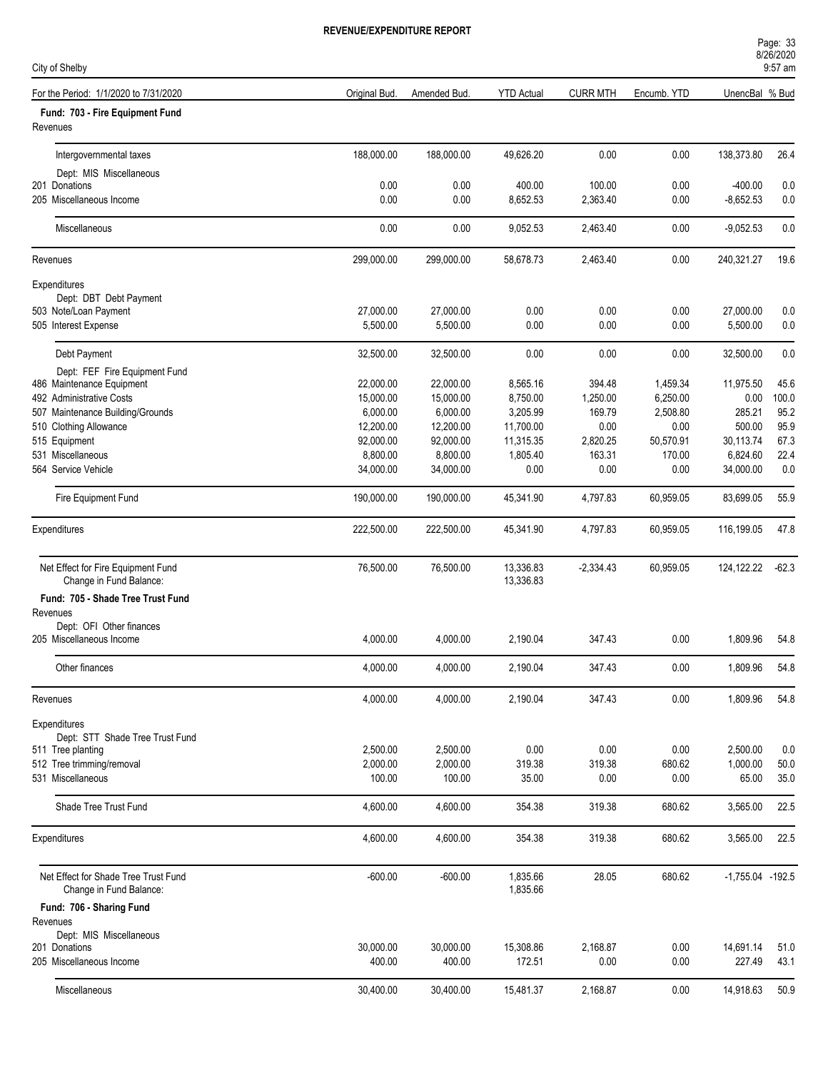# REVENUE/EXPENDITURE REPORT

City of Shelby

| For the Period: 1/1/2020 to 7/31/2020 | Original Bud. | Amended Bud. | YTD Actual | CURR MTH | Encumb. YTD | UnencBal | % Bud |
|---|---|---|---|---|---|---|---|
| **Fund: 703 - Fire Equipment Fund** | | | | | | | |
| Revenues | | | | | | | |
| Intergovernmental taxes | 188,000.00 | 188,000.00 | 49,626.20 | 0.00 | 0.00 | 138,373.80 | 26.4 |
| Dept: MIS Miscellaneous | | | | | | | |
| 201 Donations | 0.00 | 0.00 | 400.00 | 100.00 | 0.00 | -400.00 | 0.0 |
| 205 Miscellaneous Income | 0.00 | 0.00 | 8,652.53 | 2,363.40 | 0.00 | -8,652.53 | 0.0 |
| Miscellaneous | 0.00 | 0.00 | 9,052.53 | 2,463.40 | 0.00 | -9,052.53 | 0.0 |
| Revenues | 299,000.00 | 299,000.00 | 58,678.73 | 2,463.40 | 0.00 | 240,321.27 | 19.6 |
| Expenditures | | | | | | | |
| Dept: DBT Debt Payment | | | | | | | |
| 503 Note/Loan Payment | 27,000.00 | 27,000.00 | 0.00 | 0.00 | 0.00 | 27,000.00 | 0.0 |
| 505 Interest Expense | 5,500.00 | 5,500.00 | 0.00 | 0.00 | 0.00 | 5,500.00 | 0.0 |
| Debt Payment | 32,500.00 | 32,500.00 | 0.00 | 0.00 | 0.00 | 32,500.00 | 0.0 |
| Dept: FEF Fire Equipment Fund | | | | | | | |
| 486 Maintenance Equipment | 22,000.00 | 22,000.00 | 8,565.16 | 394.48 | 1,459.34 | 11,975.50 | 45.6 |
| 492 Administrative Costs | 15,000.00 | 15,000.00 | 8,750.00 | 1,250.00 | 6,250.00 | 0.00 | 100.0 |
| 507 Maintenance Building/Grounds | 6,000.00 | 6,000.00 | 3,205.99 | 169.79 | 2,508.80 | 285.21 | 95.2 |
| 510 Clothing Allowance | 12,200.00 | 12,200.00 | 11,700.00 | 0.00 | 0.00 | 500.00 | 95.9 |
| 515 Equipment | 92,000.00 | 92,000.00 | 11,315.35 | 2,820.25 | 50,570.91 | 30,113.74 | 67.3 |
| 531 Miscellaneous | 8,800.00 | 8,800.00 | 1,805.40 | 163.31 | 170.00 | 6,824.60 | 22.4 |
| 564 Service Vehicle | 34,000.00 | 34,000.00 | 0.00 | 0.00 | 0.00 | 34,000.00 | 0.0 |
| Fire Equipment Fund | 190,000.00 | 190,000.00 | 45,341.90 | 4,797.83 | 60,959.05 | 83,699.05 | 55.9 |
| Expenditures | 222,500.00 | 222,500.00 | 45,341.90 | 4,797.83 | 60,959.05 | 116,199.05 | 47.8 |
| Net Effect for Fire Equipment Fund | 76,500.00 | 76,500.00 | 13,336.83 | -2,334.43 | 60,959.05 | 124,122.22 | -62.3 |
| Change in Fund Balance: | | | 13,336.83 | | | | |
| **Fund: 705 - Shade Tree Trust Fund** | | | | | | | |
| Revenues | | | | | | | |
| Dept: OFI Other finances | | | | | | | |
| 205 Miscellaneous Income | 4,000.00 | 4,000.00 | 2,190.04 | 347.43 | 0.00 | 1,809.96 | 54.8 |
| Other finances | 4,000.00 | 4,000.00 | 2,190.04 | 347.43 | 0.00 | 1,809.96 | 54.8 |
| Revenues | 4,000.00 | 4,000.00 | 2,190.04 | 347.43 | 0.00 | 1,809.96 | 54.8 |
| Expenditures | | | | | | | |
| Dept: STT Shade Tree Trust Fund | | | | | | | |
| 511 Tree planting | 2,500.00 | 2,500.00 | 0.00 | 0.00 | 0.00 | 2,500.00 | 0.0 |
| 512 Tree trimming/removal | 2,000.00 | 2,000.00 | 319.38 | 319.38 | 680.62 | 1,000.00 | 50.0 |
| 531 Miscellaneous | 100.00 | 100.00 | 35.00 | 0.00 | 0.00 | 65.00 | 35.0 |
| Shade Tree Trust Fund | 4,600.00 | 4,600.00 | 354.38 | 319.38 | 680.62 | 3,565.00 | 22.5 |
| Expenditures | 4,600.00 | 4,600.00 | 354.38 | 319.38 | 680.62 | 3,565.00 | 22.5 |
| Net Effect for Shade Tree Trust Fund | -600.00 | -600.00 | 1,835.66 | 28.05 | 680.62 | -1,755.04 | -192.5 |
| Change in Fund Balance: | | | 1,835.66 | | | | |
| **Fund: 706 - Sharing Fund** | | | | | | | |
| Revenues | | | | | | | |
| Dept: MIS Miscellaneous | | | | | | | |
| 201 Donations | 30,000.00 | 30,000.00 | 15,308.86 | 2,168.87 | 0.00 | 14,691.14 | 51.0 |
| 205 Miscellaneous Income | 400.00 | 400.00 | 172.51 | 0.00 | 0.00 | 227.49 | 43.1 |
| Miscellaneous | 30,400.00 | 30,400.00 | 15,481.37 | 2,168.87 | 0.00 | 14,918.63 | 50.9 |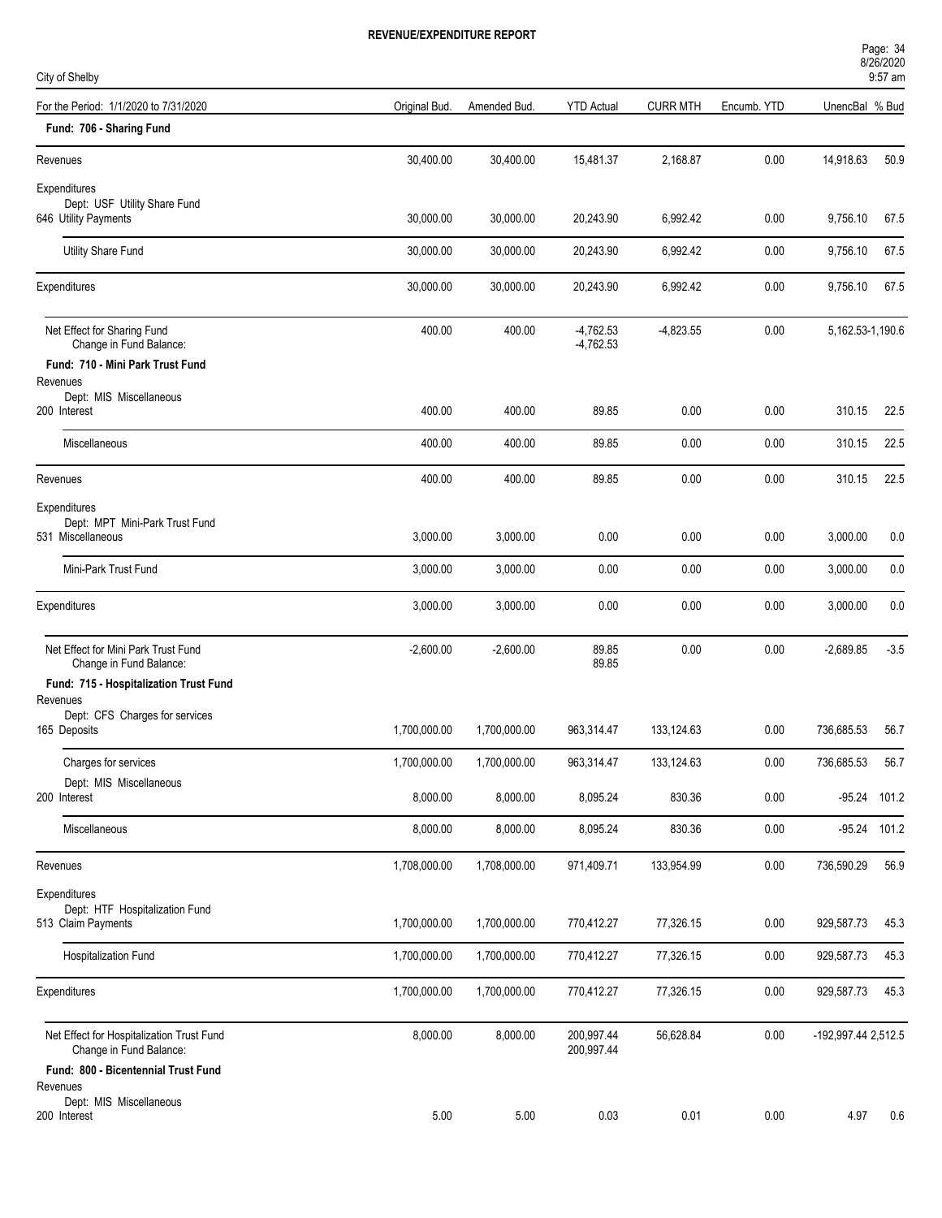**REVENUE/EXPENDITURE REPORT**

City of Shelby

8/26/2020
9:57 am

| For the Period: 1/1/2020 to 7/31/2020 | Original Bud. | Amended Bud. | YTD Actual | CURR MTH | Encumb. YTD | UnencBal | % Bud |
|---|---|---|---|---|---|---|---|
| **Fund: 706 - Sharing Fund** | | | | | | | |
| Revenues | 30,400.00 | 30,400.00 | 15,481.37 | 2,168.87 | 0.00 | 14,918.63 | 50.9 |
| Expenditures | | | | | | | |
| Dept: USF Utility Share Fund | | | | | | | |
| 646 Utility Payments | 30,000.00 | 30,000.00 | 20,243.90 | 6,992.42 | 0.00 | 9,756.10 | 67.5 |
| Utility Share Fund | 30,000.00 | 30,000.00 | 20,243.90 | 6,992.42 | 0.00 | 9,756.10 | 67.5 |
| Expenditures | 30,000.00 | 30,000.00 | 20,243.90 | 6,992.42 | 0.00 | 9,756.10 | 67.5 |
| Net Effect for Sharing Fund | 400.00 | 400.00 | -4,762.53 | -4,823.55 | 0.00 | 5,162.53 | -1,190.6 |
| Change in Fund Balance: | | | -4,762.53 | | | | |
| **Fund: 710 - Mini Park Trust Fund** | | | | | | | |
| Revenues | | | | | | | |
| Dept: MIS Miscellaneous | | | | | | | |
| 200 Interest | 400.00 | 400.00 | 89.85 | 0.00 | 0.00 | 310.15 | 22.5 |
| Miscellaneous | 400.00 | 400.00 | 89.85 | 0.00 | 0.00 | 310.15 | 22.5 |
| Revenues | 400.00 | 400.00 | 89.85 | 0.00 | 0.00 | 310.15 | 22.5 |
| Expenditures | | | | | | | |
| Dept: MPT Mini-Park Trust Fund | | | | | | | |
| 531 Miscellaneous | 3,000.00 | 3,000.00 | 0.00 | 0.00 | 0.00 | 3,000.00 | 0.0 |
| Mini-Park Trust Fund | 3,000.00 | 3,000.00 | 0.00 | 0.00 | 0.00 | 3,000.00 | 0.0 |
| Expenditures | 3,000.00 | 3,000.00 | 0.00 | 0.00 | 0.00 | 3,000.00 | 0.0 |
| Net Effect for Mini Park Trust Fund | -2,600.00 | -2,600.00 | 89.85 | 0.00 | 0.00 | -2,689.85 | -3.5 |
| Change in Fund Balance: | | | 89.85 | | | | |
| **Fund: 715 - Hospitalization Trust Fund** | | | | | | | |
| Revenues | | | | | | | |
| Dept: CFS Charges for services | | | | | | | |
| 165 Deposits | 1,700,000.00 | 1,700,000.00 | 963,314.47 | 133,124.63 | 0.00 | 736,685.53 | 56.7 |
| Charges for services | 1,700,000.00 | 1,700,000.00 | 963,314.47 | 133,124.63 | 0.00 | 736,685.53 | 56.7 |
| Dept: MIS Miscellaneous | | | | | | | |
| 200 Interest | 8,000.00 | 8,000.00 | 8,095.24 | 830.36 | 0.00 | -95.24 | 101.2 |
| Miscellaneous | 8,000.00 | 8,000.00 | 8,095.24 | 830.36 | 0.00 | -95.24 | 101.2 |
| Revenues | 1,708,000.00 | 1,708,000.00 | 971,409.71 | 133,954.99 | 0.00 | 736,590.29 | 56.9 |
| Expenditures | | | | | | | |
| Dept: HTF Hospitalization Fund | | | | | | | |
| 513 Claim Payments | 1,700,000.00 | 1,700,000.00 | 770,412.27 | 77,326.15 | 0.00 | 929,587.73 | 45.3 |
| Hospitalization Fund | 1,700,000.00 | 1,700,000.00 | 770,412.27 | 77,326.15 | 0.00 | 929,587.73 | 45.3 |
| Expenditures | 1,700,000.00 | 1,700,000.00 | 770,412.27 | 77,326.15 | 0.00 | 929,587.73 | 45.3 |
| Net Effect for Hospitalization Trust Fund | 8,000.00 | 8,000.00 | 200,997.44 | 56,628.84 | 0.00 | -192,997.44 | 2,512.5 |
| Change in Fund Balance: | | | 200,997.44 | | | | |
| **Fund: 800 - Bicentennial Trust Fund** | | | | | | | |
| Revenues | | | | | | | |
| Dept: MIS Miscellaneous | | | | | | | |
| 200 Interest | 5.00 | 5.00 | 0.03 | 0.01 | 0.00 | 4.97 | 0.6 |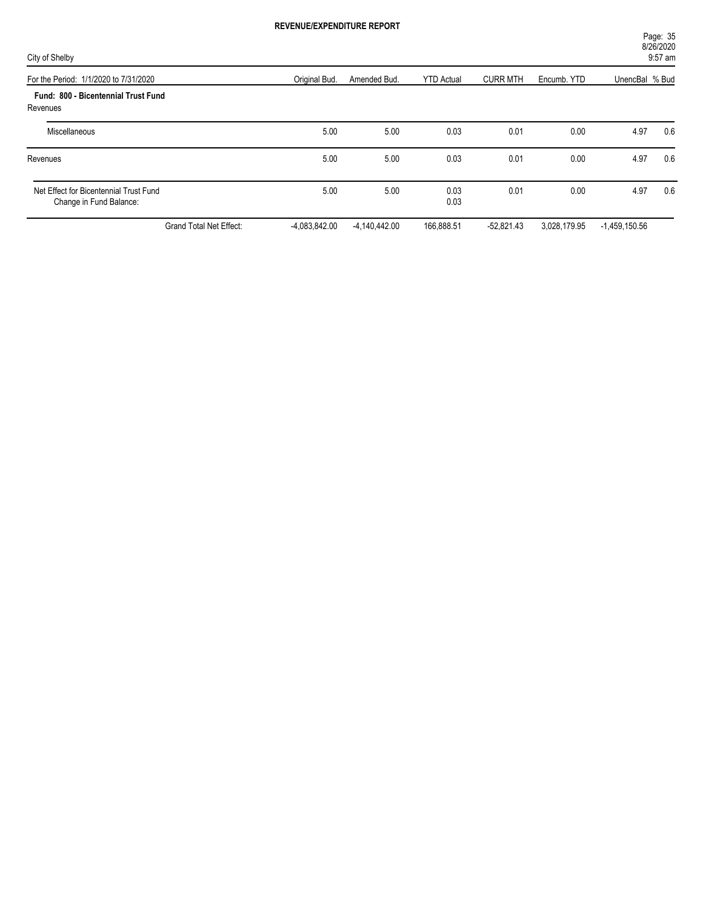# REVENUE/EXPENDITURE REPORT

City of Shelby

8/26/2020
9:57 am

| For the Period: 1/1/2020 to 7/31/2020 | Original Bud. | Amended Bud. | YTD Actual | CURR MTH | Encumb. YTD | UnencBal | % Bud |
|---|---|---|---|---|---|---|---|
| **Fund: 800 - Bicentennial Trust Fund** | | | | | | | |
| Revenues | | | | | | | |
| Miscellaneous | 5.00 | 5.00 | 0.03 | 0.01 | 0.00 | 4.97 | 0.6 |
| Revenues | 5.00 | 5.00 | 0.03 | 0.01 | 0.00 | 4.97 | 0.6 |
| Net Effect for Bicentennial Trust Fund | 5.00 | 5.00 | 0.03 | 0.01 | 0.00 | 4.97 | 0.6 |
| Change in Fund Balance: | | | 0.03 | | | | |
| Grand Total Net Effect: | -4,083,842.00 | -4,140,442.00 | 166,888.51 | -52,821.43 | 3,028,179.95 | -1,459,150.56 | |